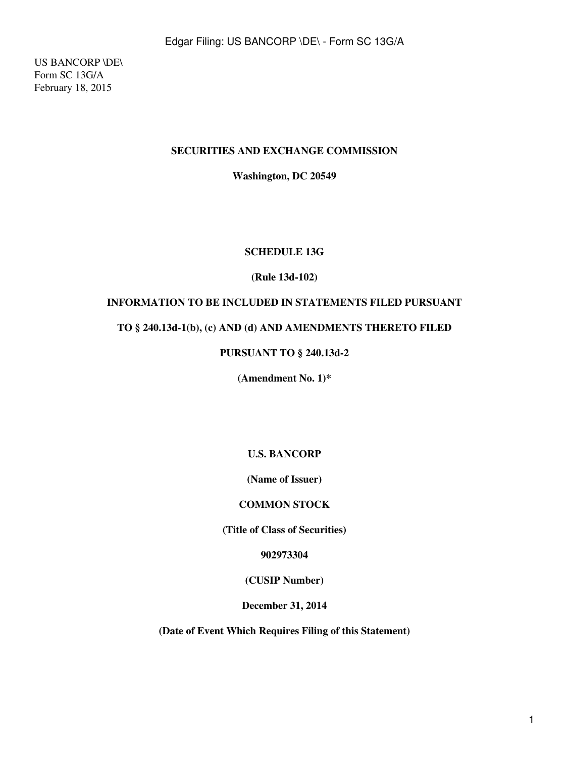US BANCORP \DE\
Form SC 13G/A
February 18, 2015

**SECURITIES AND EXCHANGE COMMISSION**

**Washington, DC 20549**

**SCHEDULE 13G**

**(Rule 13d-102)**

**INFORMATION TO BE INCLUDED IN STATEMENTS FILED PURSUANT**

**TO § 240.13d-1(b), (c) AND (d) AND AMENDMENTS THERETO FILED**

**PURSUANT TO § 240.13d-2**

**(Amendment No. 1)***

**U.S. BANCORP**

**(Name of Issuer)**

**COMMON STOCK**

**(Title of Class of Securities)**

**902973304**

**(CUSIP Number)**

**December 31, 2014**

**(Date of Event Which Requires Filing of this Statement)**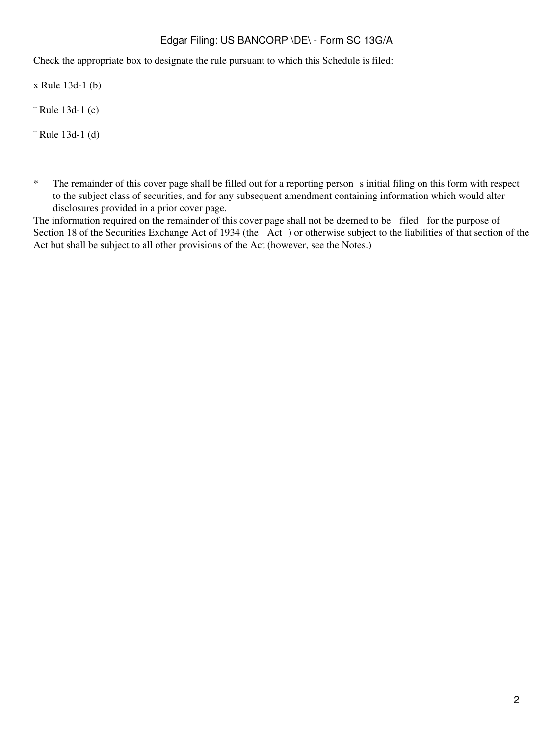Check the appropriate box to designate the rule pursuant to which this Schedule is filed:

x Rule 13d-1 (b)

¨ Rule 13d-1 (c)

¨ Rule 13d-1 (d)

* The remainder of this cover page shall be filled out for a reporting person s initial filing on this form with respect to the subject class of securities, and for any subsequent amendment containing information which would alter disclosures provided in a prior cover page.

The information required on the remainder of this cover page shall not be deemed to be filed for the purpose of Section 18 of the Securities Exchange Act of 1934 (the Act ) or otherwise subject to the liabilities of that section of the Act but shall be subject to all other provisions of the Act (however, see the Notes.)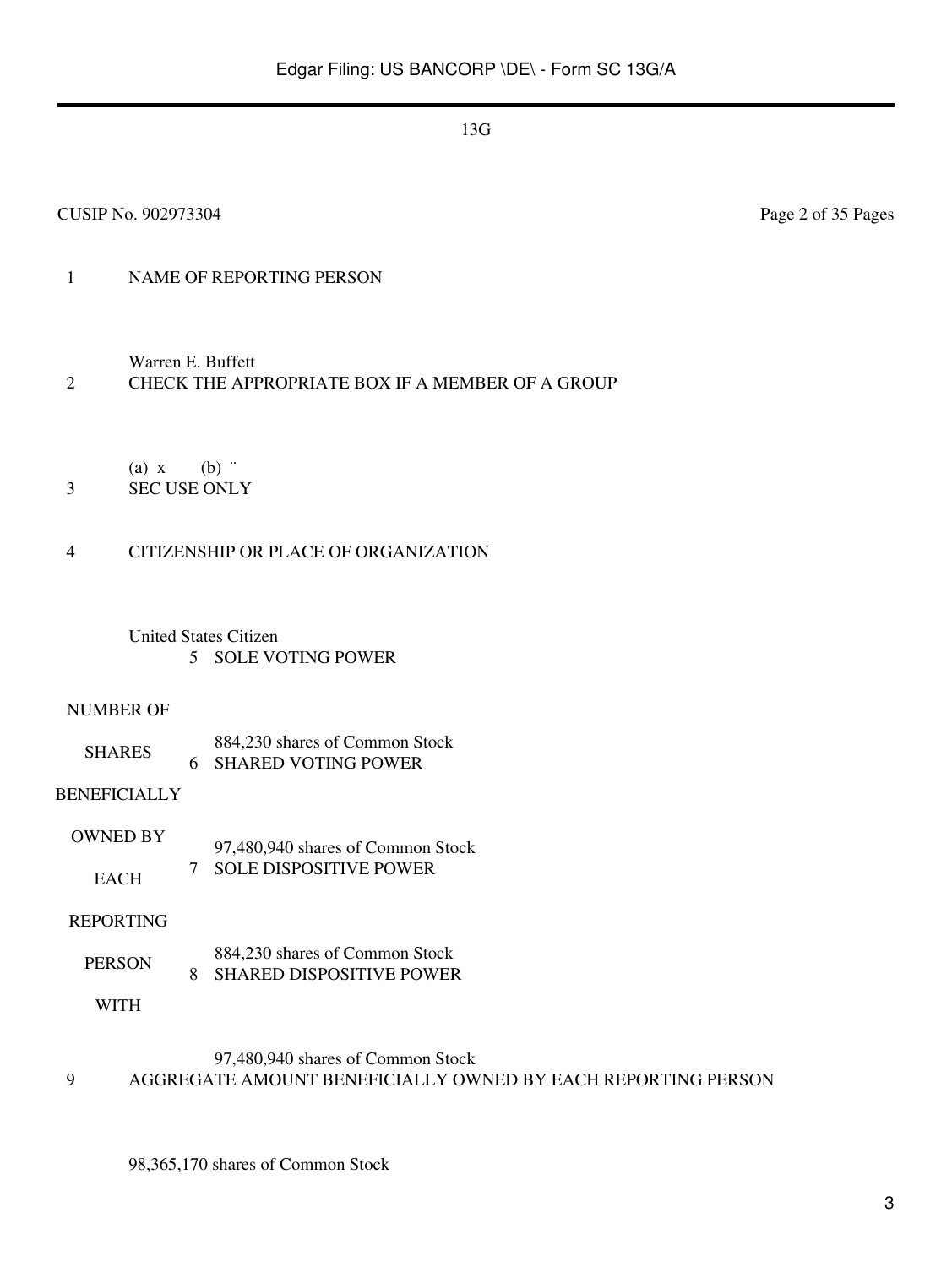13G

CUSIP No. 902973304

| | | |
|---|---|---|
| 1 | NAME OF REPORTING PERSON<br><br>Warren E. Buffett | |
| 2 | CHECK THE APPROPRIATE BOX IF A MEMBER OF A GROUP<br><br>(a) x (b) ¨ | |
| 3 | SEC USE ONLY | |
| 4 | CITIZENSHIP OR PLACE OF ORGANIZATION<br><br>United States Citizen | |
| NUMBER OF SHARES BENEFICIALLY OWNED BY EACH REPORTING PERSON WITH | 5 | SOLE VOTING POWER<br><br>884,230 shares of Common Stock |
| | 6 | SHARED VOTING POWER<br><br>97,480,940 shares of Common Stock |
| | 7 | SOLE DISPOSITIVE POWER<br><br>884,230 shares of Common Stock |
| | 8 | SHARED DISPOSITIVE POWER<br><br>97,480,940 shares of Common Stock |
| 9 | AGGREGATE AMOUNT BENEFICIALLY OWNED BY EACH REPORTING PERSON<br><br>98,365,170 shares of Common Stock | |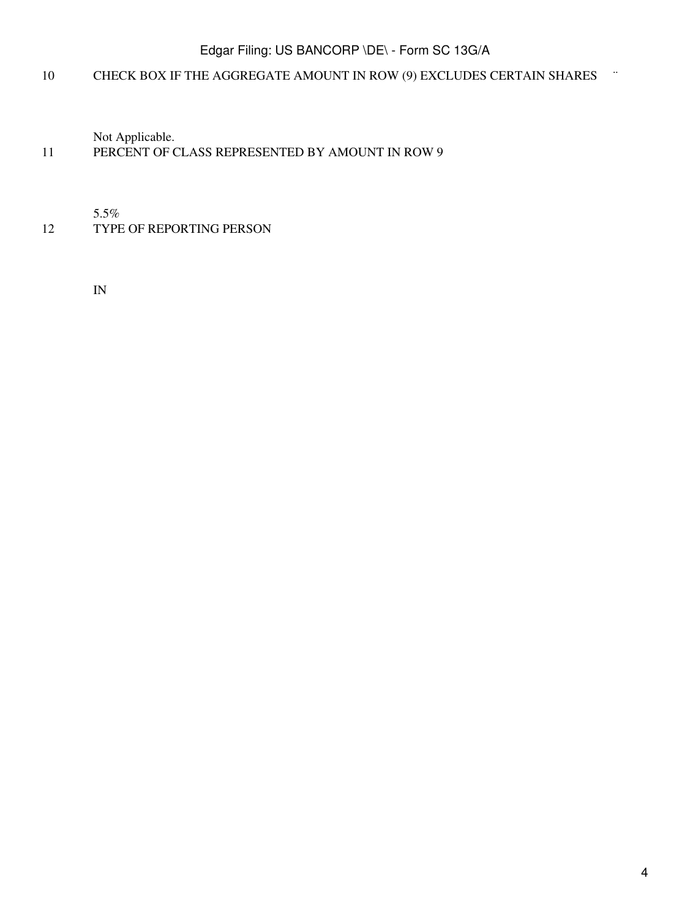| | |
|---|---|
| 10 | CHECK BOX IF THE AGGREGATE AMOUNT IN ROW (9) EXCLUDES CERTAIN SHARES ¨ |
| | Not Applicable. |
| 11 | PERCENT OF CLASS REPRESENTED BY AMOUNT IN ROW 9 |
| | 5.5% |
| 12 | TYPE OF REPORTING PERSON |
| | IN |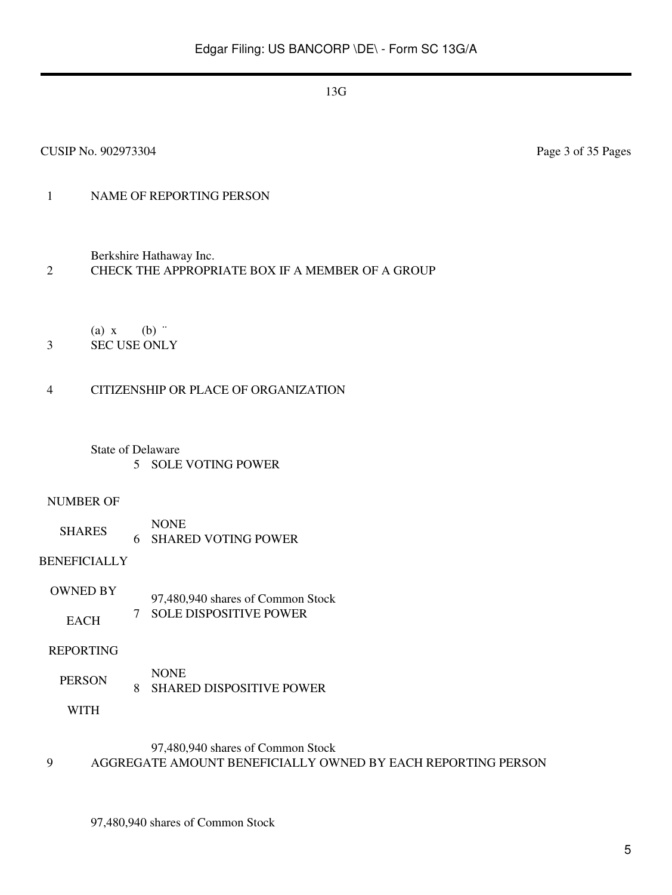13G

CUSIP No. 902973304

| | | |
|---|---|---|
| 1 | NAME OF REPORTING PERSON<br><br>Berkshire Hathaway Inc. | |
| 2 | CHECK THE APPROPRIATE BOX IF A MEMBER OF A GROUP<br><br>(a) x (b) ¨ | |
| 3 | SEC USE ONLY | |
| 4 | CITIZENSHIP OR PLACE OF ORGANIZATION<br><br>State of Delaware | |
| NUMBER OF SHARES BENEFICIALLY OWNED BY EACH REPORTING PERSON WITH | 5 | SOLE VOTING POWER<br><br>NONE |
| | 6 | SHARED VOTING POWER<br><br>97,480,940 shares of Common Stock |
| | 7 | SOLE DISPOSITIVE POWER<br><br>NONE |
| | 8 | SHARED DISPOSITIVE POWER<br><br>97,480,940 shares of Common Stock |
| 9 | AGGREGATE AMOUNT BENEFICIALLY OWNED BY EACH REPORTING PERSON<br><br>97,480,940 shares of Common Stock | |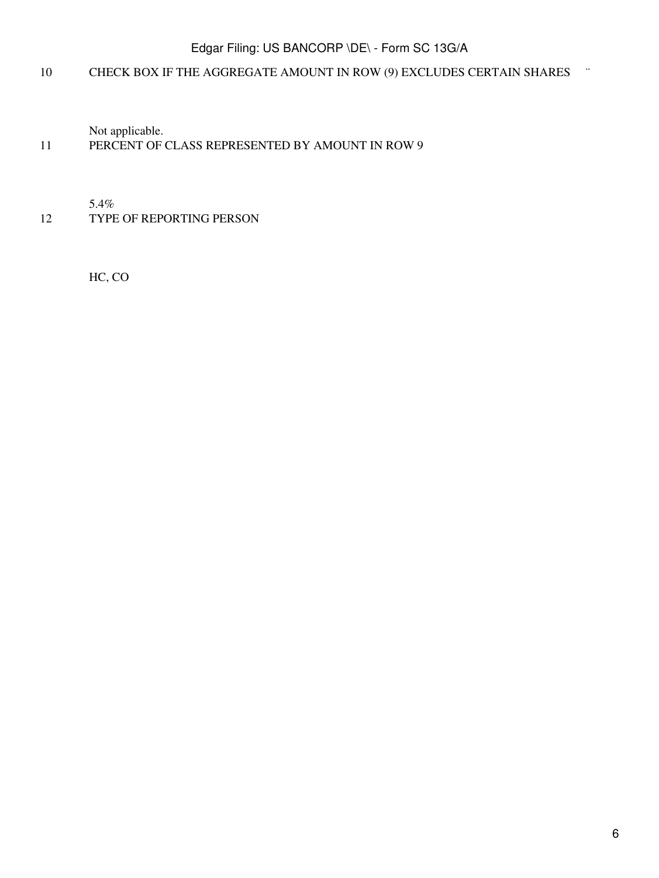| | |
|---|---|
| 10 | CHECK BOX IF THE AGGREGATE AMOUNT IN ROW (9) EXCLUDES CERTAIN SHARES ¨ |
| | Not applicable. |
| 11 | PERCENT OF CLASS REPRESENTED BY AMOUNT IN ROW 9 |
| | 5.4% |
| 12 | TYPE OF REPORTING PERSON |
| | HC, CO |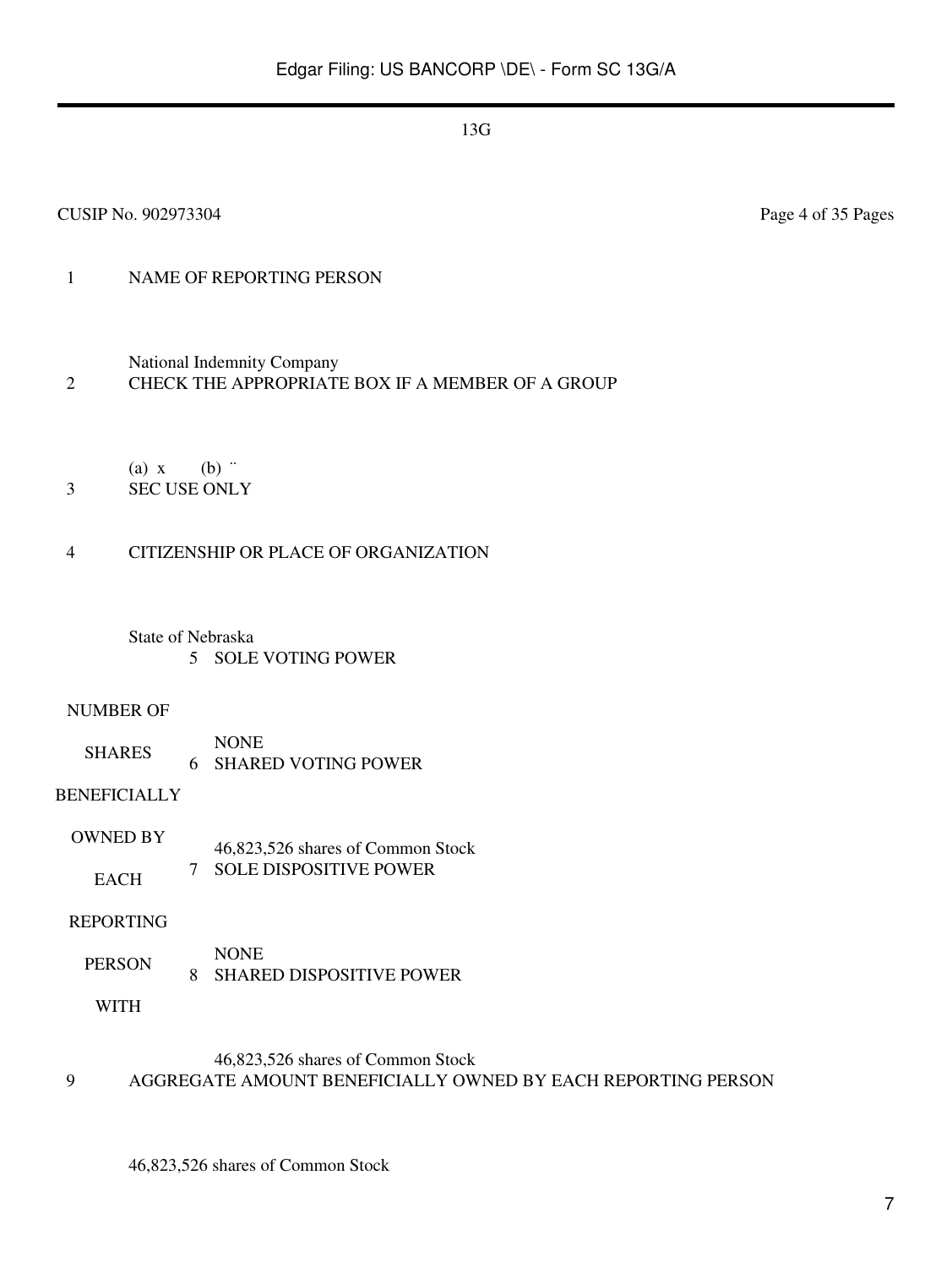13G

CUSIP No. 902973304 Page 4 of 35 Pages

| | | | |
|---|---|---|---|
| 1 | NAME OF REPORTING PERSON | | |
| | National Indemnity Company | | |
| 2 | CHECK THE APPROPRIATE BOX IF A MEMBER OF A GROUP | | |
| | (a) x (b) ¨ | | |
| 3 | SEC USE ONLY | | |
| 4 | CITIZENSHIP OR PLACE OF ORGANIZATION | | |
| | State of Nebraska | | |
| NUMBER OF SHARES BENEFICIALLY OWNED BY EACH REPORTING PERSON WITH | | 5 | SOLE VOTING POWER<br>NONE |
| | | 6 | SHARED VOTING POWER<br>46,823,526 shares of Common Stock |
| | | 7 | SOLE DISPOSITIVE POWER<br>NONE |
| | | 8 | SHARED DISPOSITIVE POWER<br>46,823,526 shares of Common Stock |
| 9 | AGGREGATE AMOUNT BENEFICIALLY OWNED BY EACH REPORTING PERSON | | |
| | 46,823,526 shares of Common Stock | | |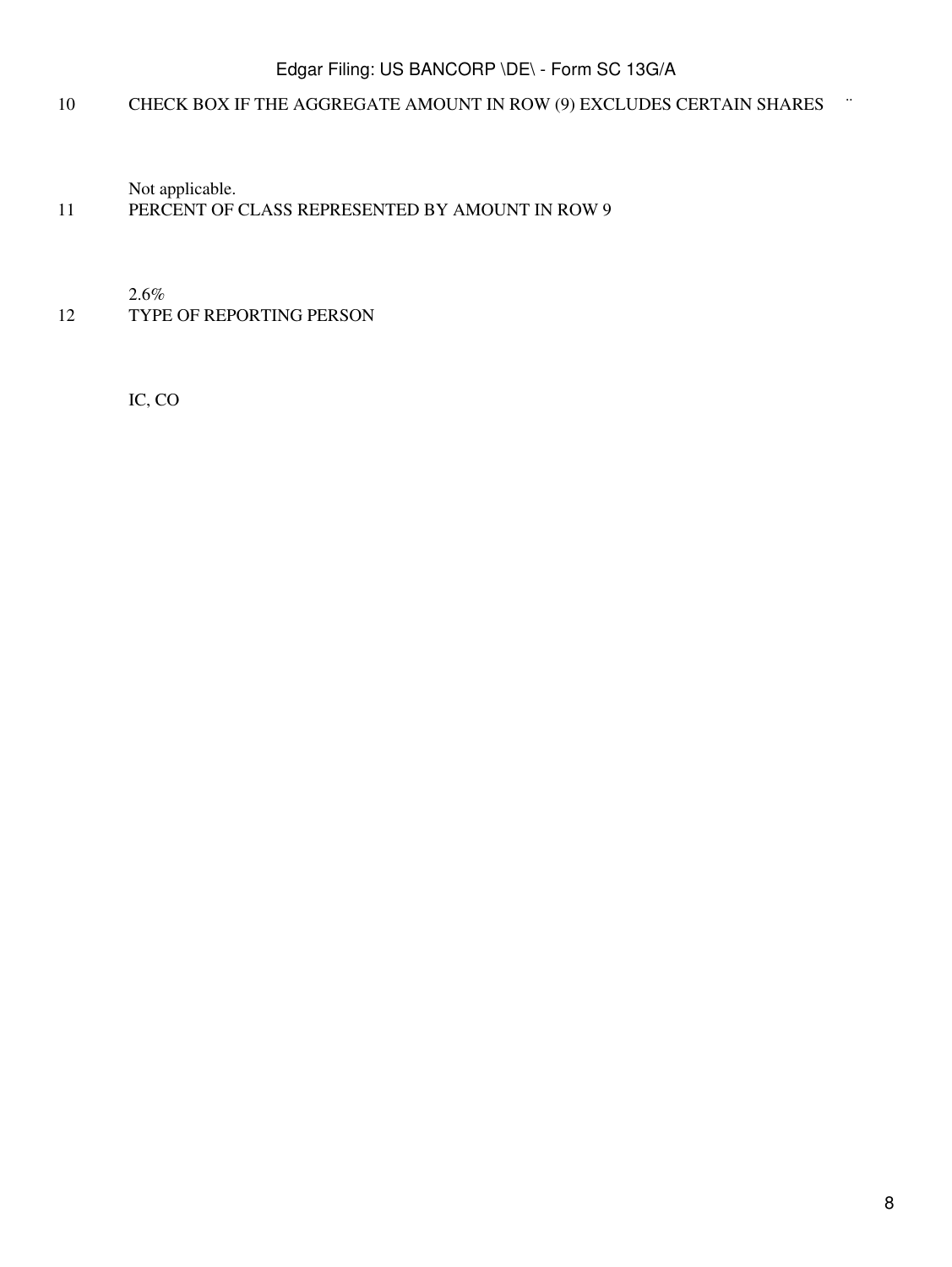10 CHECK BOX IF THE AGGREGATE AMOUNT IN ROW (9) EXCLUDES CERTAIN SHARES ¨

Not applicable.

11 PERCENT OF CLASS REPRESENTED BY AMOUNT IN ROW 9

2.6%

12 TYPE OF REPORTING PERSON

IC, CO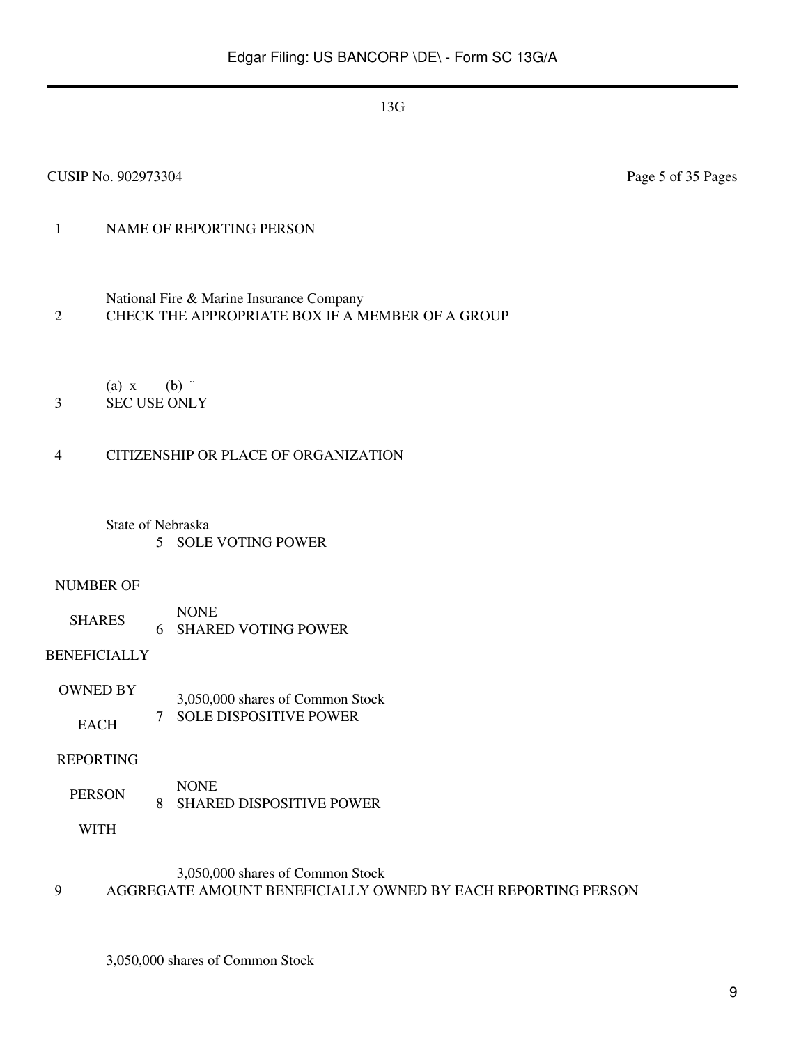13G

CUSIP No. 902973304 Page 5 of 35 Pages

| | | |
|---|---|---|
| 1 | NAME OF REPORTING PERSON<br><br>National Fire & Marine Insurance Company | |
| 2 | CHECK THE APPROPRIATE BOX IF A MEMBER OF A GROUP<br><br>(a) x (b) ¨ | |
| 3 | SEC USE ONLY | |
| 4 | CITIZENSHIP OR PLACE OF ORGANIZATION<br><br>State of Nebraska | |
| NUMBER OF SHARES BENEFICIALLY OWNED BY EACH REPORTING PERSON WITH | 5 | SOLE VOTING POWER<br><br>NONE |
| | 6 | SHARED VOTING POWER<br><br>3,050,000 shares of Common Stock |
| | 7 | SOLE DISPOSITIVE POWER<br><br>NONE |
| | 8 | SHARED DISPOSITIVE POWER<br><br>3,050,000 shares of Common Stock |
| 9 | AGGREGATE AMOUNT BENEFICIALLY OWNED BY EACH REPORTING PERSON<br><br>3,050,000 shares of Common Stock | |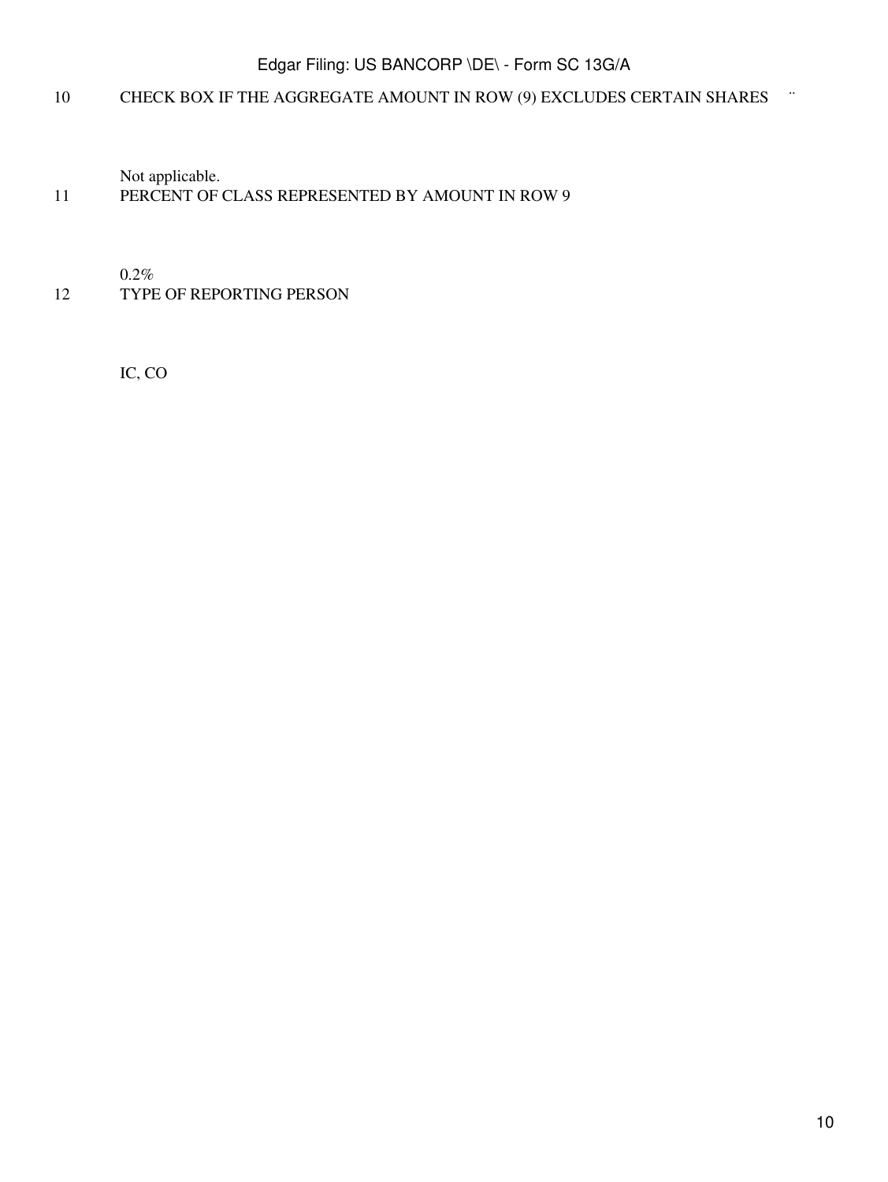10 CHECK BOX IF THE AGGREGATE AMOUNT IN ROW (9) EXCLUDES CERTAIN SHARES ¨

Not applicable.

11 PERCENT OF CLASS REPRESENTED BY AMOUNT IN ROW 9

0.2%

12 TYPE OF REPORTING PERSON

IC, CO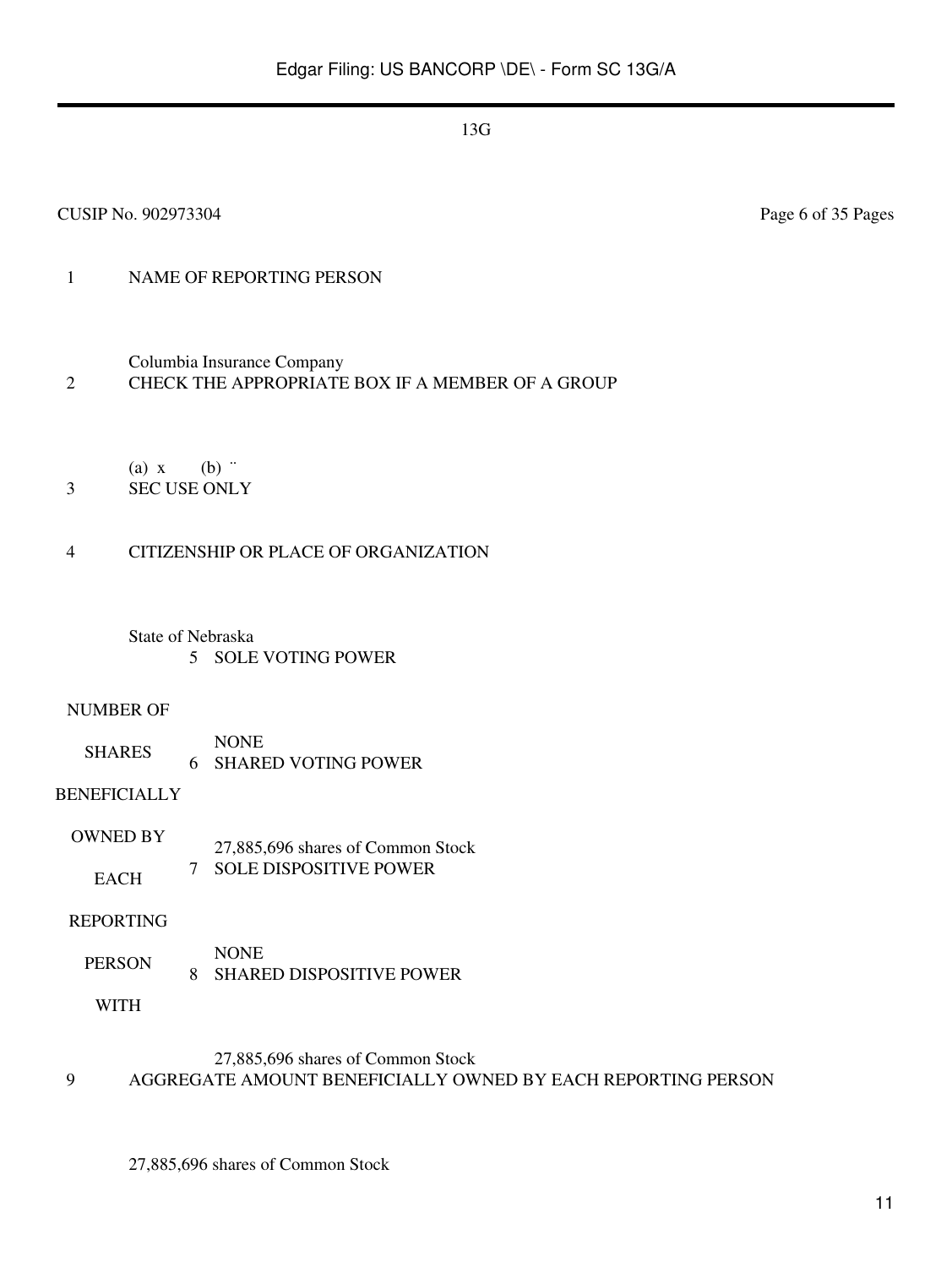13G

CUSIP No. 902973304

| | | |
|---|---|---|
| 1 | NAME OF REPORTING PERSON<br><br>Columbia Insurance Company | |
| 2 | CHECK THE APPROPRIATE BOX IF A MEMBER OF A GROUP<br><br>(a) x (b) ¨ | |
| 3 | SEC USE ONLY | |
| 4 | CITIZENSHIP OR PLACE OF ORGANIZATION<br><br>State of Nebraska | |
| NUMBER OF SHARES BENEFICIALLY OWNED BY EACH REPORTING PERSON WITH | 5 | SOLE VOTING POWER<br><br>NONE |
| | 6 | SHARED VOTING POWER<br><br>27,885,696 shares of Common Stock |
| | 7 | SOLE DISPOSITIVE POWER<br><br>NONE |
| | 8 | SHARED DISPOSITIVE POWER<br><br>27,885,696 shares of Common Stock |
| 9 | AGGREGATE AMOUNT BENEFICIALLY OWNED BY EACH REPORTING PERSON<br><br>27,885,696 shares of Common Stock | |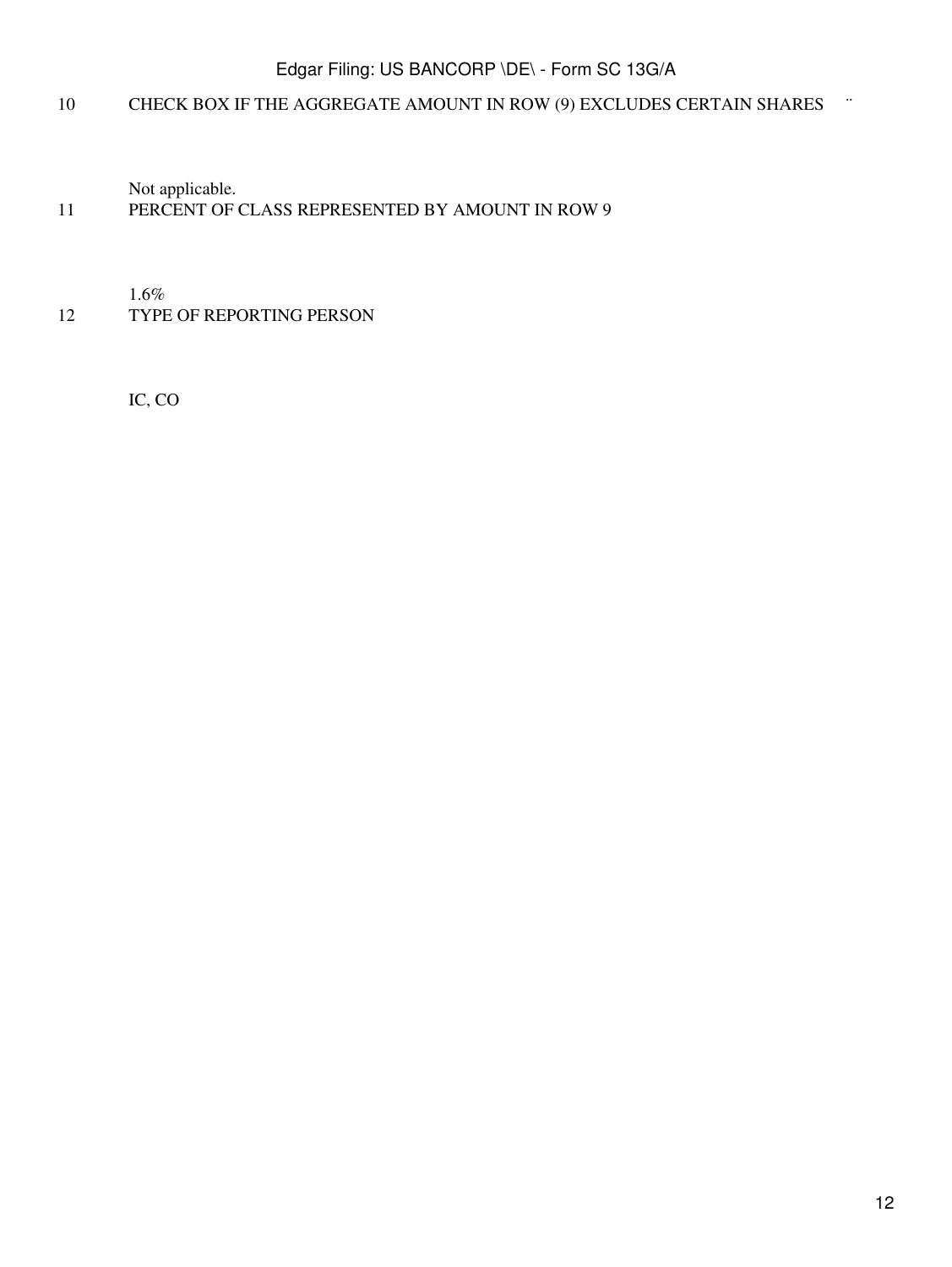| | | |
|---|---|---|
| 10 | CHECK BOX IF THE AGGREGATE AMOUNT IN ROW (9) EXCLUDES CERTAIN SHARES | ¨ |
| | Not applicable. | |
| 11 | PERCENT OF CLASS REPRESENTED BY AMOUNT IN ROW 9 | |
| | 1.6% | |
| 12 | TYPE OF REPORTING PERSON | |
| | IC, CO | |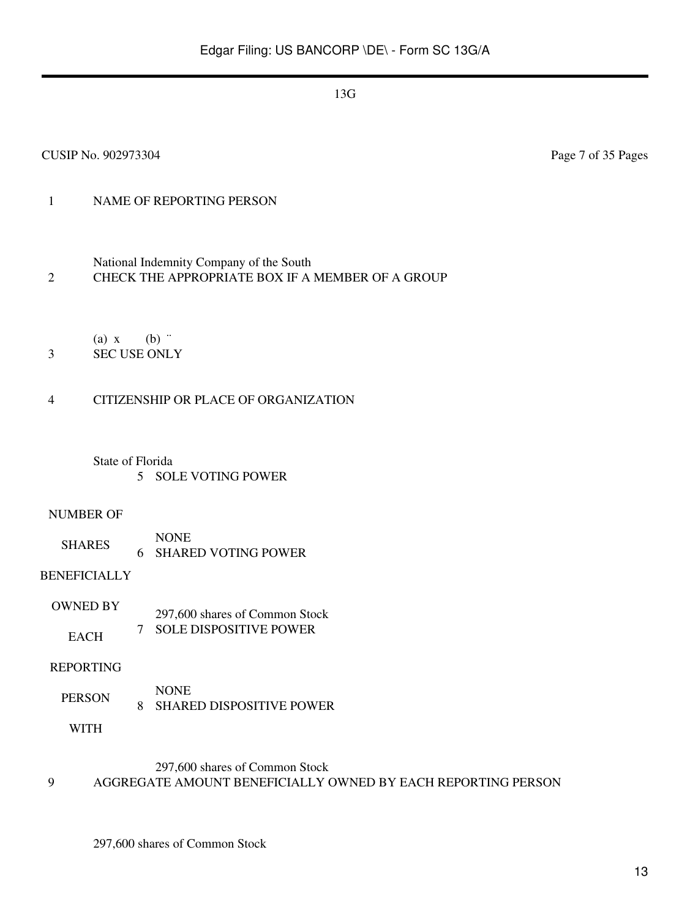13G

CUSIP No. 902973304 Page 7 of 35 Pages

| | |
|---|---|
| 1 | NAME OF REPORTING PERSON<br><br>National Indemnity Company of the South |
| 2 | CHECK THE APPROPRIATE BOX IF A MEMBER OF A GROUP<br><br>(a) x (b) ¨ |
| 3 | SEC USE ONLY |
| 4 | CITIZENSHIP OR PLACE OF ORGANIZATION<br><br>State of Florida |

| NUMBER OF SHARES BENEFICIALLY OWNED BY EACH REPORTING PERSON WITH | | |
|---|---|---|
| | 5 | SOLE VOTING POWER<br><br>NONE |
| | 6 | SHARED VOTING POWER<br><br>297,600 shares of Common Stock |
| | 7 | SOLE DISPOSITIVE POWER<br><br>NONE |
| | 8 | SHARED DISPOSITIVE POWER<br><br>297,600 shares of Common Stock |

| | |
|---|---|
| 9 | AGGREGATE AMOUNT BENEFICIALLY OWNED BY EACH REPORTING PERSON<br><br>297,600 shares of Common Stock |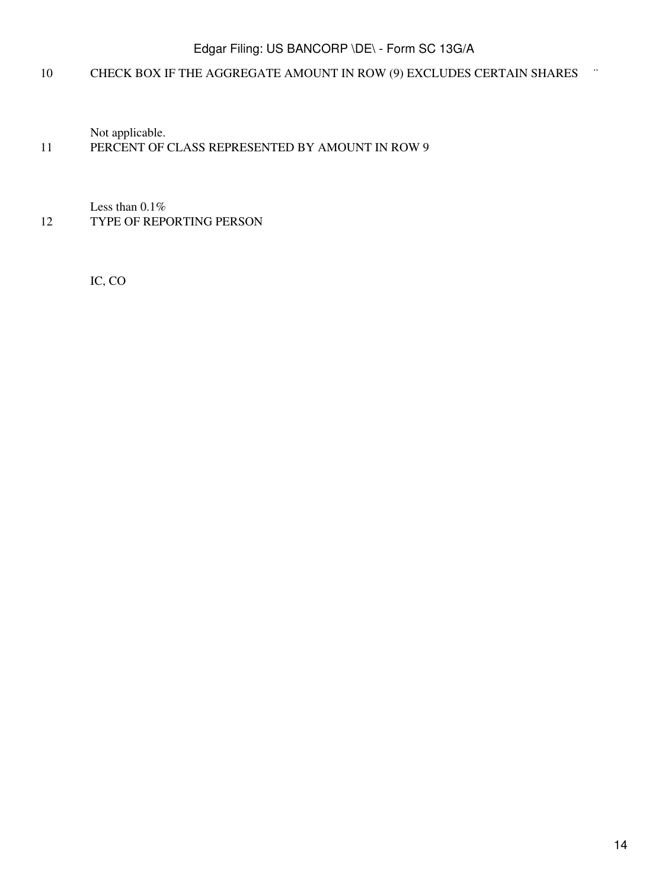| | | |
|---|---|---|
| 10 | CHECK BOX IF THE AGGREGATE AMOUNT IN ROW (9) EXCLUDES CERTAIN SHARES | ¨ |
| | Not applicable. | |
| 11 | PERCENT OF CLASS REPRESENTED BY AMOUNT IN ROW 9 | |
| | Less than 0.1% | |
| 12 | TYPE OF REPORTING PERSON | |
| | IC, CO | |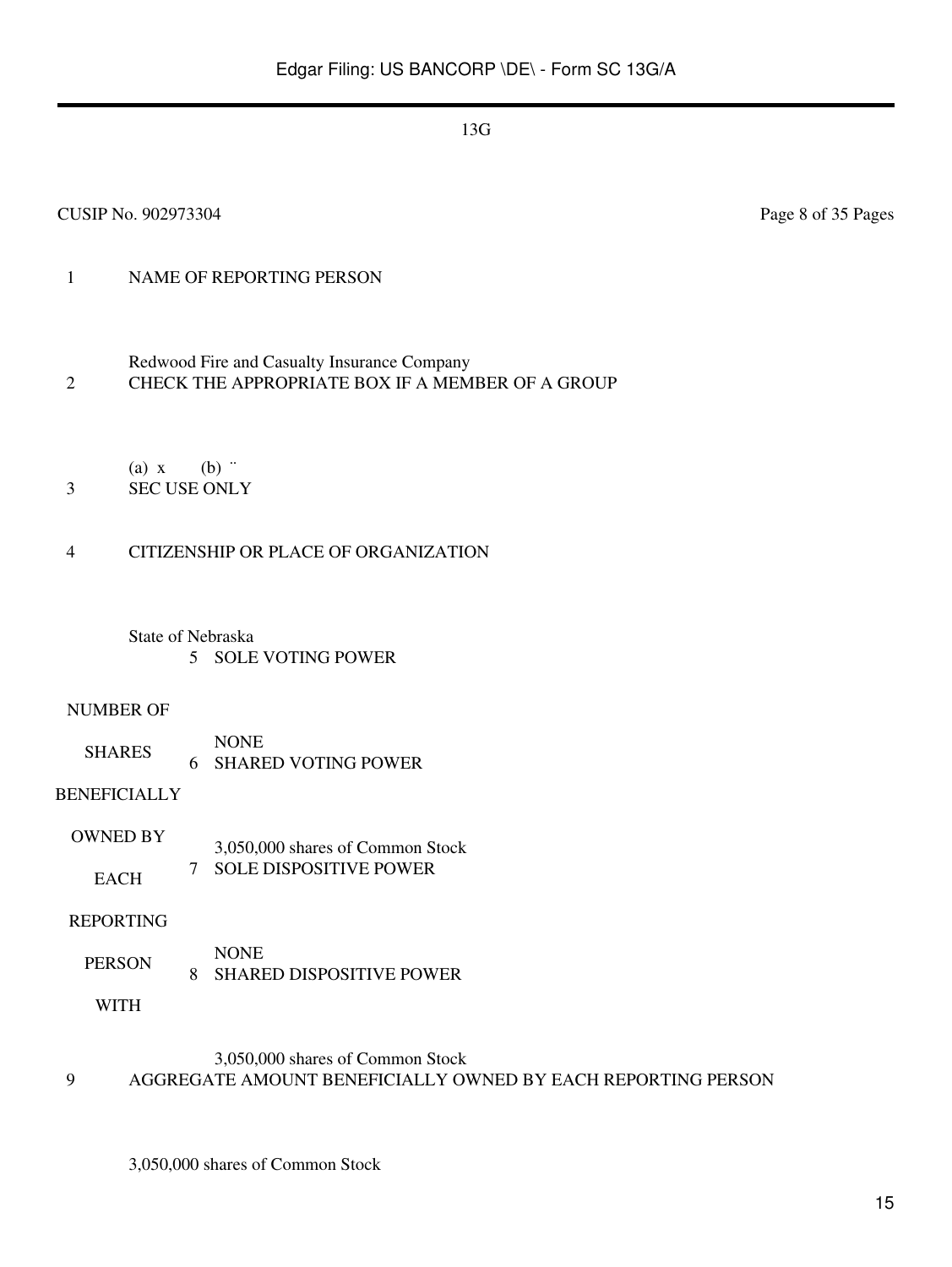13G

CUSIP No. 902973304

| | | |
|---|---|---|
| 1 | NAME OF REPORTING PERSON<br><br>Redwood Fire and Casualty Insurance Company | |
| 2 | CHECK THE APPROPRIATE BOX IF A MEMBER OF A GROUP<br><br>(a) x (b) ¨ | |
| 3 | SEC USE ONLY | |
| 4 | CITIZENSHIP OR PLACE OF ORGANIZATION<br><br>State of Nebraska | |
| NUMBER OF SHARES BENEFICIALLY OWNED BY EACH REPORTING PERSON WITH | 5 | SOLE VOTING POWER<br><br>NONE |
| | 6 | SHARED VOTING POWER<br><br>3,050,000 shares of Common Stock |
| | 7 | SOLE DISPOSITIVE POWER<br><br>NONE |
| | 8 | SHARED DISPOSITIVE POWER<br><br>3,050,000 shares of Common Stock |
| 9 | AGGREGATE AMOUNT BENEFICIALLY OWNED BY EACH REPORTING PERSON<br><br>3,050,000 shares of Common Stock | |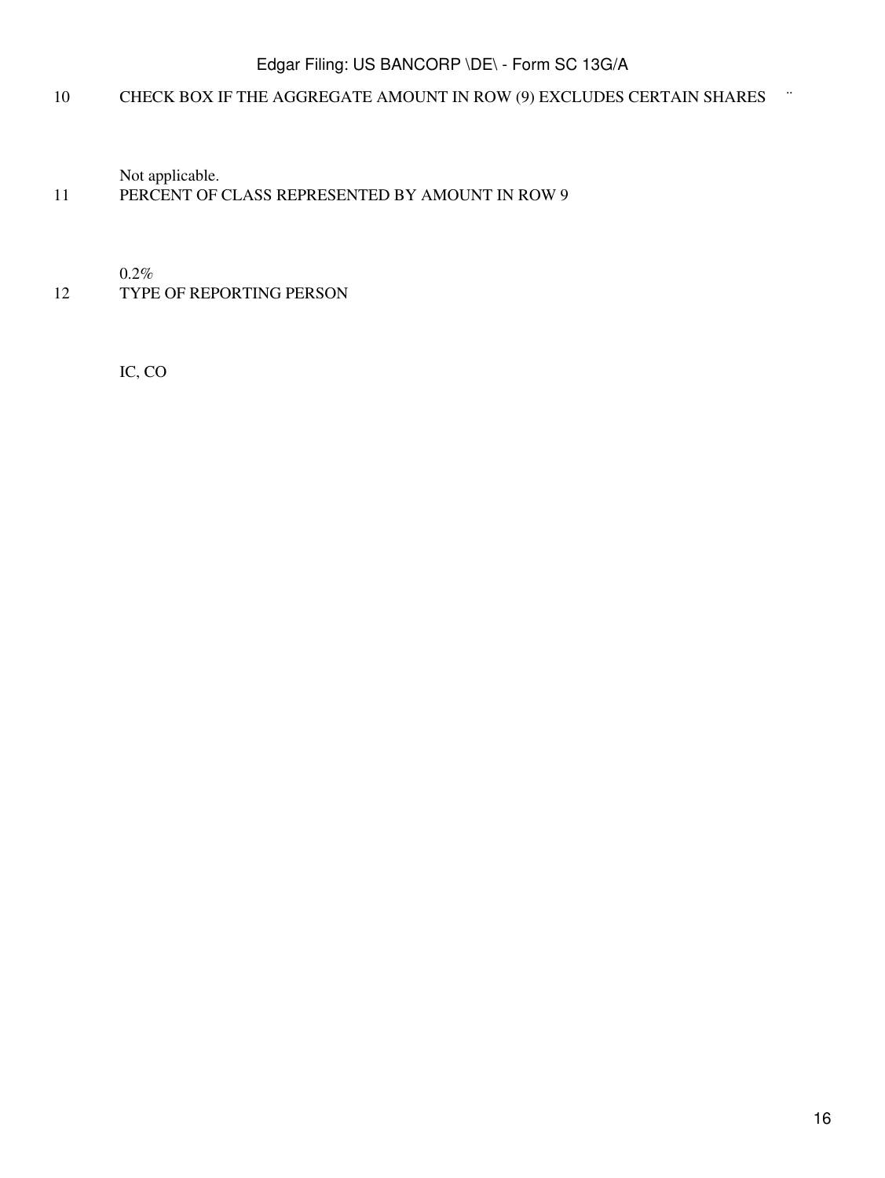| | |
|---|---|
| 10 | CHECK BOX IF THE AGGREGATE AMOUNT IN ROW (9) EXCLUDES CERTAIN SHARES ¨ |
| | Not applicable. |
| 11 | PERCENT OF CLASS REPRESENTED BY AMOUNT IN ROW 9 |
| | 0.2% |
| 12 | TYPE OF REPORTING PERSON |
| | IC, CO |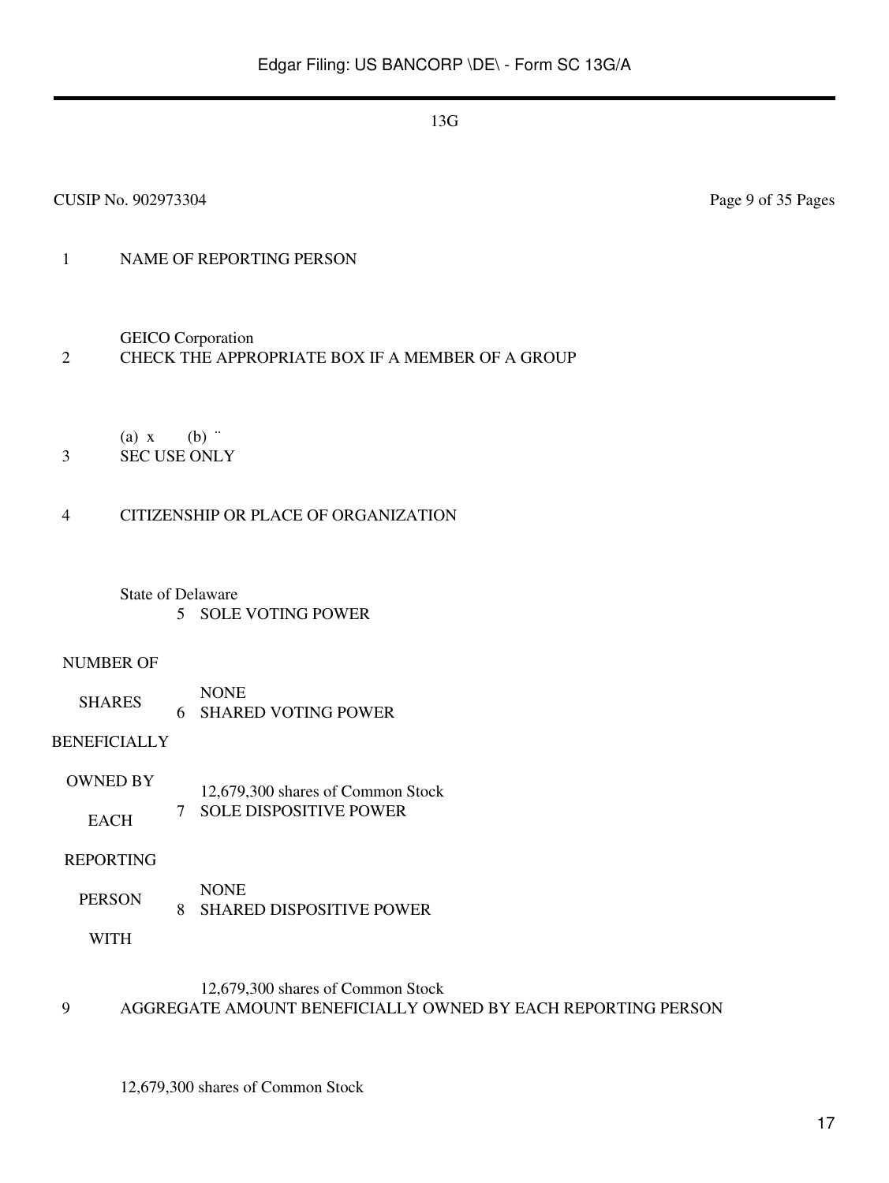13G

CUSIP No. 902973304

| | | | |
|---|---|---|---|
| 1 | NAME OF REPORTING PERSON<br><br>GEICO Corporation | | |
| 2 | CHECK THE APPROPRIATE BOX IF A MEMBER OF A GROUP<br><br>(a) x (b) ¨ | | |
| 3 | SEC USE ONLY | | |
| 4 | CITIZENSHIP OR PLACE OF ORGANIZATION<br><br>State of Delaware | | |
| NUMBER OF SHARES BENEFICIALLY OWNED BY EACH REPORTING PERSON WITH | 5 | SOLE VOTING POWER<br><br>NONE | |
| | 6 | SHARED VOTING POWER<br><br>12,679,300 shares of Common Stock | |
| | 7 | SOLE DISPOSITIVE POWER<br><br>NONE | |
| | 8 | SHARED DISPOSITIVE POWER<br><br>12,679,300 shares of Common Stock | |
| 9 | AGGREGATE AMOUNT BENEFICIALLY OWNED BY EACH REPORTING PERSON<br><br>12,679,300 shares of Common Stock | | |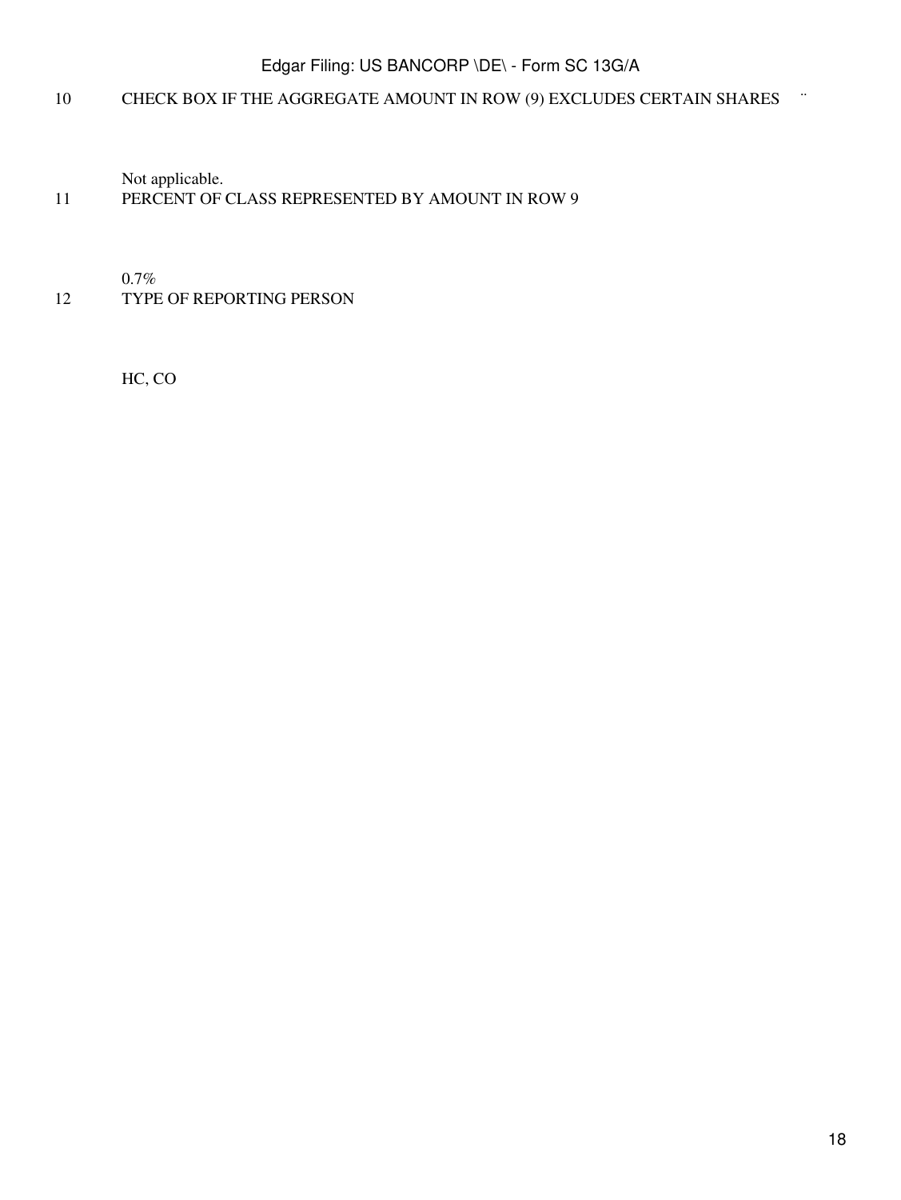| | | |
|---|---|---|
| 10 | CHECK BOX IF THE AGGREGATE AMOUNT IN ROW (9) EXCLUDES CERTAIN SHARES | ¨ |
| | Not applicable. | |
| 11 | PERCENT OF CLASS REPRESENTED BY AMOUNT IN ROW 9 | |
| | 0.7% | |
| 12 | TYPE OF REPORTING PERSON | |
| | HC, CO | |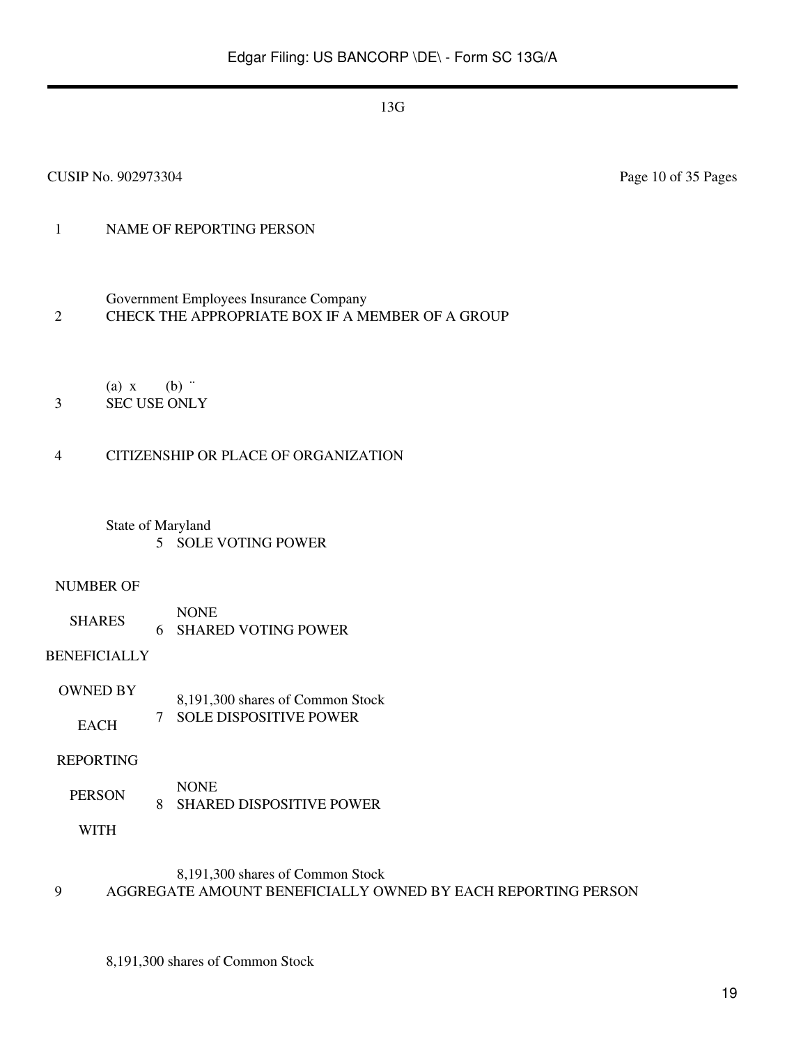13G

CUSIP No. 902973304

Page 10 of 35 Pages

| | | |
|---|---|---|
| 1 | NAME OF REPORTING PERSON<br><br>Government Employees Insurance Company | |
| 2 | CHECK THE APPROPRIATE BOX IF A MEMBER OF A GROUP<br><br>(a) x (b) ¨ | |
| 3 | SEC USE ONLY | |
| 4 | CITIZENSHIP OR PLACE OF ORGANIZATION<br><br>State of Maryland | |
| NUMBER OF SHARES BENEFICIALLY OWNED BY EACH REPORTING PERSON WITH | 5 | SOLE VOTING POWER<br><br>NONE |
| | 6 | SHARED VOTING POWER<br><br>8,191,300 shares of Common Stock |
| | 7 | SOLE DISPOSITIVE POWER<br><br>NONE |
| | 8 | SHARED DISPOSITIVE POWER<br><br>8,191,300 shares of Common Stock |
| 9 | AGGREGATE AMOUNT BENEFICIALLY OWNED BY EACH REPORTING PERSON<br><br>8,191,300 shares of Common Stock | |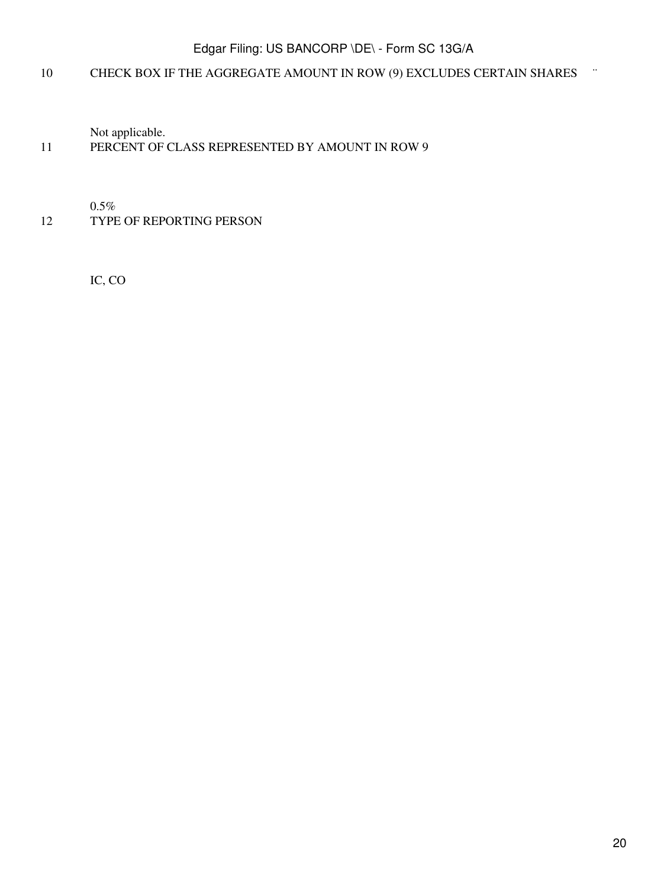| | |
|---|---|
| 10 | CHECK BOX IF THE AGGREGATE AMOUNT IN ROW (9) EXCLUDES CERTAIN SHARES ¨ |
| | Not applicable. |
| 11 | PERCENT OF CLASS REPRESENTED BY AMOUNT IN ROW 9 |
| | 0.5% |
| 12 | TYPE OF REPORTING PERSON |
| | IC, CO |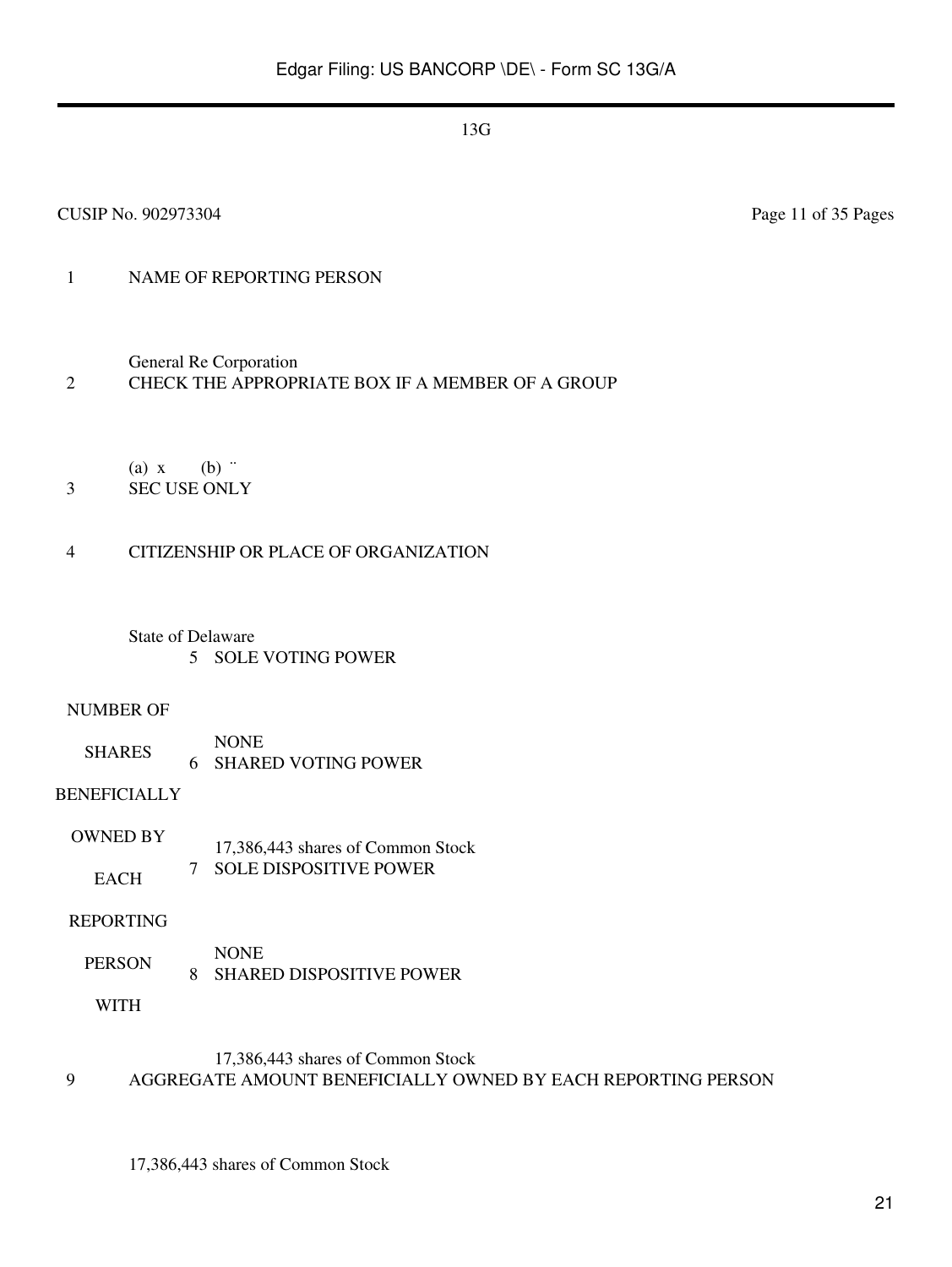13G

CUSIP No. 902973304 Page 11 of 35 Pages

| | | |
|---|---|---|
| 1 | NAME OF REPORTING PERSON<br><br>General Re Corporation | |
| 2 | CHECK THE APPROPRIATE BOX IF A MEMBER OF A GROUP<br><br>(a) x (b) ¨ | |
| 3 | SEC USE ONLY | |
| 4 | CITIZENSHIP OR PLACE OF ORGANIZATION<br><br>State of Delaware | |
| NUMBER OF SHARES BENEFICIALLY OWNED BY EACH REPORTING PERSON WITH | 5 | SOLE VOTING POWER<br><br>NONE |
| | 6 | SHARED VOTING POWER<br><br>17,386,443 shares of Common Stock |
| | 7 | SOLE DISPOSITIVE POWER<br><br>NONE |
| | 8 | SHARED DISPOSITIVE POWER<br><br>17,386,443 shares of Common Stock |
| 9 | AGGREGATE AMOUNT BENEFICIALLY OWNED BY EACH REPORTING PERSON<br><br>17,386,443 shares of Common Stock | |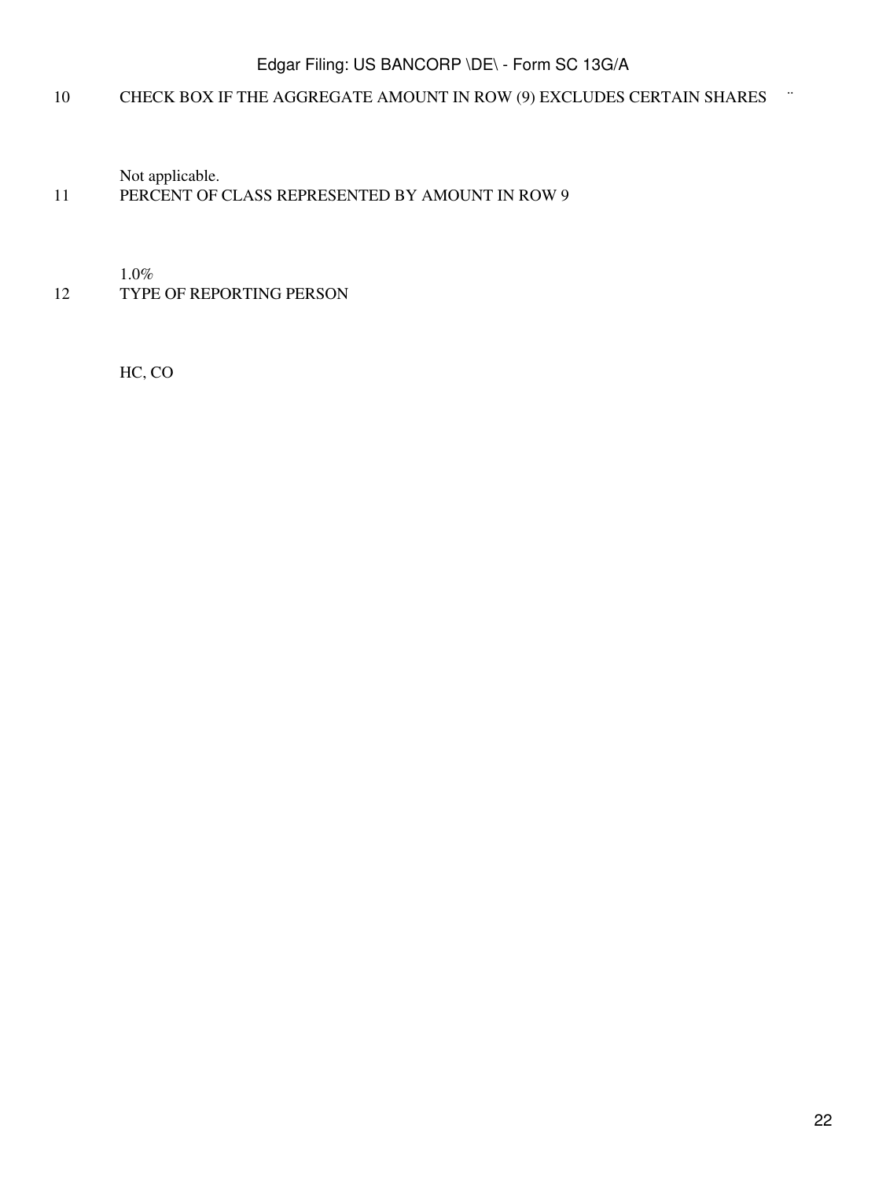| | | |
|---|---|---|
| 10 | CHECK BOX IF THE AGGREGATE AMOUNT IN ROW (9) EXCLUDES CERTAIN SHARES<br><br>Not applicable. | ¨ |
| 11 | PERCENT OF CLASS REPRESENTED BY AMOUNT IN ROW 9<br><br>1.0% | |
| 12 | TYPE OF REPORTING PERSON<br><br>HC, CO | |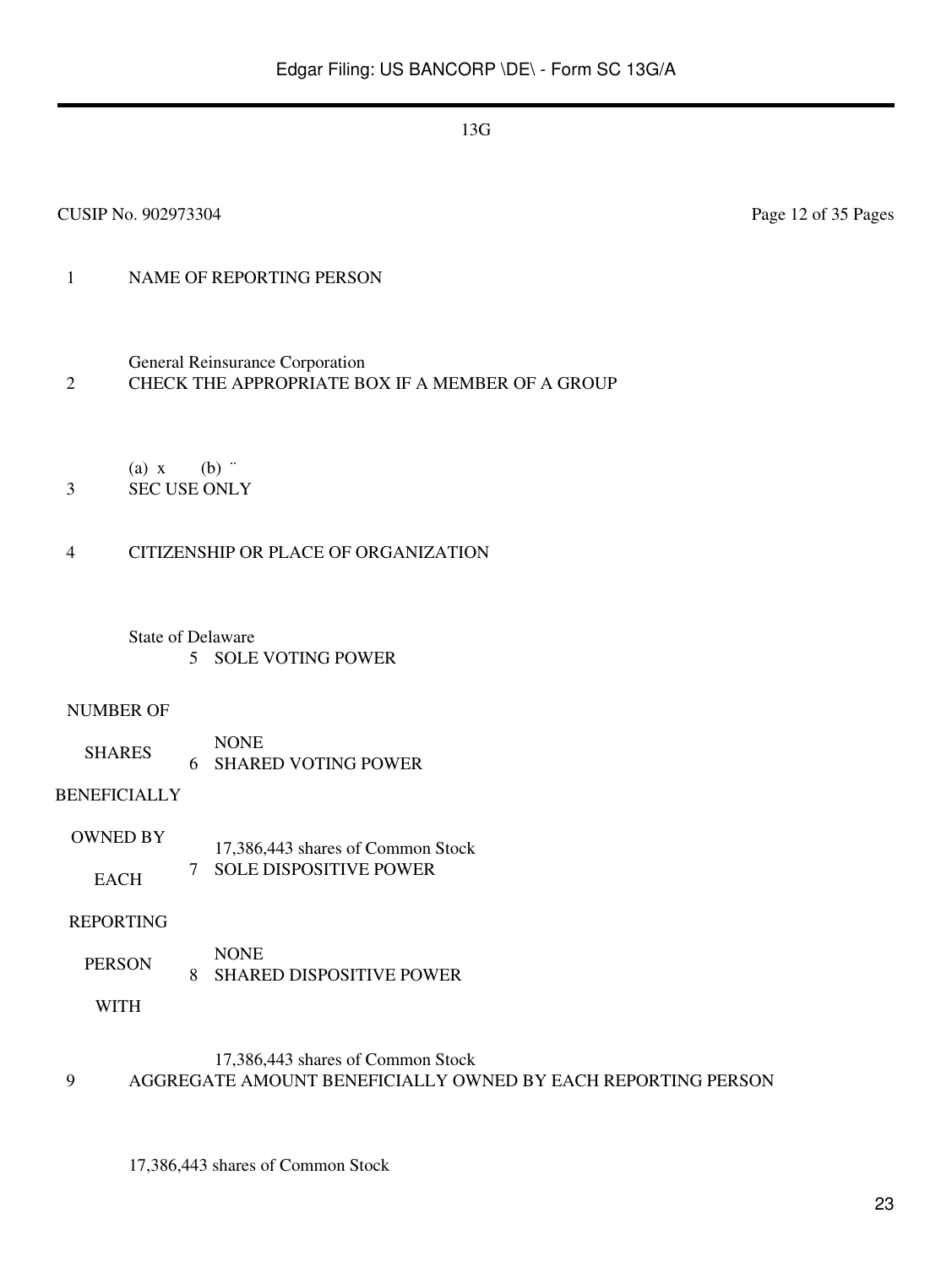13G

CUSIP No. 902973304

Page 12 of 35 Pages

| | | |
|---|---|---|
| 1 | NAME OF REPORTING PERSON<br><br>General Reinsurance Corporation | |
| 2 | CHECK THE APPROPRIATE BOX IF A MEMBER OF A GROUP<br><br>(a) x (b) ¨ | |
| 3 | SEC USE ONLY | |
| 4 | CITIZENSHIP OR PLACE OF ORGANIZATION<br><br>State of Delaware | |
| NUMBER OF SHARES BENEFICIALLY OWNED BY EACH REPORTING PERSON WITH | 5 | SOLE VOTING POWER<br><br>NONE |
| | 6 | SHARED VOTING POWER<br><br>17,386,443 shares of Common Stock |
| | 7 | SOLE DISPOSITIVE POWER<br><br>NONE |
| | 8 | SHARED DISPOSITIVE POWER<br><br>17,386,443 shares of Common Stock |
| 9 | AGGREGATE AMOUNT BENEFICIALLY OWNED BY EACH REPORTING PERSON<br><br>17,386,443 shares of Common Stock | |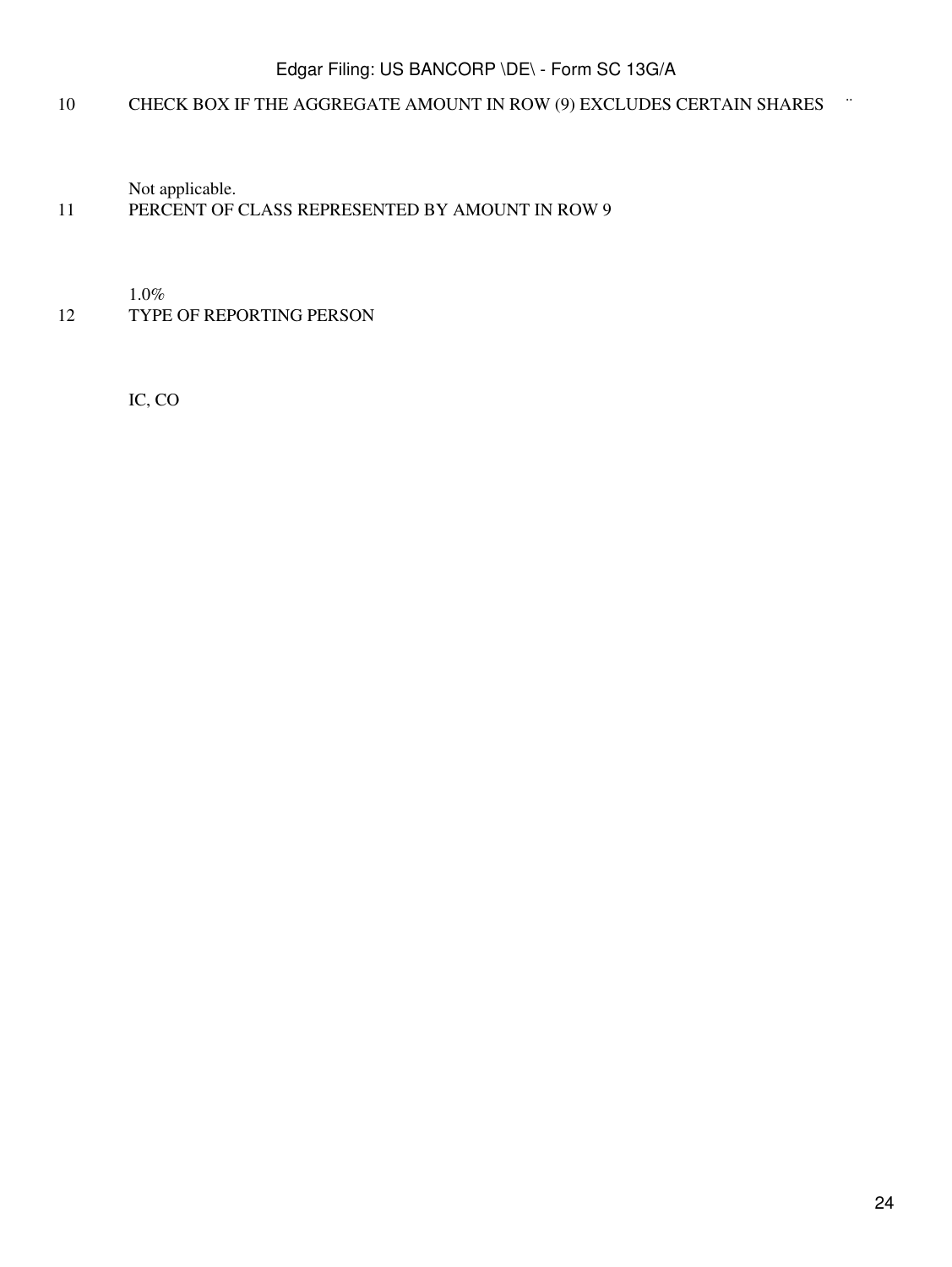| | |
|---|---|
| 10 | CHECK BOX IF THE AGGREGATE AMOUNT IN ROW (9) EXCLUDES CERTAIN SHARES ¨ |
| | Not applicable. |
| 11 | PERCENT OF CLASS REPRESENTED BY AMOUNT IN ROW 9 |
| | 1.0% |
| 12 | TYPE OF REPORTING PERSON |
| | IC, CO |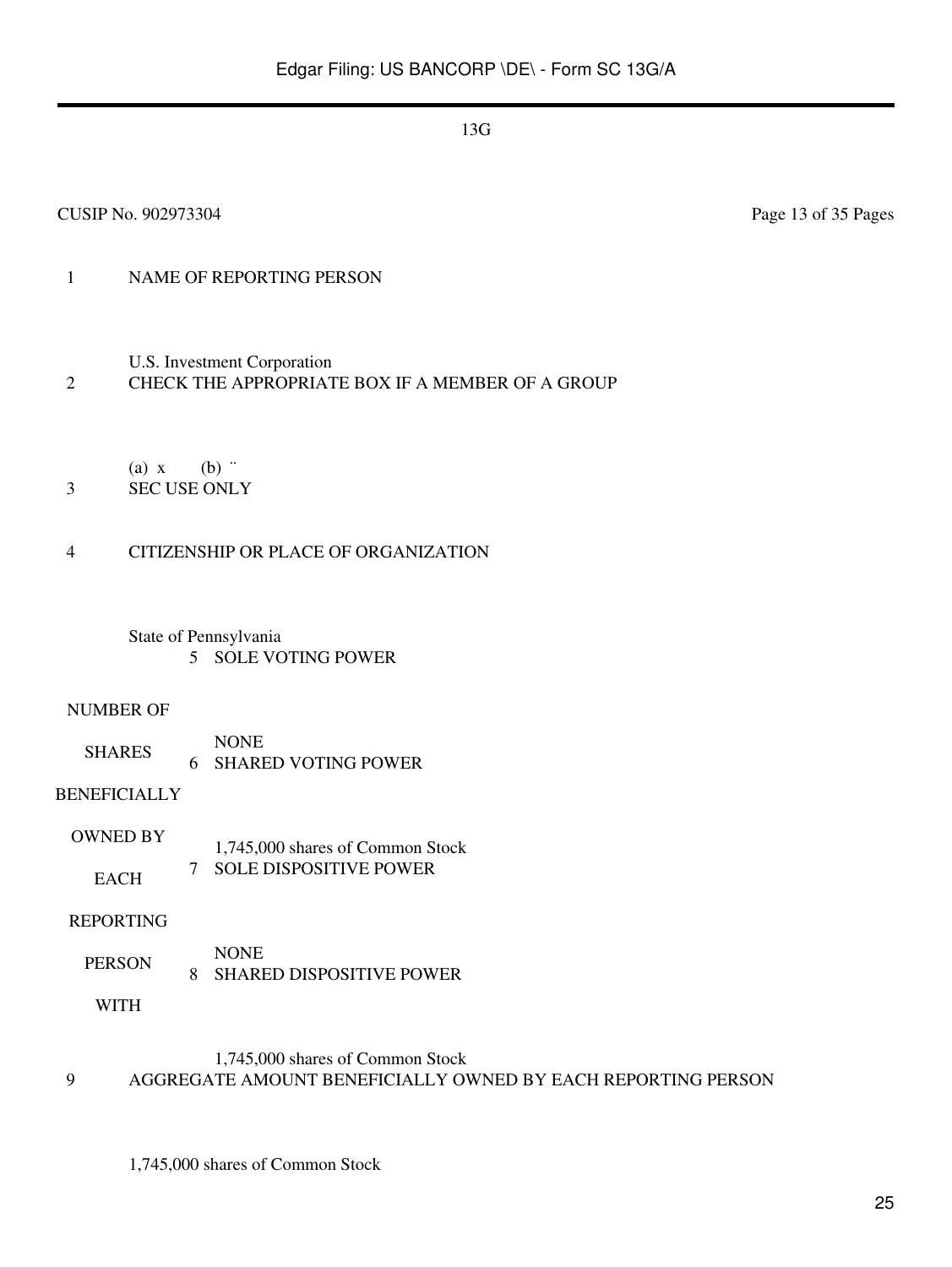13G

CUSIP No. 902973304 Page 13 of 35 Pages

| | | |
|---|---|---|
| 1 | NAME OF REPORTING PERSON<br><br>U.S. Investment Corporation | |
| 2 | CHECK THE APPROPRIATE BOX IF A MEMBER OF A GROUP<br><br>(a) x (b) ¨ | |
| 3 | SEC USE ONLY | |
| 4 | CITIZENSHIP OR PLACE OF ORGANIZATION<br><br>State of Pennsylvania | |
| NUMBER OF SHARES BENEFICIALLY OWNED BY EACH REPORTING PERSON WITH | 5 | SOLE VOTING POWER<br><br>NONE |
| | 6 | SHARED VOTING POWER<br><br>1,745,000 shares of Common Stock |
| | 7 | SOLE DISPOSITIVE POWER<br><br>NONE |
| | 8 | SHARED DISPOSITIVE POWER<br><br>1,745,000 shares of Common Stock |
| 9 | AGGREGATE AMOUNT BENEFICIALLY OWNED BY EACH REPORTING PERSON<br><br>1,745,000 shares of Common Stock | |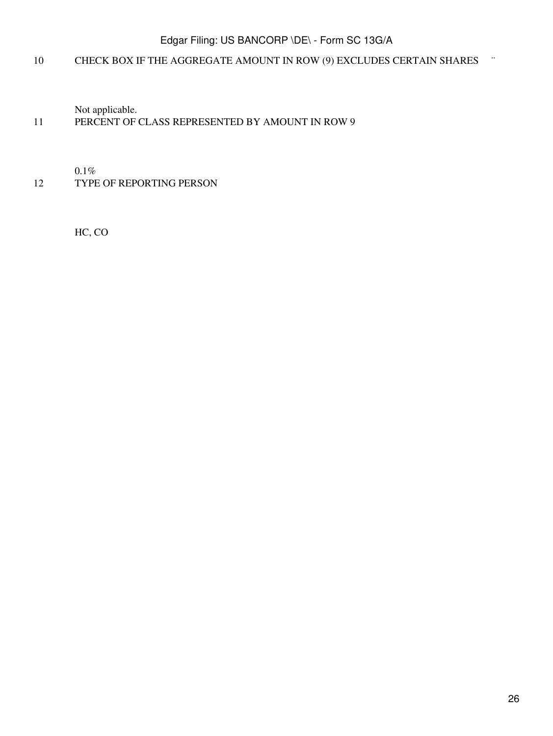| | |
|---|---|
| 10 | CHECK BOX IF THE AGGREGATE AMOUNT IN ROW (9) EXCLUDES CERTAIN SHARES ¨ |
| | Not applicable. |
| 11 | PERCENT OF CLASS REPRESENTED BY AMOUNT IN ROW 9 |
| | 0.1% |
| 12 | TYPE OF REPORTING PERSON |
| | HC, CO |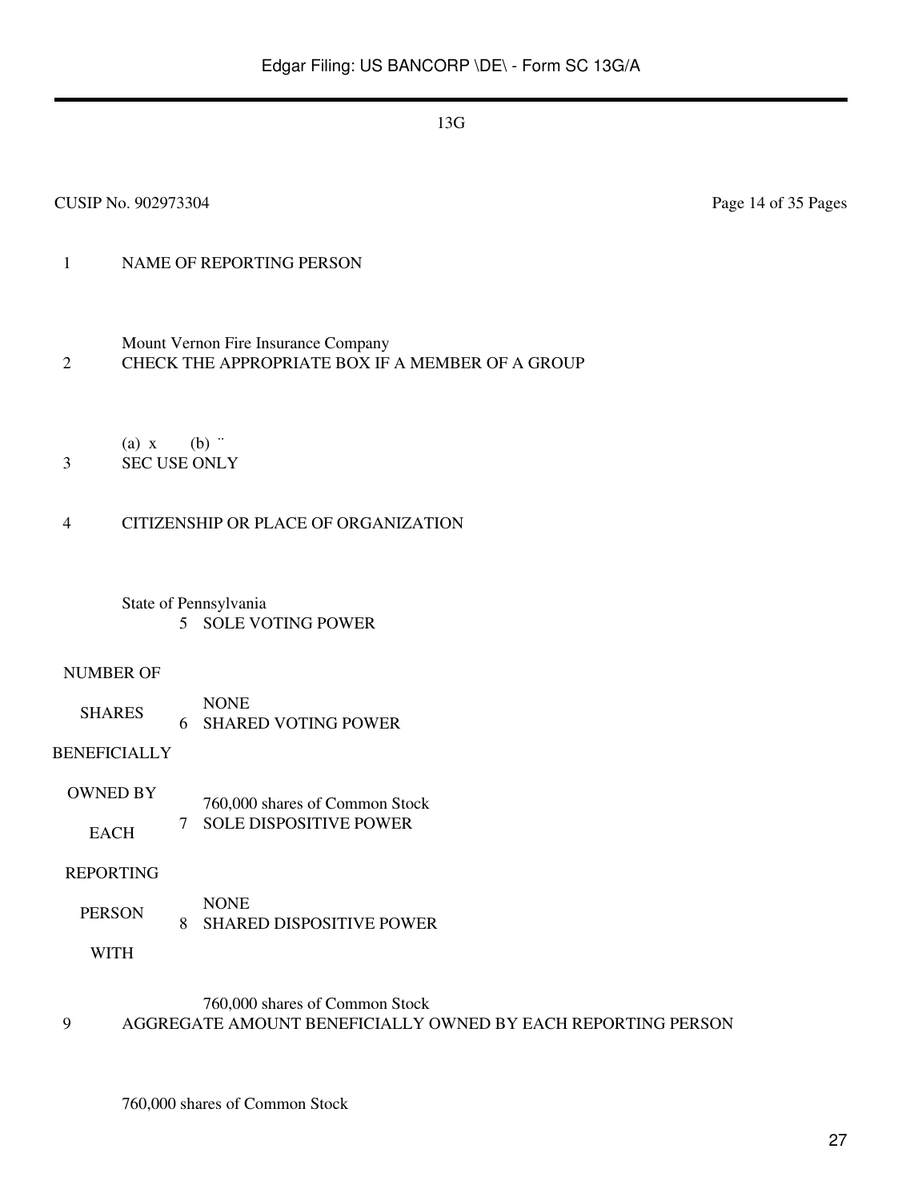13G

CUSIP No. 902973304

| | | |
|---|---|---|
| 1 | NAME OF REPORTING PERSON<br><br>Mount Vernon Fire Insurance Company | |
| 2 | CHECK THE APPROPRIATE BOX IF A MEMBER OF A GROUP<br><br>(a) x (b) ¨ | |
| 3 | SEC USE ONLY | |
| 4 | CITIZENSHIP OR PLACE OF ORGANIZATION<br><br>State of Pennsylvania | |
| NUMBER OF SHARES BENEFICIALLY OWNED BY EACH REPORTING PERSON WITH | 5 | SOLE VOTING POWER<br><br>NONE |
| | 6 | SHARED VOTING POWER<br><br>760,000 shares of Common Stock |
| | 7 | SOLE DISPOSITIVE POWER<br><br>NONE |
| | 8 | SHARED DISPOSITIVE POWER<br><br>760,000 shares of Common Stock |
| 9 | AGGREGATE AMOUNT BENEFICIALLY OWNED BY EACH REPORTING PERSON<br><br>760,000 shares of Common Stock | |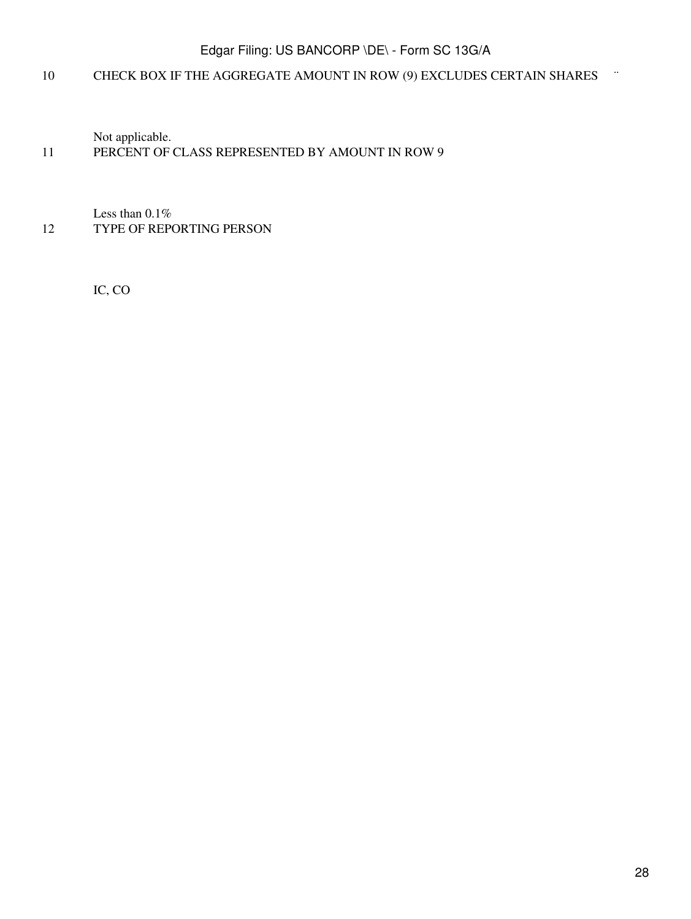| | |
|---|---|
| 10 | CHECK BOX IF THE AGGREGATE AMOUNT IN ROW (9) EXCLUDES CERTAIN SHARES ¨ |
| | Not applicable. |
| 11 | PERCENT OF CLASS REPRESENTED BY AMOUNT IN ROW 9 |
| | Less than 0.1% |
| 12 | TYPE OF REPORTING PERSON |
| | IC, CO |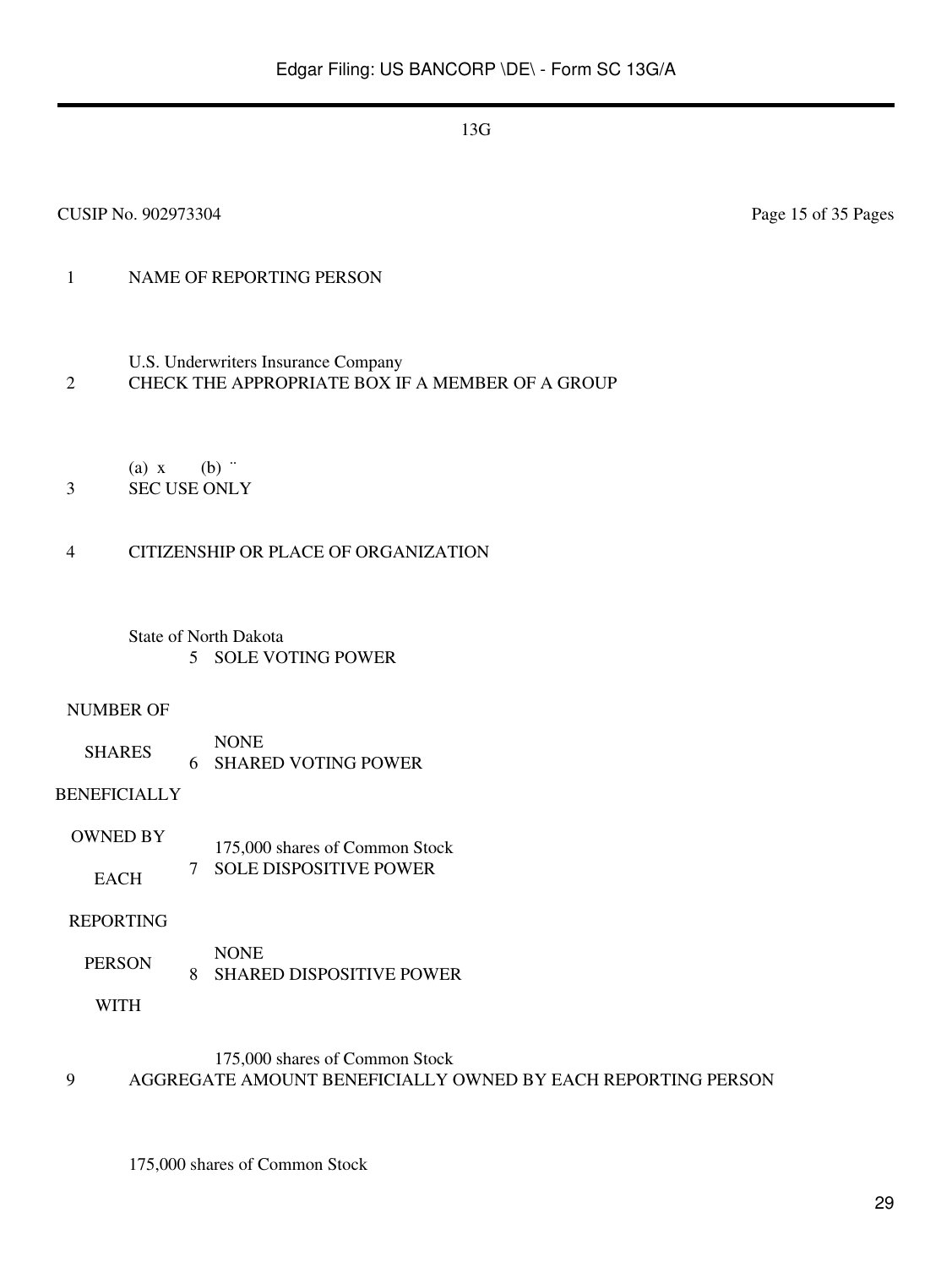13G

CUSIP No. 902973304

Page 15 of 35 Pages

| | | |
|---|---|---|
| 1 | NAME OF REPORTING PERSON<br><br>U.S. Underwriters Insurance Company | |
| 2 | CHECK THE APPROPRIATE BOX IF A MEMBER OF A GROUP<br><br>(a) x (b) ¨ | |
| 3 | SEC USE ONLY | |
| 4 | CITIZENSHIP OR PLACE OF ORGANIZATION<br><br>State of North Dakota | |
| NUMBER OF SHARES BENEFICIALLY OWNED BY EACH REPORTING PERSON WITH | 5 | SOLE VOTING POWER<br><br>NONE |
| | 6 | SHARED VOTING POWER<br><br>175,000 shares of Common Stock |
| | 7 | SOLE DISPOSITIVE POWER<br><br>NONE |
| | 8 | SHARED DISPOSITIVE POWER<br><br>175,000 shares of Common Stock |
| 9 | AGGREGATE AMOUNT BENEFICIALLY OWNED BY EACH REPORTING PERSON<br><br>175,000 shares of Common Stock | |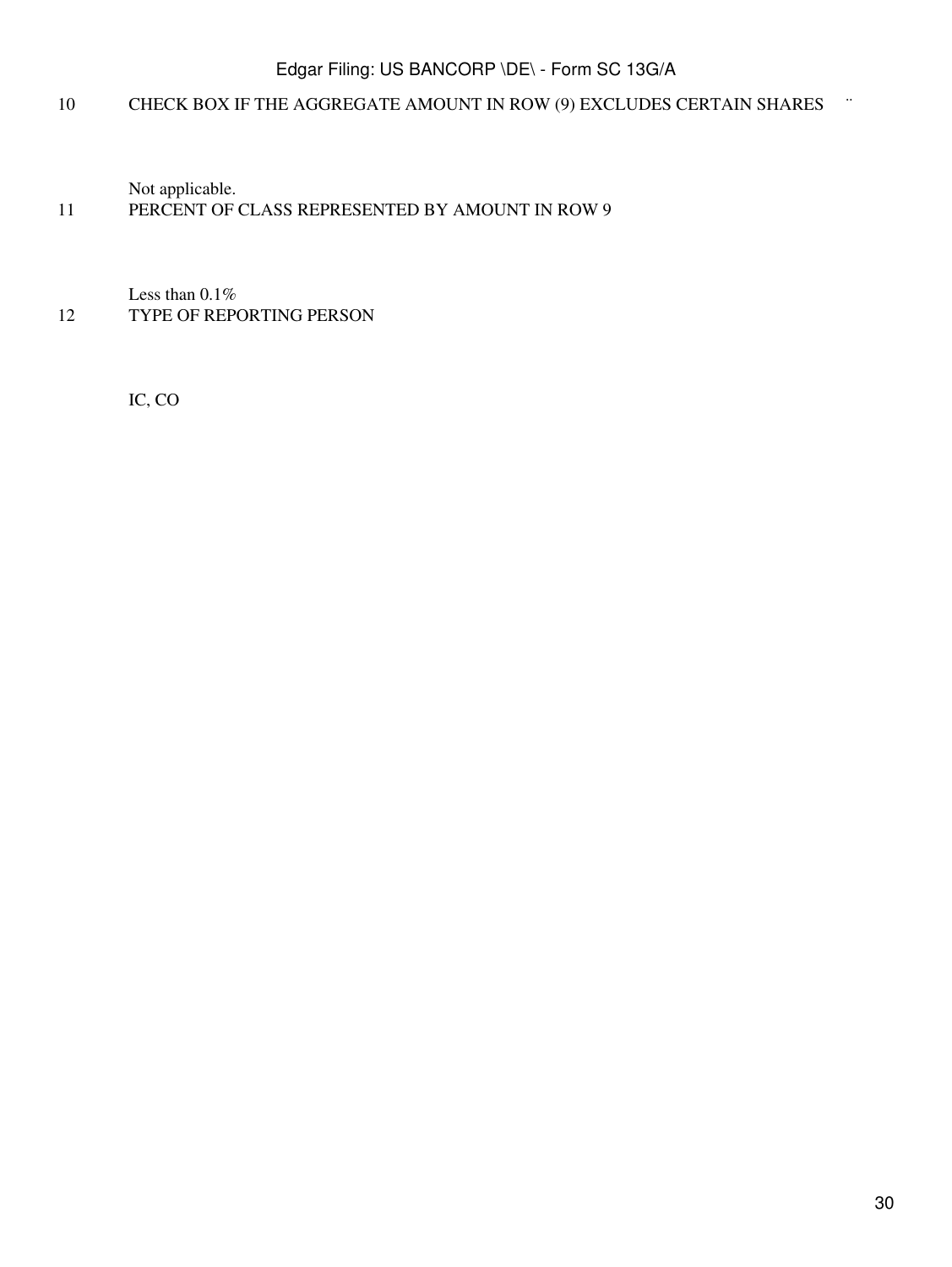| | |
|---|---|
| 10 | CHECK BOX IF THE AGGREGATE AMOUNT IN ROW (9) EXCLUDES CERTAIN SHARES ¨ |
| | Not applicable. |
| 11 | PERCENT OF CLASS REPRESENTED BY AMOUNT IN ROW 9 |
| | Less than 0.1% |
| 12 | TYPE OF REPORTING PERSON |
| | IC, CO |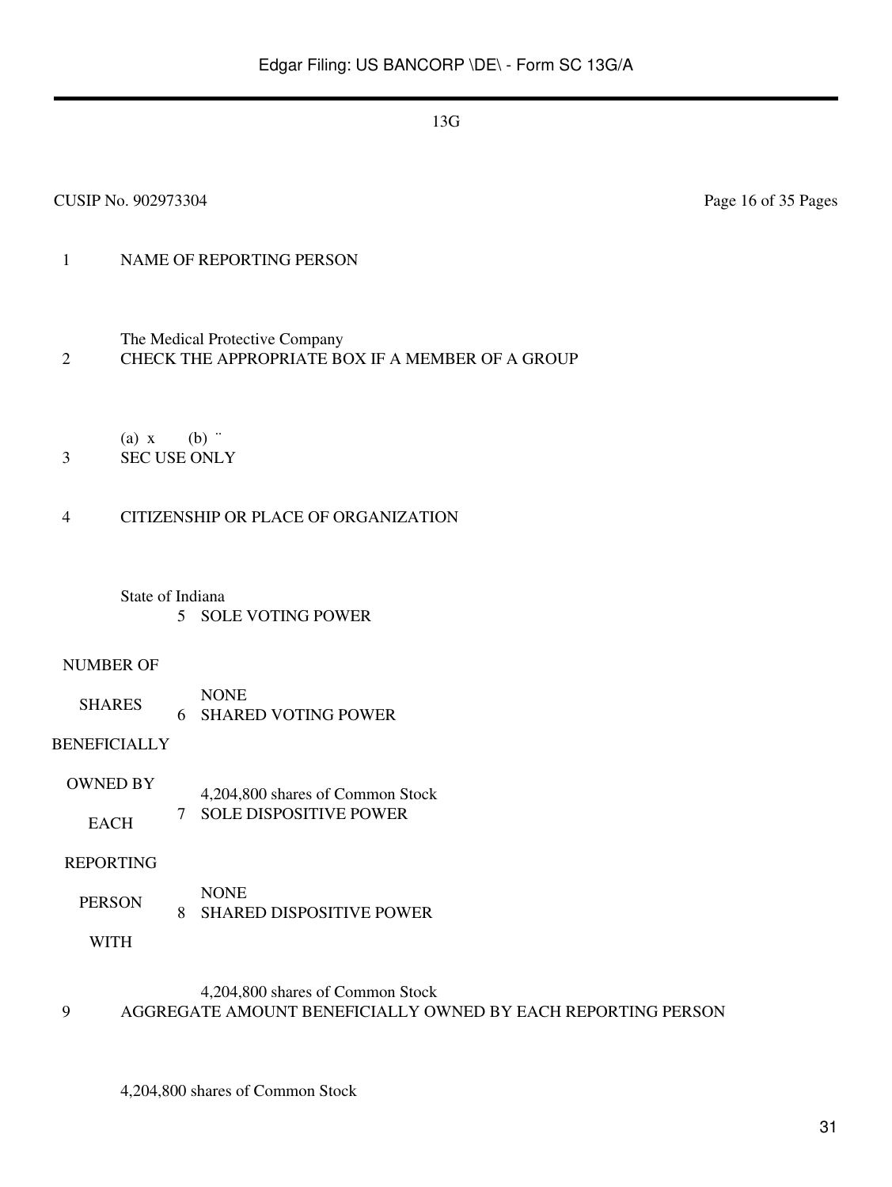13G

CUSIP No. 902973304 Page 16 of 35 Pages

| | | |
|---|---|---|
| 1 | NAME OF REPORTING PERSON<br><br>The Medical Protective Company | |
| 2 | CHECK THE APPROPRIATE BOX IF A MEMBER OF A GROUP<br><br>(a) x (b) ¨ | |
| 3 | SEC USE ONLY | |
| 4 | CITIZENSHIP OR PLACE OF ORGANIZATION<br><br>State of Indiana | |
| NUMBER OF SHARES BENEFICIALLY OWNED BY EACH REPORTING PERSON WITH | 5 | SOLE VOTING POWER<br><br>NONE |
| | 6 | SHARED VOTING POWER<br><br>4,204,800 shares of Common Stock |
| | 7 | SOLE DISPOSITIVE POWER<br><br>NONE |
| | 8 | SHARED DISPOSITIVE POWER<br><br>4,204,800 shares of Common Stock |
| 9 | AGGREGATE AMOUNT BENEFICIALLY OWNED BY EACH REPORTING PERSON<br><br>4,204,800 shares of Common Stock | |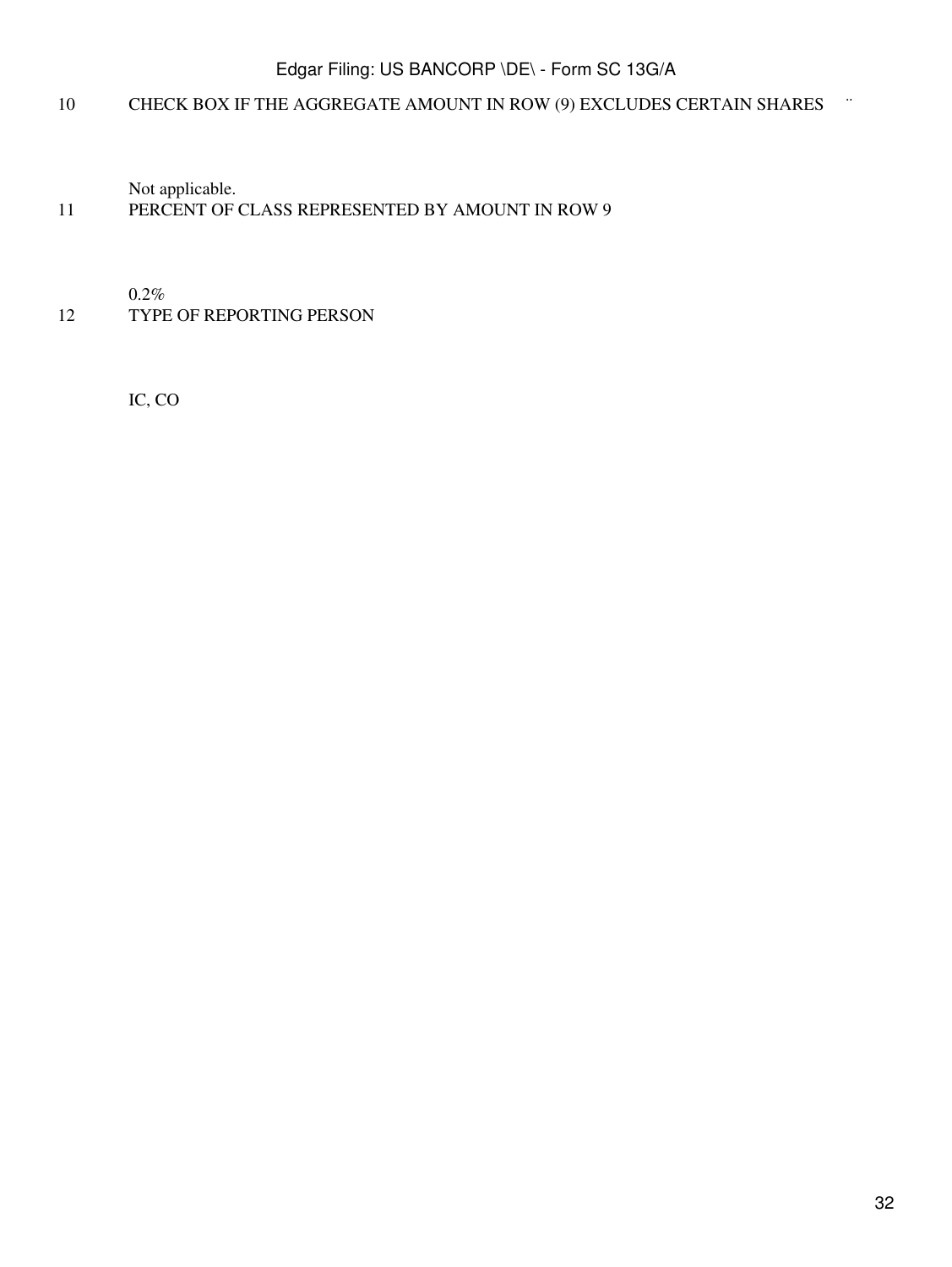| | | |
|---|---|---|
| 10 | CHECK BOX IF THE AGGREGATE AMOUNT IN ROW (9) EXCLUDES CERTAIN SHARES | ¨ |
| | Not applicable. | |
| 11 | PERCENT OF CLASS REPRESENTED BY AMOUNT IN ROW 9 | |
| | 0.2% | |
| 12 | TYPE OF REPORTING PERSON | |
| | IC, CO | |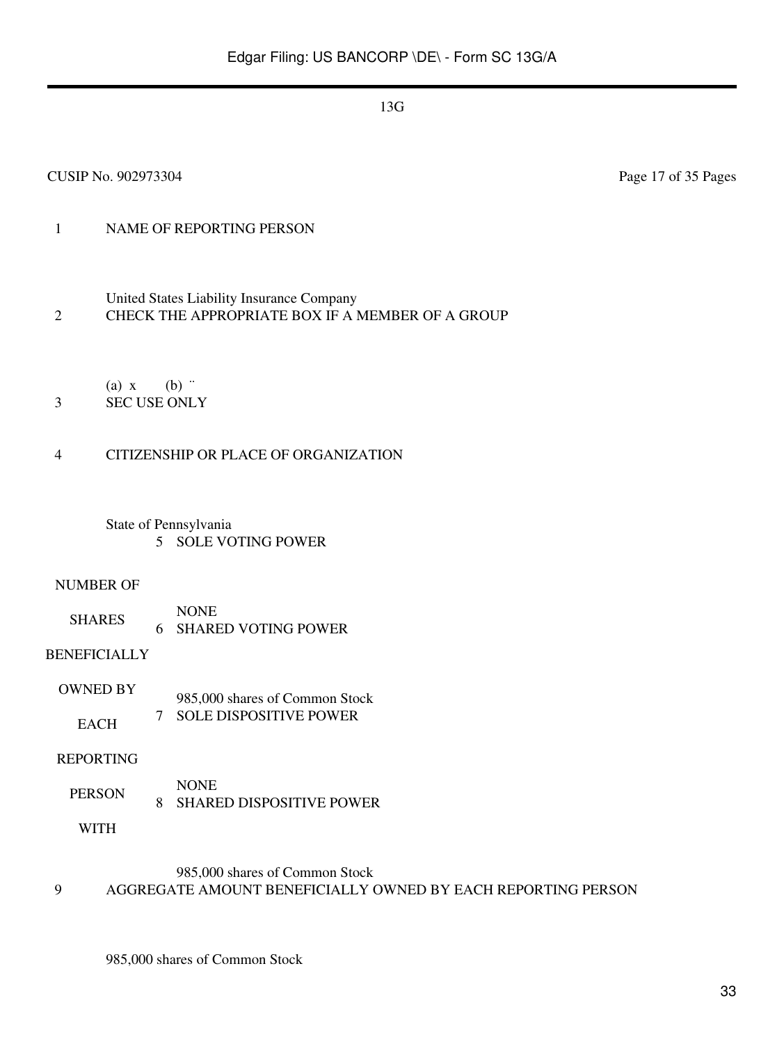13G

CUSIP No. 902973304 Page 17 of 35 Pages

| | |
|---|---|
| 1 | NAME OF REPORTING PERSON<br><br>United States Liability Insurance Company |
| 2 | CHECK THE APPROPRIATE BOX IF A MEMBER OF A GROUP<br><br>(a) x (b) ¨ |
| 3 | SEC USE ONLY |
| 4 | CITIZENSHIP OR PLACE OF ORGANIZATION<br><br>State of Pennsylvania |

| | | |
|---|---|---|
| NUMBER OF SHARES BENEFICIALLY OWNED BY EACH REPORTING PERSON WITH | 5 | SOLE VOTING POWER<br><br>NONE |
| | 6 | SHARED VOTING POWER<br><br>985,000 shares of Common Stock |
| | 7 | SOLE DISPOSITIVE POWER<br><br>NONE |
| | 8 | SHARED DISPOSITIVE POWER<br><br>985,000 shares of Common Stock |

| | |
|---|---|
| 9 | AGGREGATE AMOUNT BENEFICIALLY OWNED BY EACH REPORTING PERSON<br><br>985,000 shares of Common Stock |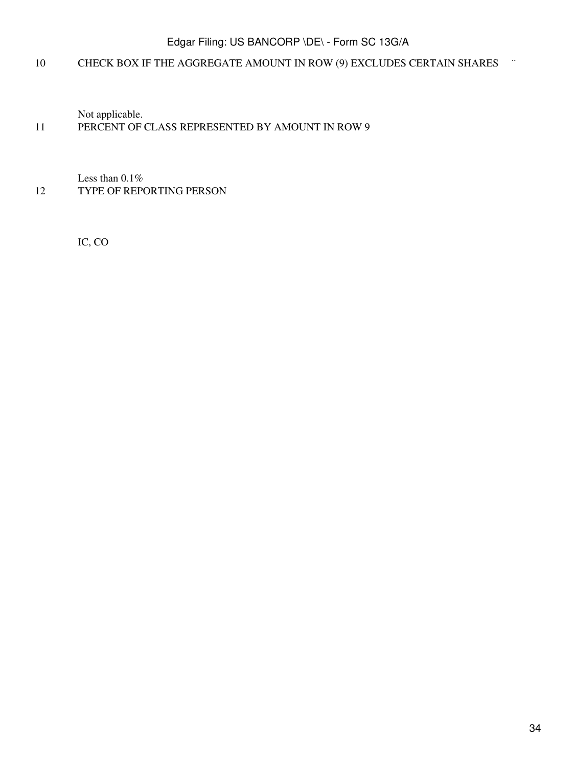10 CHECK BOX IF THE AGGREGATE AMOUNT IN ROW (9) EXCLUDES CERTAIN SHARES ¨

Not applicable.

11 PERCENT OF CLASS REPRESENTED BY AMOUNT IN ROW 9

Less than 0.1%

12 TYPE OF REPORTING PERSON

IC, CO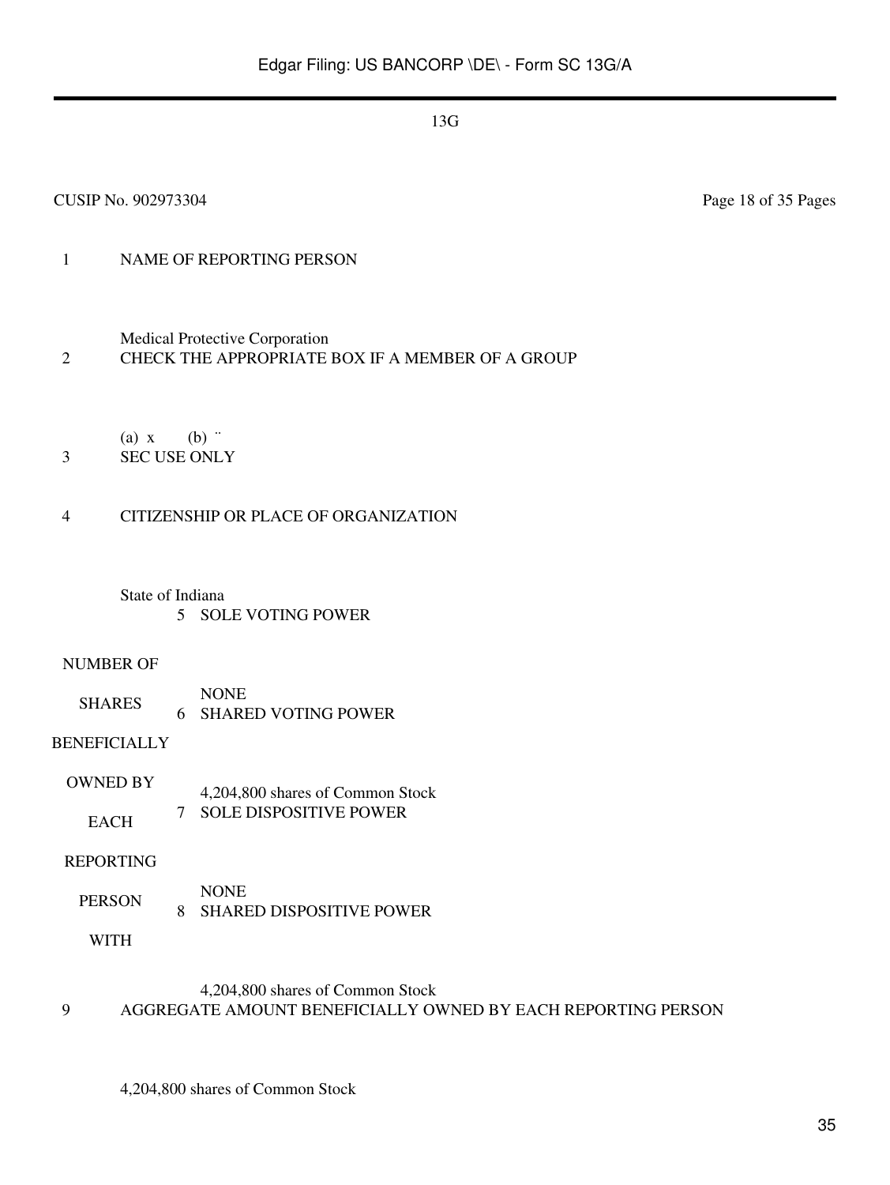13G

CUSIP No. 902973304

| | |
|---|---|
| 1 | NAME OF REPORTING PERSON<br><br>Medical Protective Corporation |
| 2 | CHECK THE APPROPRIATE BOX IF A MEMBER OF A GROUP<br><br>(a) x (b) ¨ |
| 3 | SEC USE ONLY |
| 4 | CITIZENSHIP OR PLACE OF ORGANIZATION<br><br>State of Indiana |

| NUMBER OF SHARES BENEFICIALLY OWNED BY EACH REPORTING PERSON WITH | | |
|---|---|---|
| | 5 | SOLE VOTING POWER<br><br>NONE |
| | 6 | SHARED VOTING POWER<br><br>4,204,800 shares of Common Stock |
| | 7 | SOLE DISPOSITIVE POWER<br><br>NONE |
| | 8 | SHARED DISPOSITIVE POWER<br><br>4,204,800 shares of Common Stock |

| | |
|---|---|
| 9 | AGGREGATE AMOUNT BENEFICIALLY OWNED BY EACH REPORTING PERSON<br><br>4,204,800 shares of Common Stock |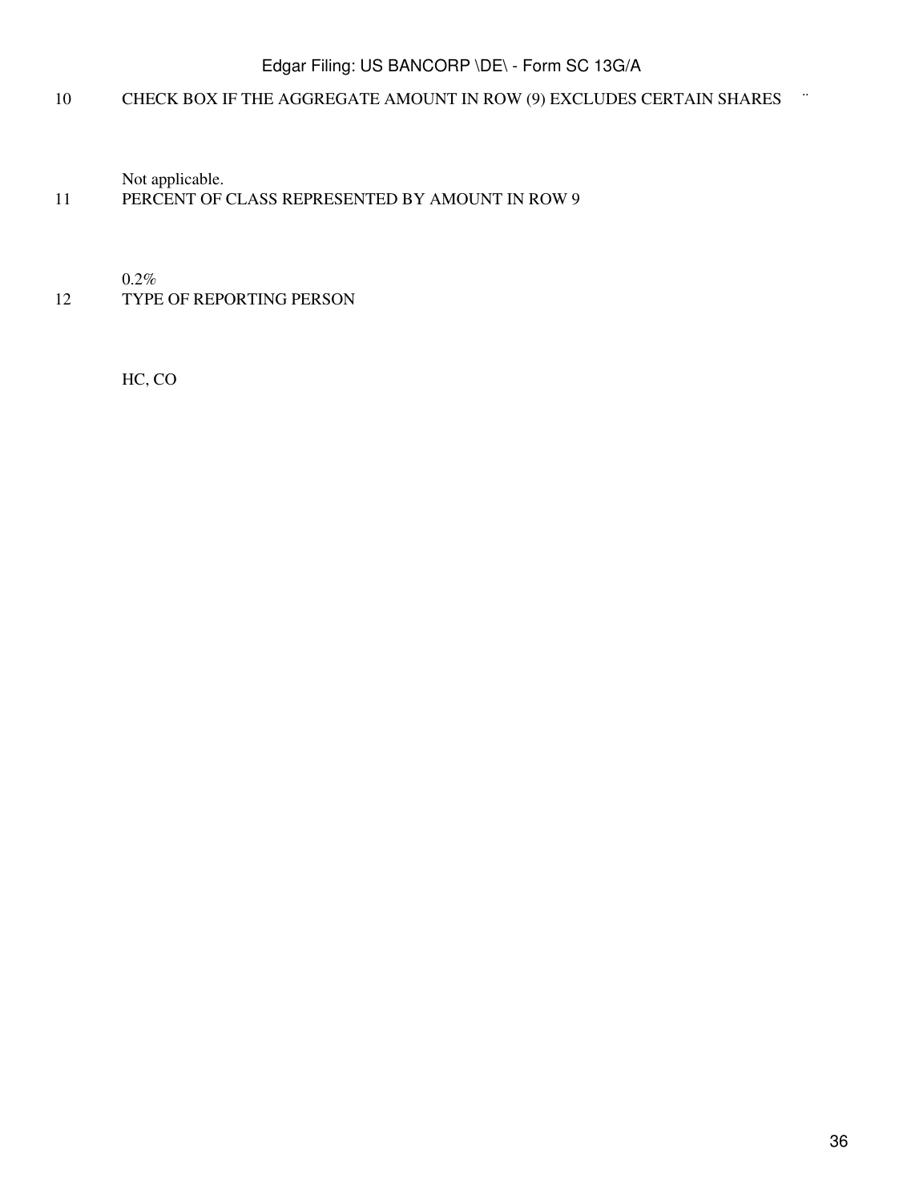| | | |
|---|---|---|
| 10 | CHECK BOX IF THE AGGREGATE AMOUNT IN ROW (9) EXCLUDES CERTAIN SHARES | ¨ |
| | Not applicable. | |
| 11 | PERCENT OF CLASS REPRESENTED BY AMOUNT IN ROW 9 | |
| | 0.2% | |
| 12 | TYPE OF REPORTING PERSON | |
| | HC, CO | |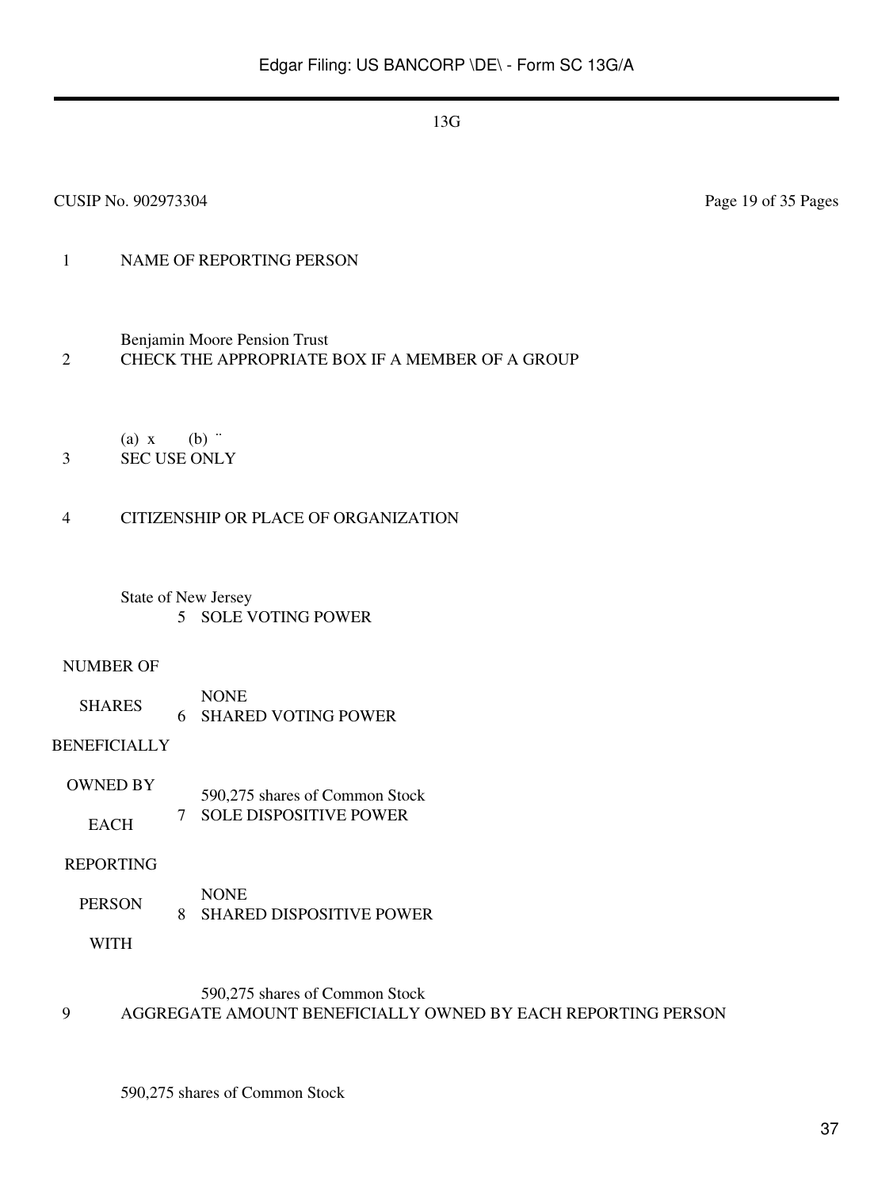13G

CUSIP No. 902973304 Page 19 of 35 Pages

| | | |
|---|---|---|
| 1 | NAME OF REPORTING PERSON<br><br>Benjamin Moore Pension Trust | |
| 2 | CHECK THE APPROPRIATE BOX IF A MEMBER OF A GROUP<br><br>(a) x (b) ¨ | |
| 3 | SEC USE ONLY | |
| 4 | CITIZENSHIP OR PLACE OF ORGANIZATION<br><br>State of New Jersey | |

| NUMBER OF SHARES BENEFICIALLY OWNED BY EACH REPORTING PERSON WITH | | |
|---|---|---|
| | 5 | SOLE VOTING POWER<br><br>NONE |
| | 6 | SHARED VOTING POWER<br><br>590,275 shares of Common Stock |
| | 7 | SOLE DISPOSITIVE POWER<br><br>NONE |
| | 8 | SHARED DISPOSITIVE POWER<br><br>590,275 shares of Common Stock |

| | |
|---|---|
| 9 | AGGREGATE AMOUNT BENEFICIALLY OWNED BY EACH REPORTING PERSON<br><br>590,275 shares of Common Stock |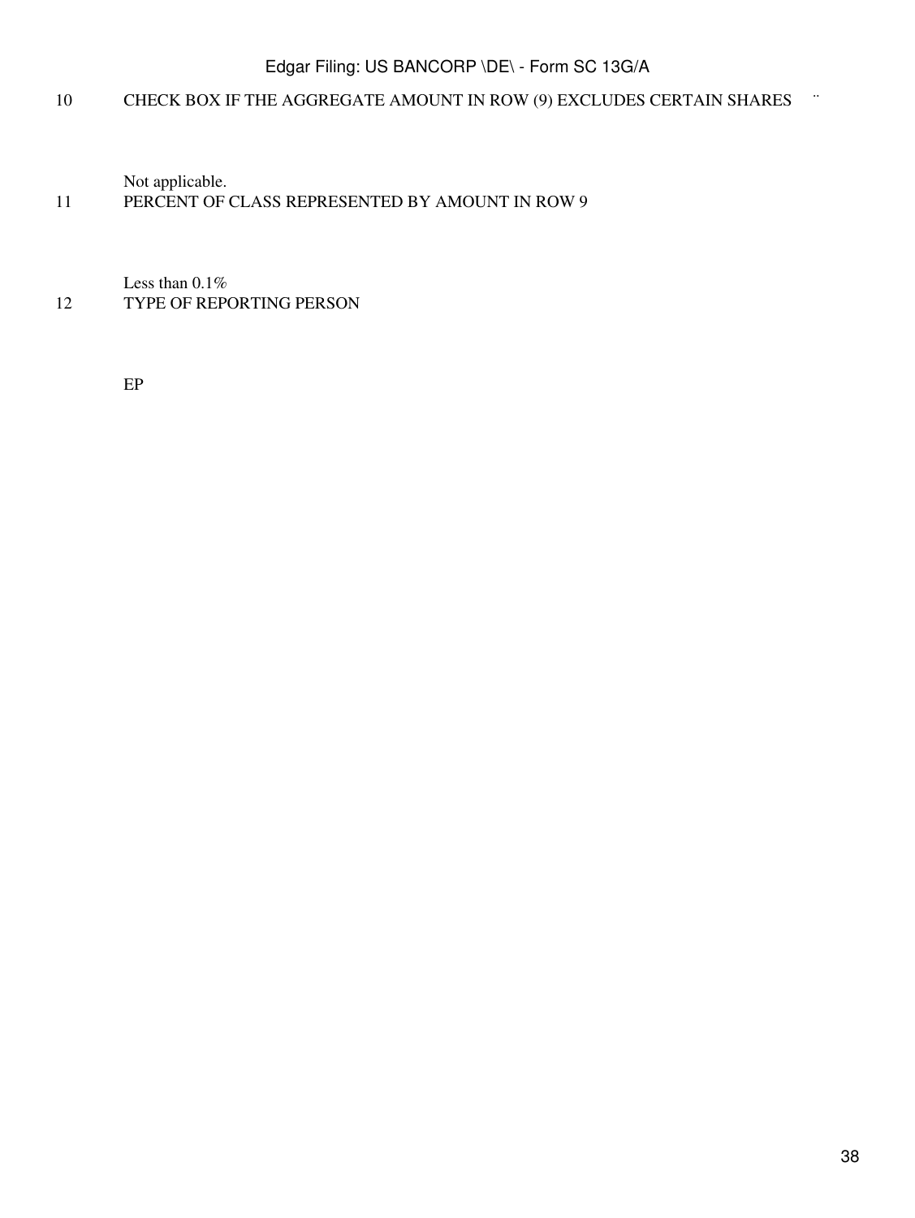| | |
|---|---|
| 10 | CHECK BOX IF THE AGGREGATE AMOUNT IN ROW (9) EXCLUDES CERTAIN SHARES ¨ |
| | Not applicable. |
| 11 | PERCENT OF CLASS REPRESENTED BY AMOUNT IN ROW 9 |
| | Less than 0.1% |
| 12 | TYPE OF REPORTING PERSON |
| | EP |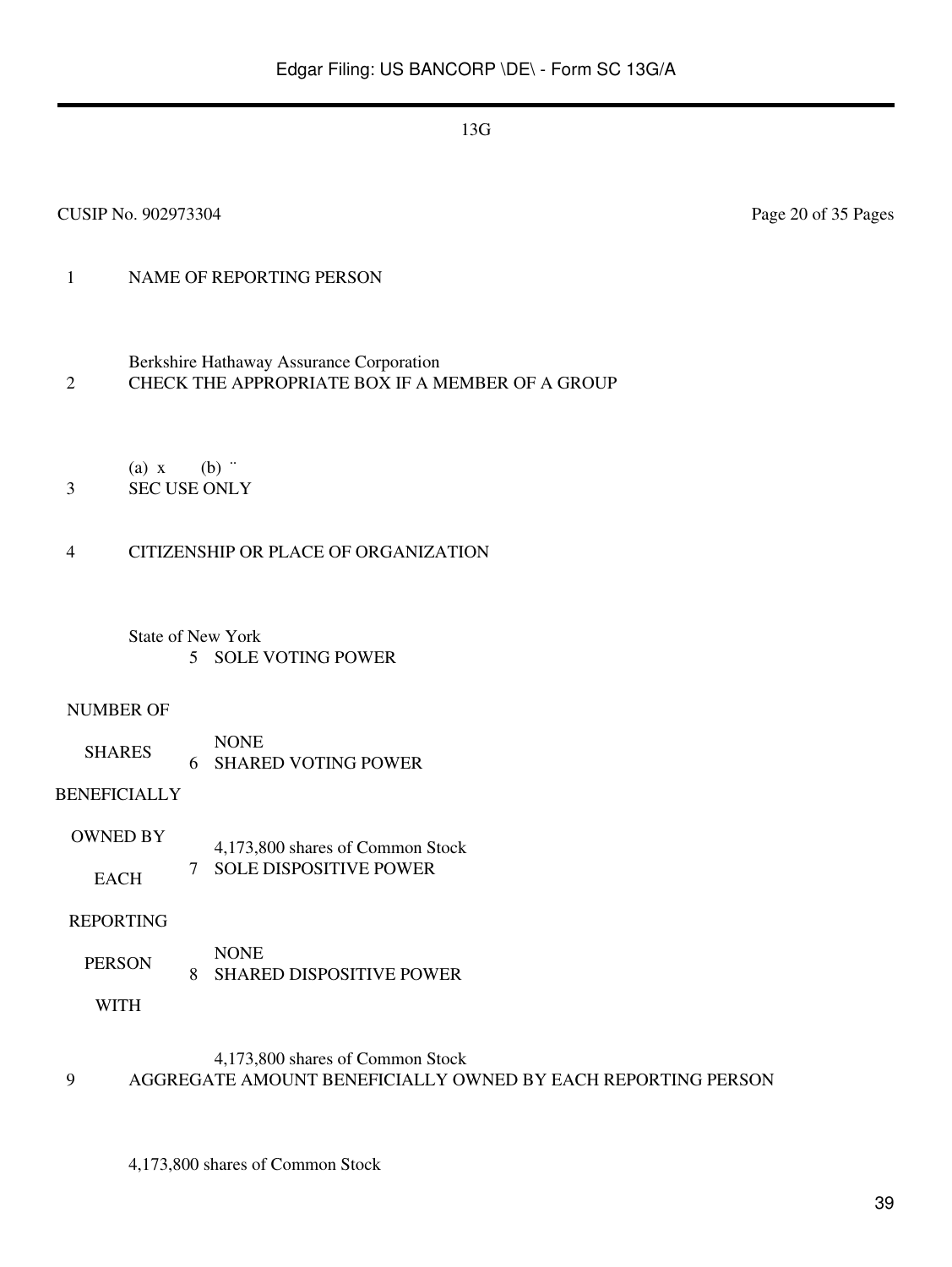13G

CUSIP No. 902973304

| | | | |
|---|---|---|---|
| 1 | NAME OF REPORTING PERSON<br><br>Berkshire Hathaway Assurance Corporation | | |
| 2 | CHECK THE APPROPRIATE BOX IF A MEMBER OF A GROUP<br><br>(a) x (b) ¨ | | |
| 3 | SEC USE ONLY | | |
| 4 | CITIZENSHIP OR PLACE OF ORGANIZATION<br><br>State of New York | | |
| NUMBER OF SHARES BENEFICIALLY OWNED BY EACH REPORTING PERSON WITH | | 5 | SOLE VOTING POWER<br><br>NONE |
| | | 6 | SHARED VOTING POWER<br><br>4,173,800 shares of Common Stock |
| | | 7 | SOLE DISPOSITIVE POWER<br><br>NONE |
| | | 8 | SHARED DISPOSITIVE POWER<br><br>4,173,800 shares of Common Stock |
| 9 | AGGREGATE AMOUNT BENEFICIALLY OWNED BY EACH REPORTING PERSON<br><br>4,173,800 shares of Common Stock | | |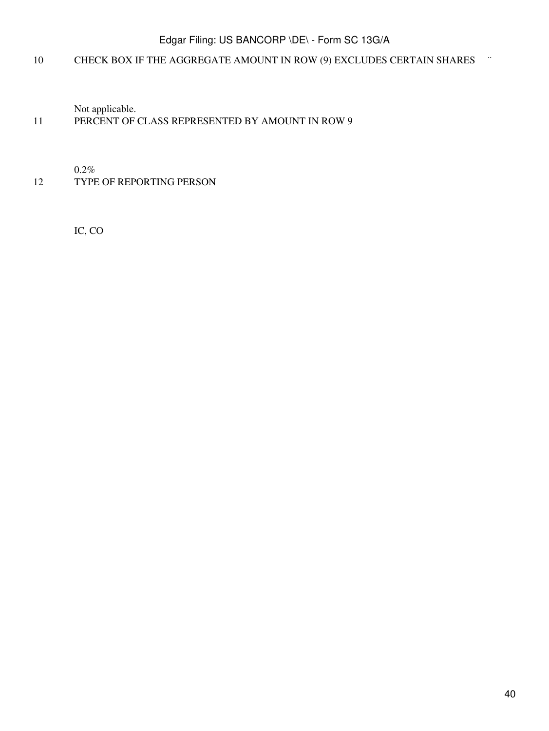| | | |
|---|---|---|
| 10 | CHECK BOX IF THE AGGREGATE AMOUNT IN ROW (9) EXCLUDES CERTAIN SHARES | ¨ |
| | Not applicable. | |
| 11 | PERCENT OF CLASS REPRESENTED BY AMOUNT IN ROW 9 | |
| | 0.2% | |
| 12 | TYPE OF REPORTING PERSON | |
| | IC, CO | |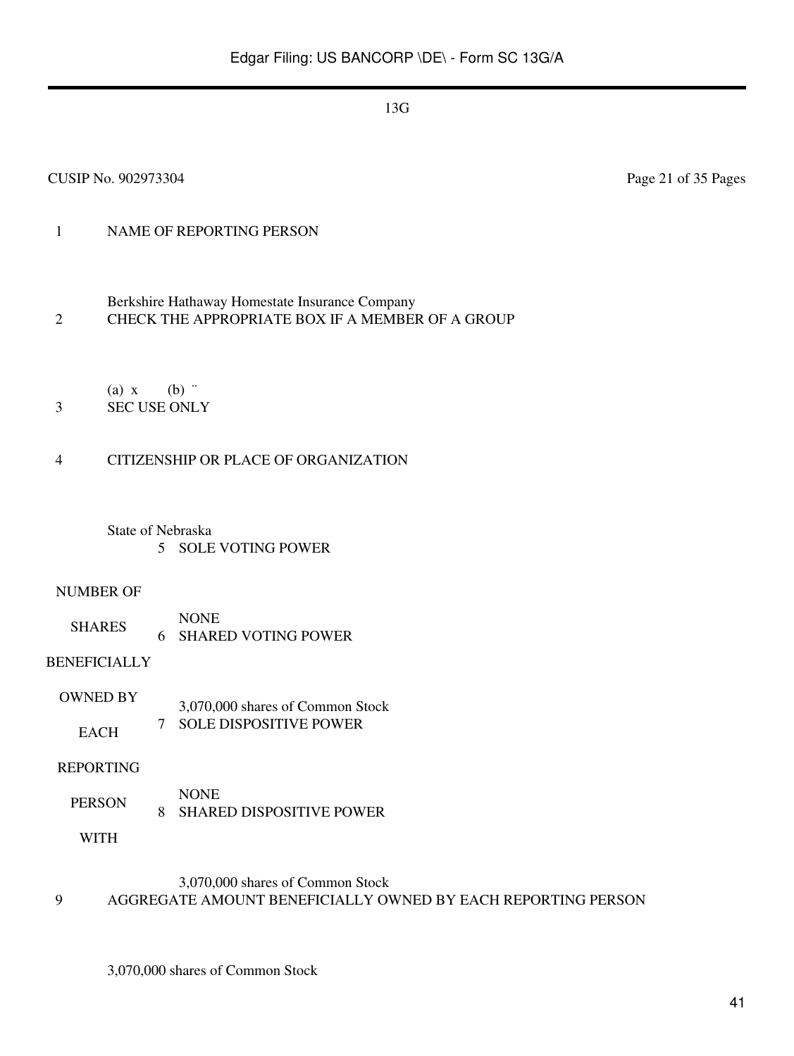13G

CUSIP No. 902973304 Page 21 of 35 Pages

| | | |
|---|---|---|
| 1 | NAME OF REPORTING PERSON<br><br>Berkshire Hathaway Homestate Insurance Company | |
| 2 | CHECK THE APPROPRIATE BOX IF A MEMBER OF A GROUP<br><br>(a) x (b) ¨ | |
| 3 | SEC USE ONLY | |
| 4 | CITIZENSHIP OR PLACE OF ORGANIZATION<br><br>State of Nebraska | |
| NUMBER OF SHARES BENEFICIALLY OWNED BY EACH REPORTING PERSON WITH | 5 | SOLE VOTING POWER<br><br>NONE |
| | 6 | SHARED VOTING POWER<br><br>3,070,000 shares of Common Stock |
| | 7 | SOLE DISPOSITIVE POWER<br><br>NONE |
| | 8 | SHARED DISPOSITIVE POWER<br><br>3,070,000 shares of Common Stock |
| 9 | AGGREGATE AMOUNT BENEFICIALLY OWNED BY EACH REPORTING PERSON<br><br>3,070,000 shares of Common Stock | |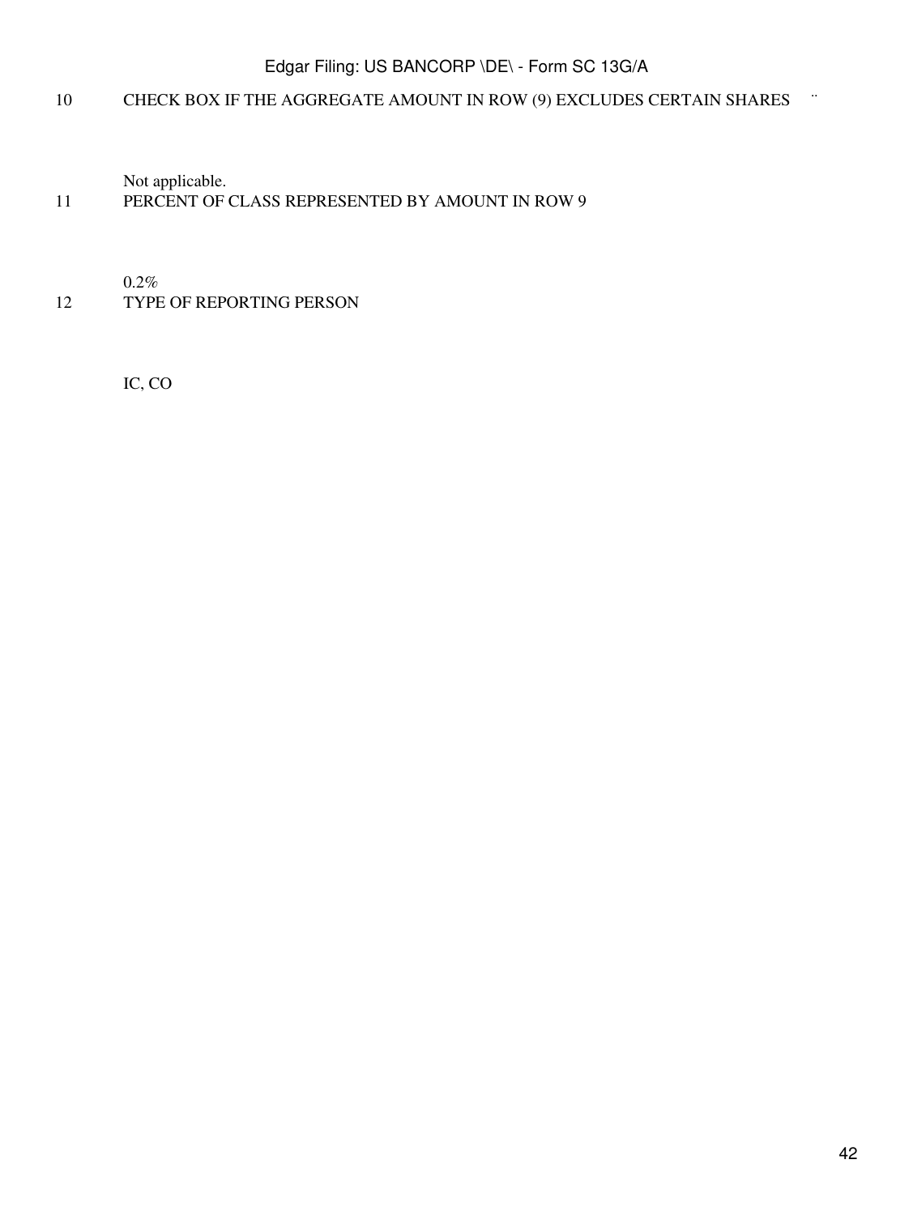| | |
|---|---|
| 10 | CHECK BOX IF THE AGGREGATE AMOUNT IN ROW (9) EXCLUDES CERTAIN SHARES ¨ |
| | Not applicable. |
| 11 | PERCENT OF CLASS REPRESENTED BY AMOUNT IN ROW 9 |
| | 0.2% |
| 12 | TYPE OF REPORTING PERSON |
| | IC, CO |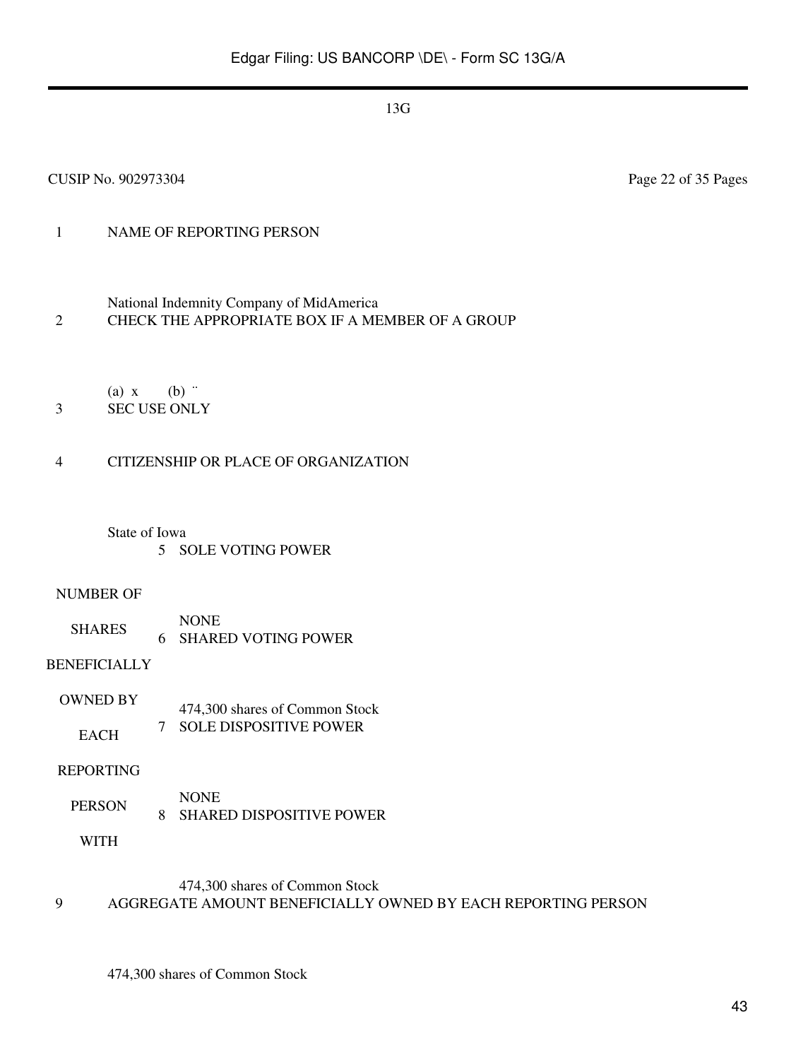13G

CUSIP No. 902973304 Page 22 of 35 Pages

| | | |
|---|---|---|
| 1 | NAME OF REPORTING PERSON<br><br>National Indemnity Company of MidAmerica | |
| 2 | CHECK THE APPROPRIATE BOX IF A MEMBER OF A GROUP<br><br>(a) x (b) ¨ | |
| 3 | SEC USE ONLY | |
| 4 | CITIZENSHIP OR PLACE OF ORGANIZATION<br><br>State of Iowa | |
| NUMBER OF SHARES BENEFICIALLY OWNED BY EACH REPORTING PERSON WITH | 5 | SOLE VOTING POWER<br><br>NONE |
| | 6 | SHARED VOTING POWER<br><br>474,300 shares of Common Stock |
| | 7 | SOLE DISPOSITIVE POWER<br><br>NONE |
| | 8 | SHARED DISPOSITIVE POWER<br><br>474,300 shares of Common Stock |
| 9 | AGGREGATE AMOUNT BENEFICIALLY OWNED BY EACH REPORTING PERSON<br><br>474,300 shares of Common Stock | |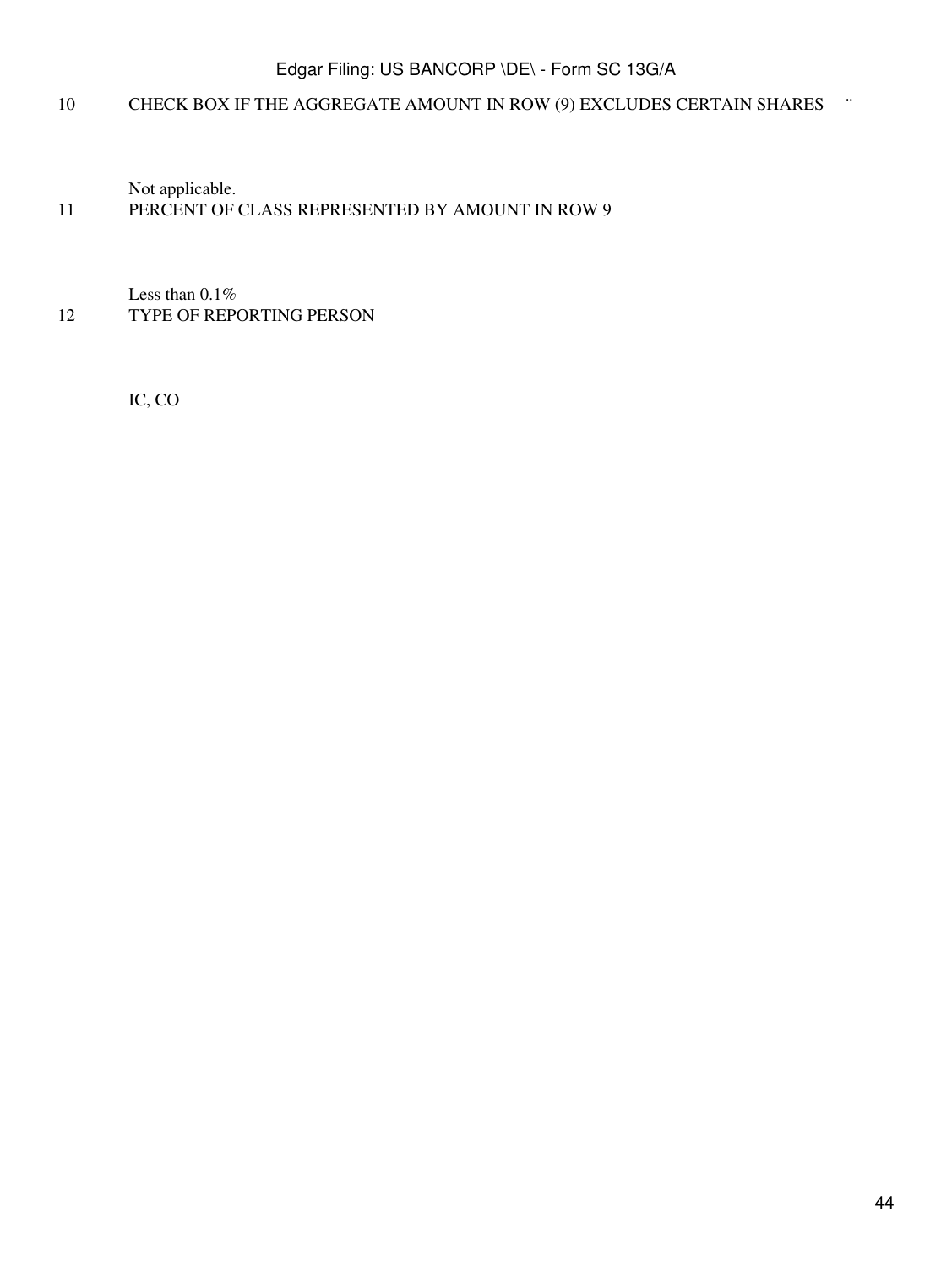| | |
|---|---|
| 10 | CHECK BOX IF THE AGGREGATE AMOUNT IN ROW (9) EXCLUDES CERTAIN SHARES ¨ |
| | Not applicable. |
| 11 | PERCENT OF CLASS REPRESENTED BY AMOUNT IN ROW 9 |
| | Less than 0.1% |
| 12 | TYPE OF REPORTING PERSON |
| | IC, CO |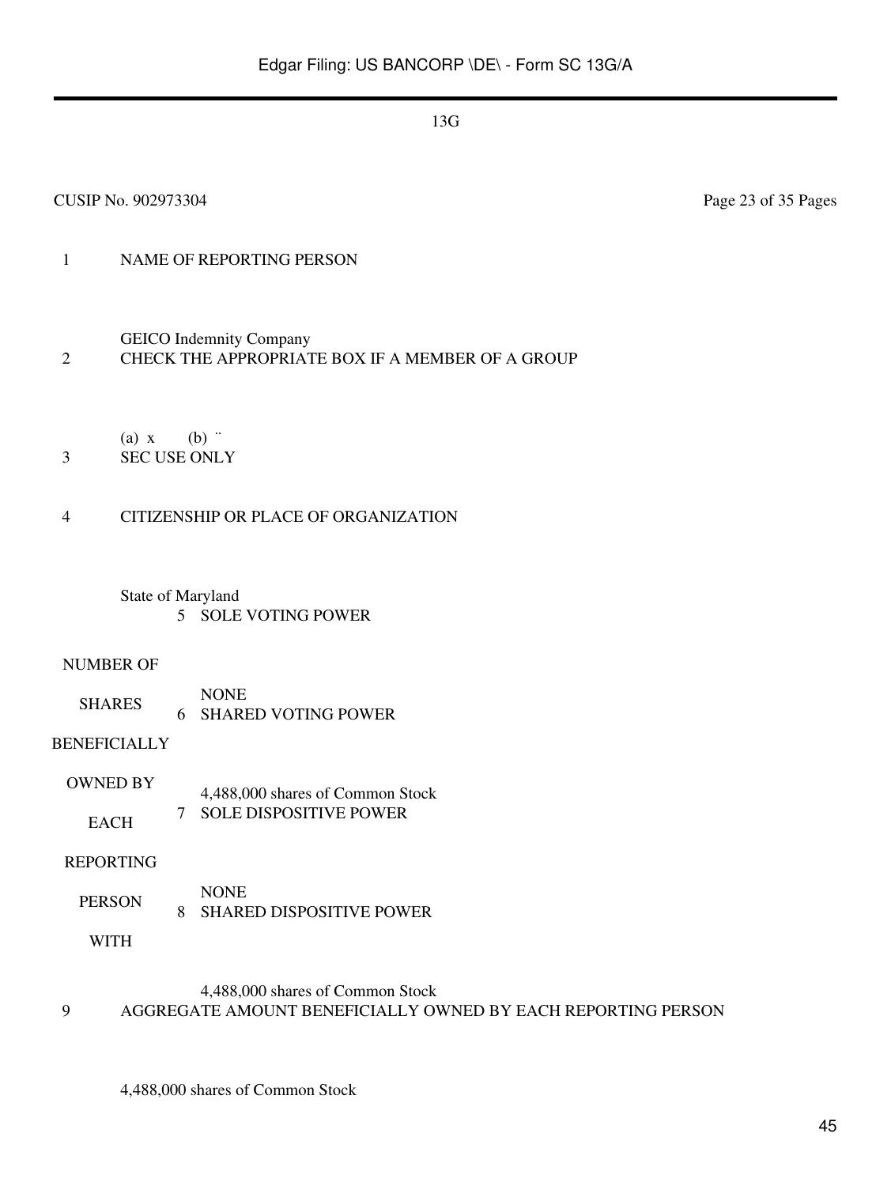13G

CUSIP No. 902973304

| | | |
|---|---|---|
| 1 | NAME OF REPORTING PERSON<br><br>GEICO Indemnity Company | |
| 2 | CHECK THE APPROPRIATE BOX IF A MEMBER OF A GROUP<br><br>(a) x (b) ¨ | |
| 3 | SEC USE ONLY | |
| 4 | CITIZENSHIP OR PLACE OF ORGANIZATION<br><br>State of Maryland | |
| NUMBER OF SHARES BENEFICIALLY OWNED BY EACH REPORTING PERSON WITH | 5 | SOLE VOTING POWER<br><br>NONE |
| | 6 | SHARED VOTING POWER<br><br>4,488,000 shares of Common Stock |
| | 7 | SOLE DISPOSITIVE POWER<br><br>NONE |
| | 8 | SHARED DISPOSITIVE POWER<br><br>4,488,000 shares of Common Stock |
| 9 | AGGREGATE AMOUNT BENEFICIALLY OWNED BY EACH REPORTING PERSON<br><br>4,488,000 shares of Common Stock | |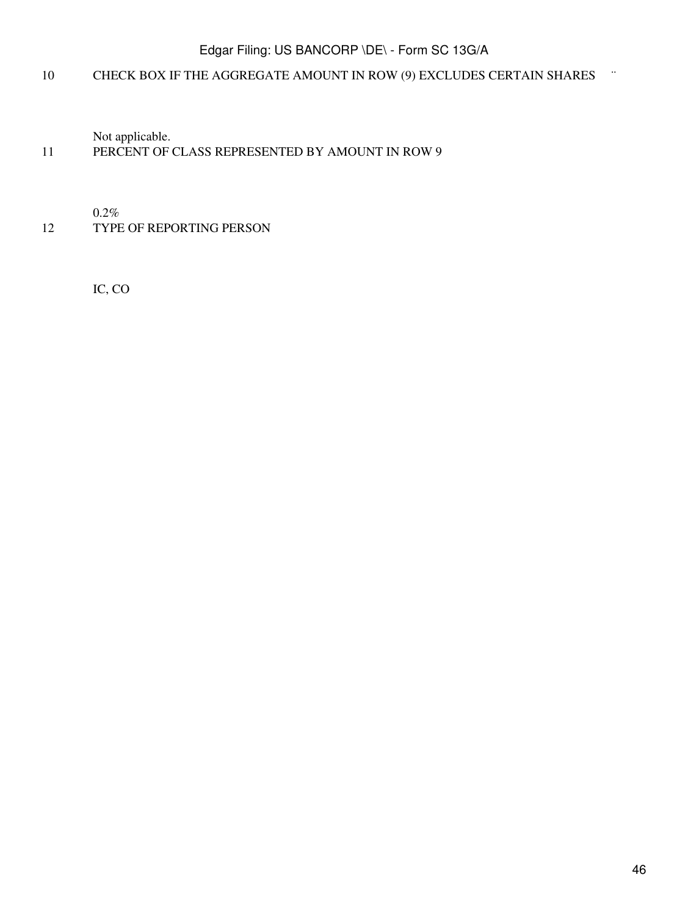| | | |
|---|---|---|
| 10 | CHECK BOX IF THE AGGREGATE AMOUNT IN ROW (9) EXCLUDES CERTAIN SHARES | ¨ |
| | Not applicable. | |
| 11 | PERCENT OF CLASS REPRESENTED BY AMOUNT IN ROW 9 | |
| | 0.2% | |
| 12 | TYPE OF REPORTING PERSON | |
| | IC, CO | |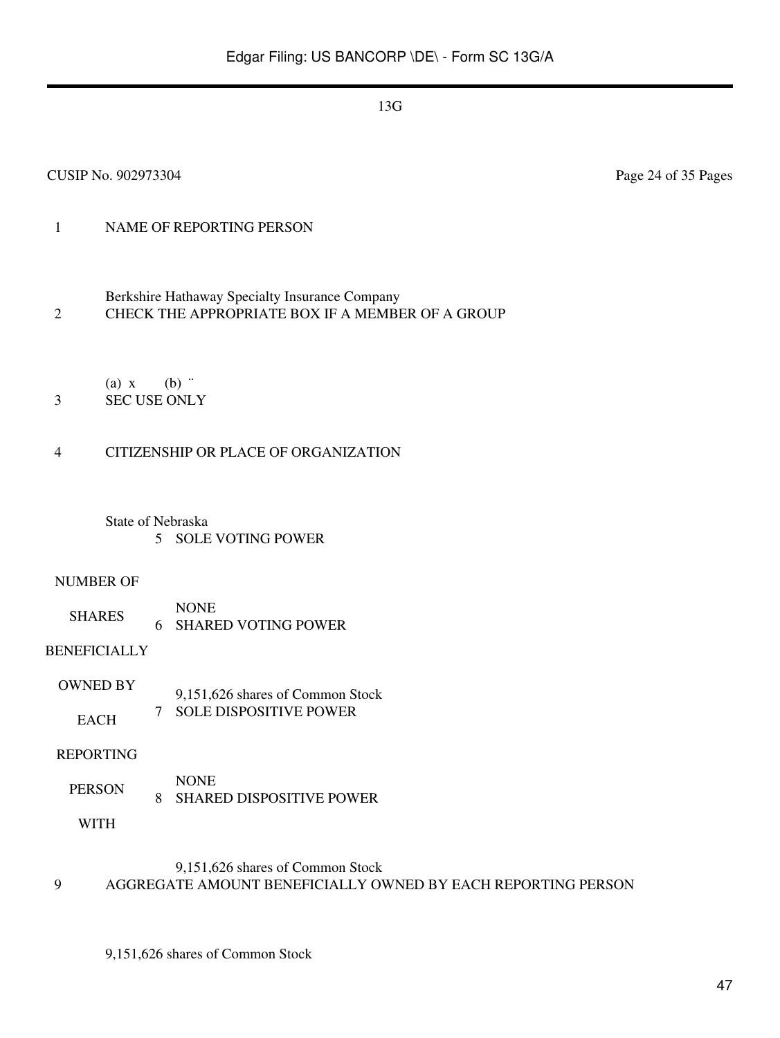13G

CUSIP No. 902973304 Page 24 of 35 Pages

| | | |
|---|---|---|
| 1 | NAME OF REPORTING PERSON<br><br>Berkshire Hathaway Specialty Insurance Company | |
| 2 | CHECK THE APPROPRIATE BOX IF A MEMBER OF A GROUP<br><br>(a) x (b) ¨ | |
| 3 | SEC USE ONLY | |
| 4 | CITIZENSHIP OR PLACE OF ORGANIZATION<br><br>State of Nebraska | |
| NUMBER OF SHARES BENEFICIALLY OWNED BY EACH REPORTING PERSON WITH | 5 | SOLE VOTING POWER<br><br>NONE |
| | 6 | SHARED VOTING POWER<br><br>9,151,626 shares of Common Stock |
| | 7 | SOLE DISPOSITIVE POWER<br><br>NONE |
| | 8 | SHARED DISPOSITIVE POWER<br><br>9,151,626 shares of Common Stock |
| 9 | AGGREGATE AMOUNT BENEFICIALLY OWNED BY EACH REPORTING PERSON<br><br>9,151,626 shares of Common Stock | |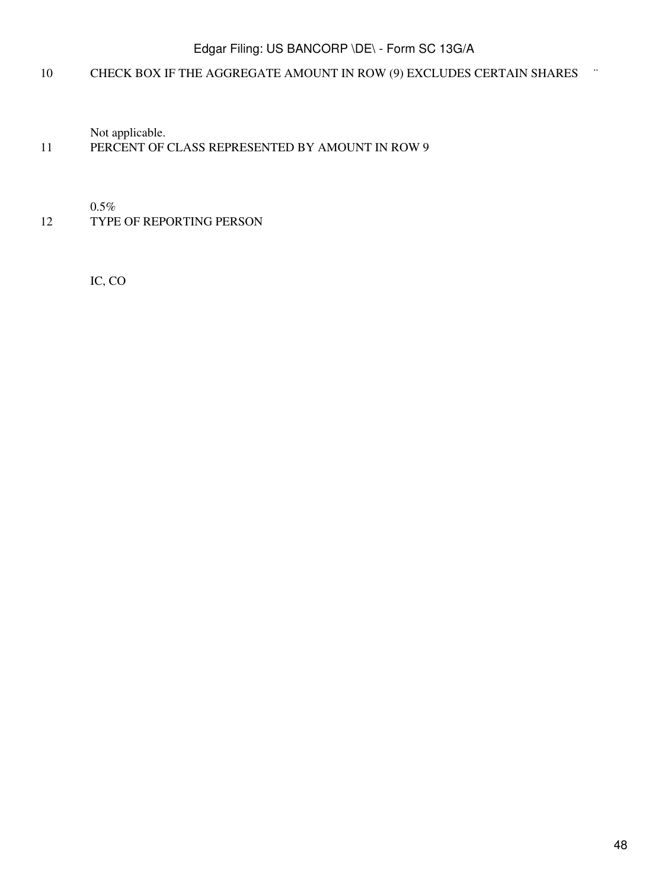| | |
|---|---|
| 10 | CHECK BOX IF THE AGGREGATE AMOUNT IN ROW (9) EXCLUDES CERTAIN SHARES ¨<br><br>Not applicable. |
| 11 | PERCENT OF CLASS REPRESENTED BY AMOUNT IN ROW 9<br><br>0.5% |
| 12 | TYPE OF REPORTING PERSON<br><br>IC, CO |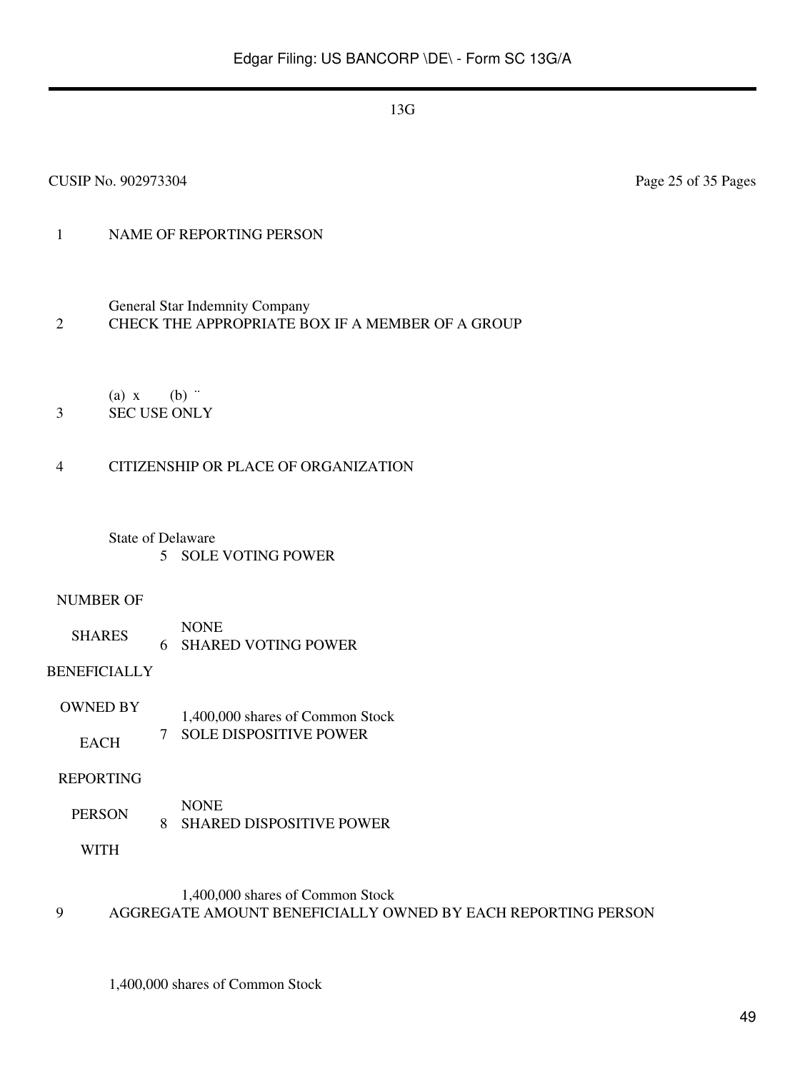13G

CUSIP No. 902973304 Page 25 of 35 Pages

| | | |
|---|---|---|
| 1 | NAME OF REPORTING PERSON<br><br>General Star Indemnity Company | |
| 2 | CHECK THE APPROPRIATE BOX IF A MEMBER OF A GROUP<br><br>(a) x (b) ¨ | |
| 3 | SEC USE ONLY | |
| 4 | CITIZENSHIP OR PLACE OF ORGANIZATION<br><br>State of Delaware | |
| NUMBER OF SHARES BENEFICIALLY OWNED BY EACH REPORTING PERSON WITH | 5 SOLE VOTING POWER<br><br>NONE | |
| | 6 SHARED VOTING POWER<br><br>1,400,000 shares of Common Stock | |
| | 7 SOLE DISPOSITIVE POWER<br><br>NONE | |
| | 8 SHARED DISPOSITIVE POWER<br><br>1,400,000 shares of Common Stock | |
| 9 | AGGREGATE AMOUNT BENEFICIALLY OWNED BY EACH REPORTING PERSON<br><br>1,400,000 shares of Common Stock | |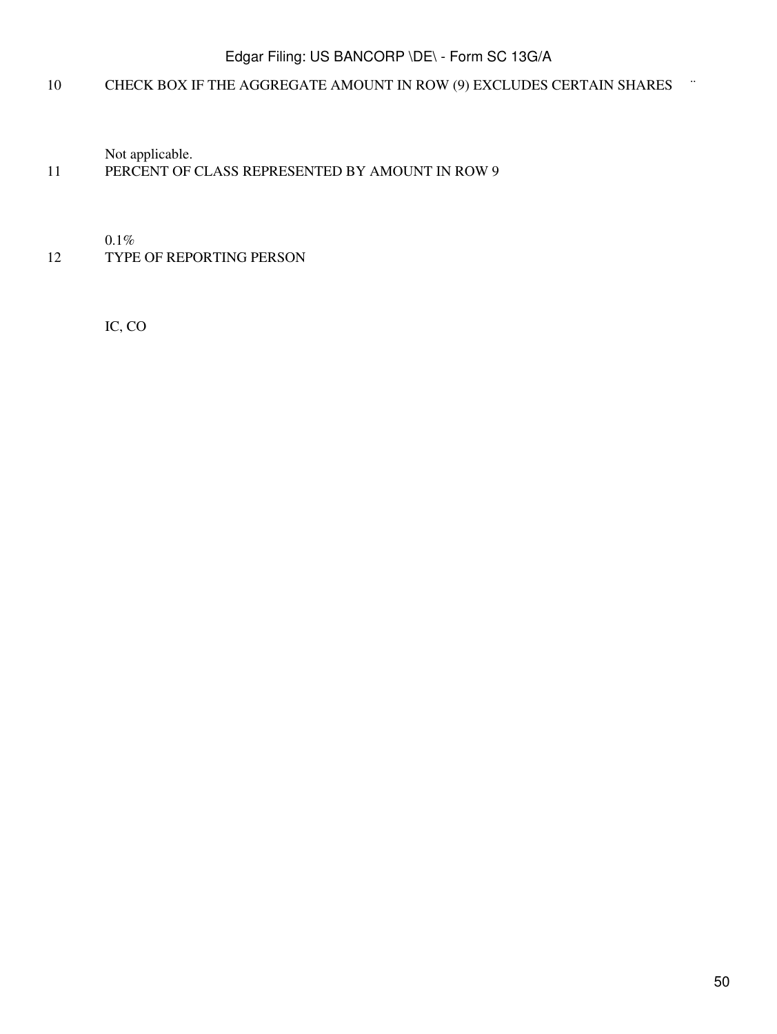| | |
|---|---|
| 10 | CHECK BOX IF THE AGGREGATE AMOUNT IN ROW (9) EXCLUDES CERTAIN SHARES ¨ |
| | Not applicable. |
| 11 | PERCENT OF CLASS REPRESENTED BY AMOUNT IN ROW 9 |
| | 0.1% |
| 12 | TYPE OF REPORTING PERSON |
| | IC, CO |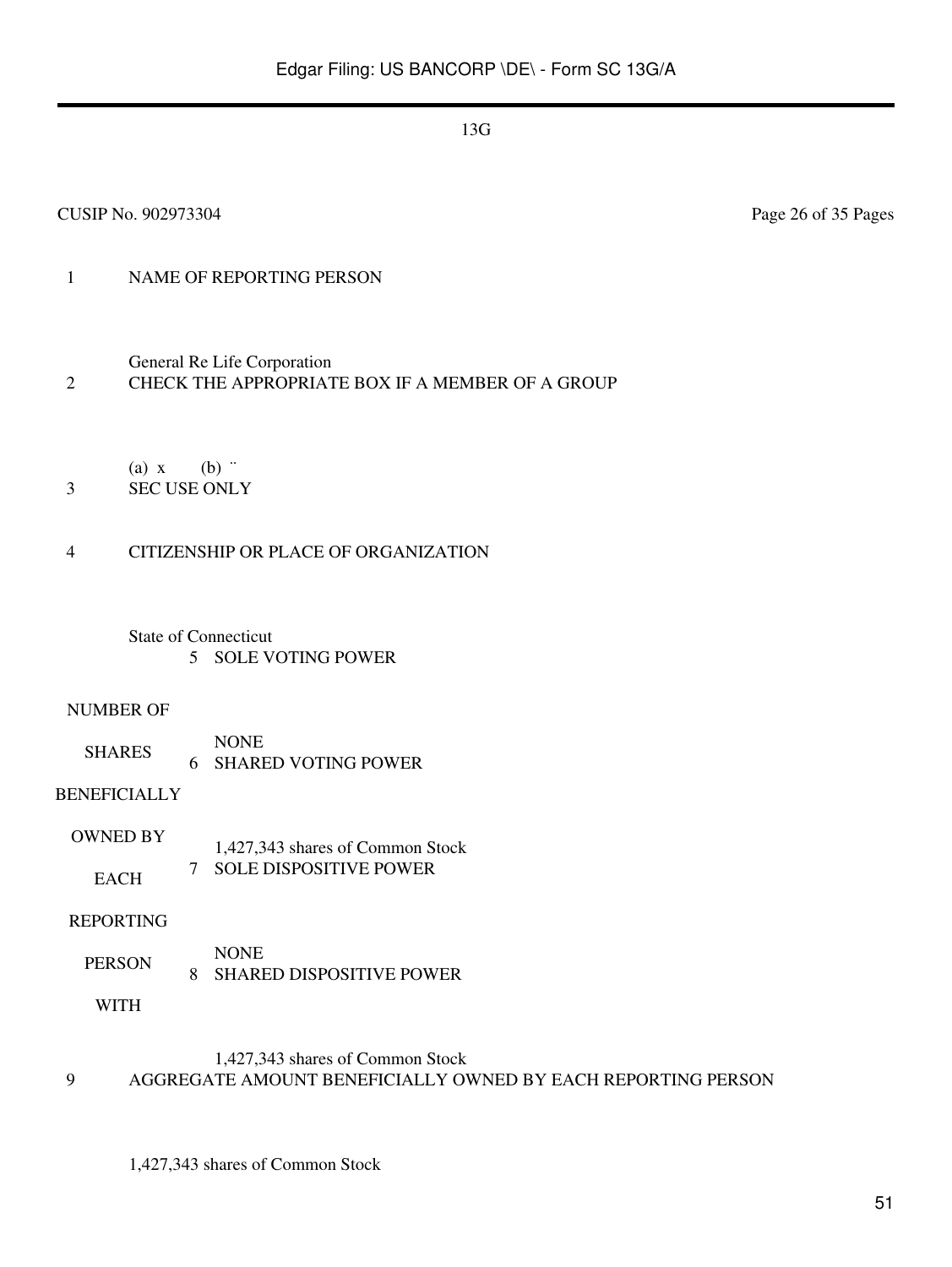13G

CUSIP No. 902973304

| | | |
|---|---|---|
| 1 | NAME OF REPORTING PERSON<br><br>General Re Life Corporation | |
| 2 | CHECK THE APPROPRIATE BOX IF A MEMBER OF A GROUP<br><br>(a) x (b) ¨ | |
| 3 | SEC USE ONLY | |
| 4 | CITIZENSHIP OR PLACE OF ORGANIZATION<br><br>State of Connecticut | |
| NUMBER OF SHARES BENEFICIALLY OWNED BY EACH REPORTING PERSON WITH | 5 | SOLE VOTING POWER<br><br>NONE |
| | 6 | SHARED VOTING POWER<br><br>1,427,343 shares of Common Stock |
| | 7 | SOLE DISPOSITIVE POWER<br><br>NONE |
| | 8 | SHARED DISPOSITIVE POWER<br><br>1,427,343 shares of Common Stock |
| 9 | AGGREGATE AMOUNT BENEFICIALLY OWNED BY EACH REPORTING PERSON<br><br>1,427,343 shares of Common Stock | |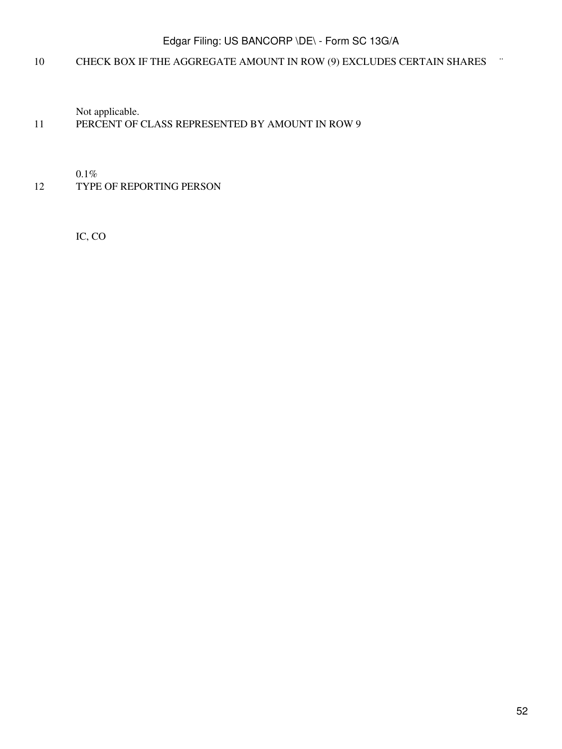| | |
|---|---|
| 10 | CHECK BOX IF THE AGGREGATE AMOUNT IN ROW (9) EXCLUDES CERTAIN SHARES ¨ |
| | Not applicable. |
| 11 | PERCENT OF CLASS REPRESENTED BY AMOUNT IN ROW 9 |
| | 0.1% |
| 12 | TYPE OF REPORTING PERSON |
| | IC, CO |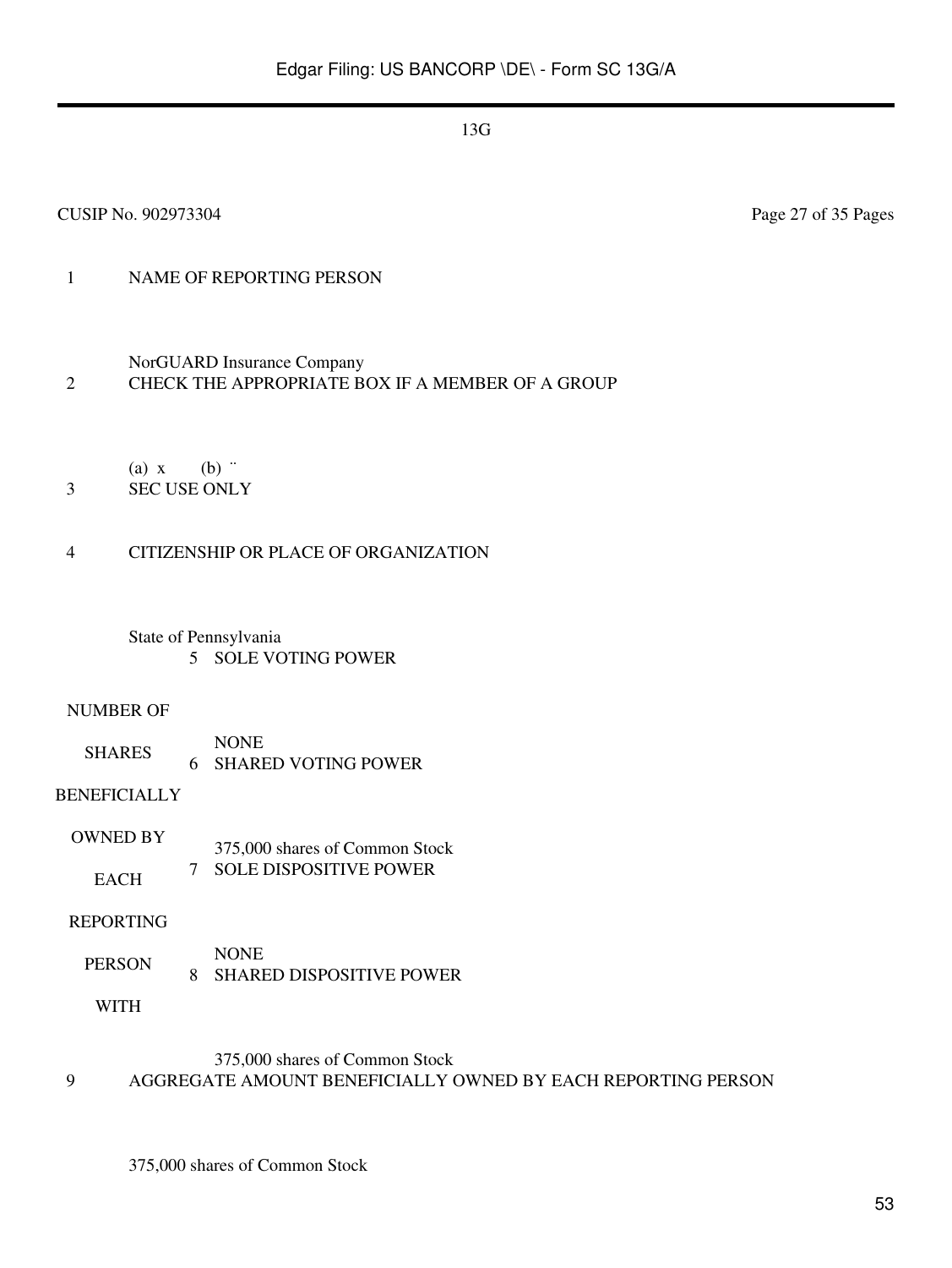13G

CUSIP No. 902973304 Page 27 of 35 Pages

| | | |
|---|---|---|
| 1 | NAME OF REPORTING PERSON<br><br>NorGUARD Insurance Company | |
| 2 | CHECK THE APPROPRIATE BOX IF A MEMBER OF A GROUP<br><br>(a) x (b) ¨ | |
| 3 | SEC USE ONLY | |
| 4 | CITIZENSHIP OR PLACE OF ORGANIZATION<br><br>State of Pennsylvania | |
| NUMBER OF SHARES BENEFICIALLY OWNED BY EACH REPORTING PERSON WITH | 5 | SOLE VOTING POWER<br><br>NONE |
| | 6 | SHARED VOTING POWER<br><br>375,000 shares of Common Stock |
| | 7 | SOLE DISPOSITIVE POWER<br><br>NONE |
| | 8 | SHARED DISPOSITIVE POWER<br><br>375,000 shares of Common Stock |
| 9 | AGGREGATE AMOUNT BENEFICIALLY OWNED BY EACH REPORTING PERSON<br><br>375,000 shares of Common Stock | |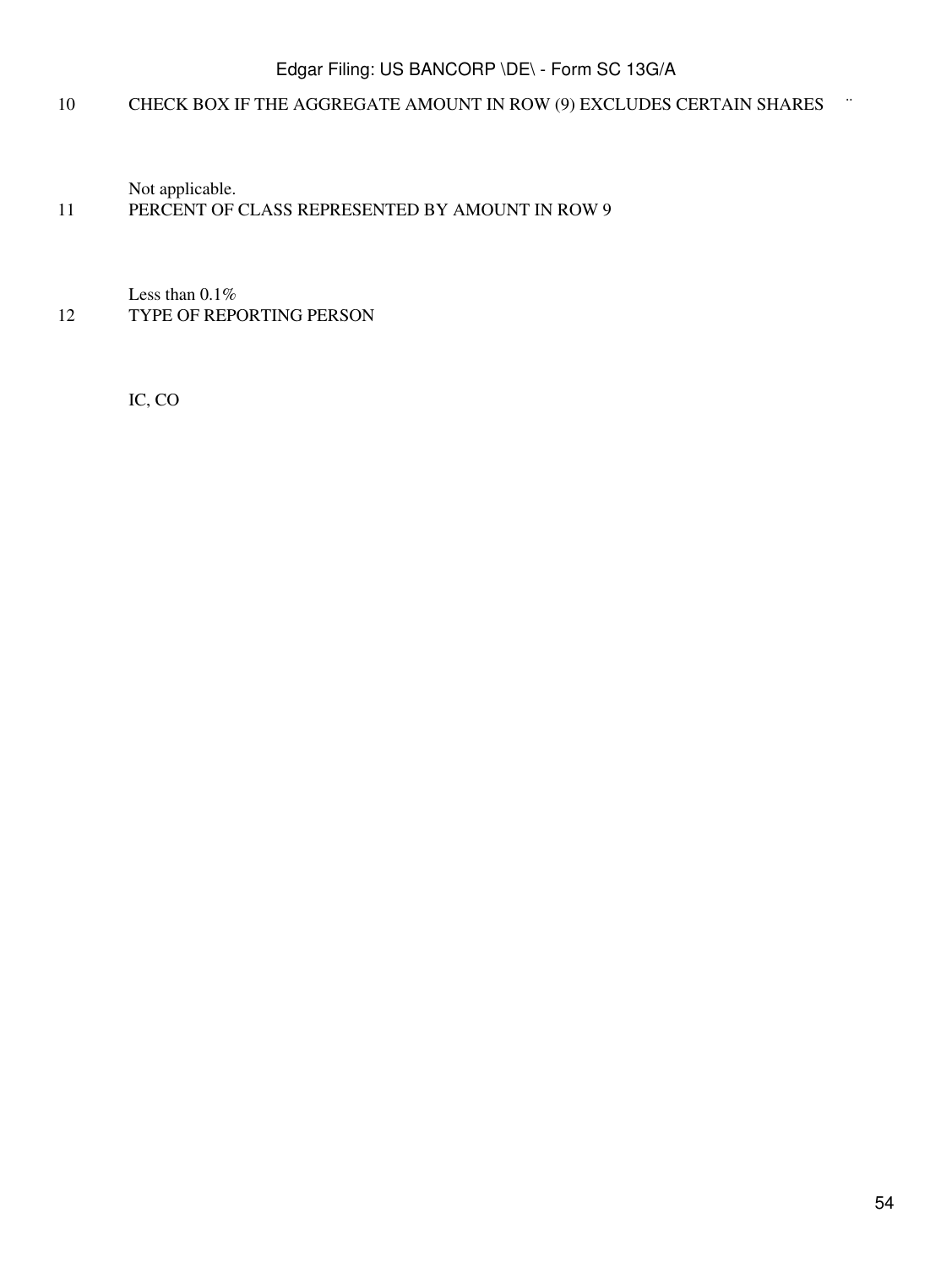10 CHECK BOX IF THE AGGREGATE AMOUNT IN ROW (9) EXCLUDES CERTAIN SHARES ¨

Not applicable.

11 PERCENT OF CLASS REPRESENTED BY AMOUNT IN ROW 9

Less than 0.1%

12 TYPE OF REPORTING PERSON

IC, CO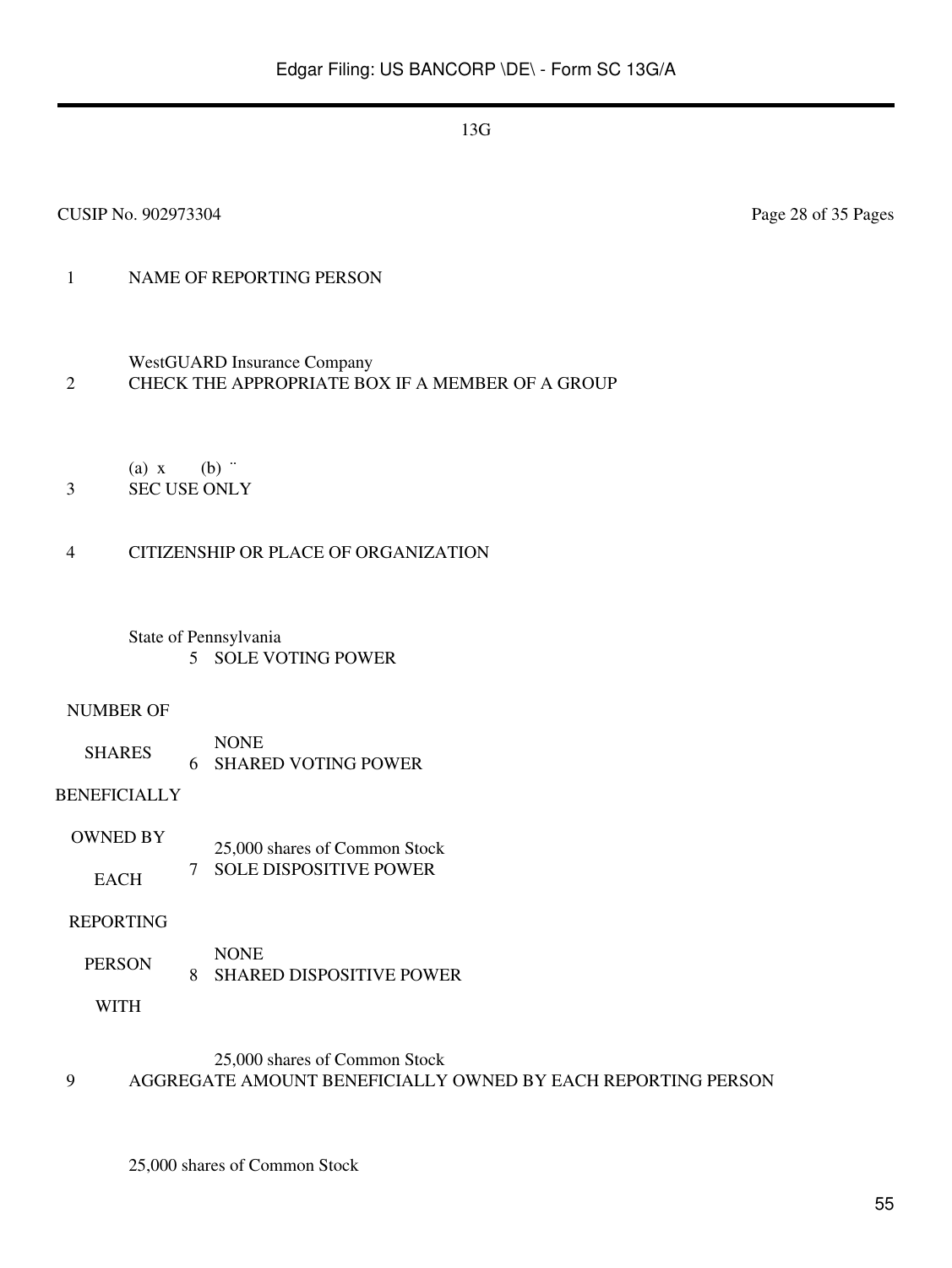13G

CUSIP No. 902973304 Page 28 of 35 Pages

| | | | |
|---|---|---|---|
| 1 | NAME OF REPORTING PERSON<br><br>WestGUARD Insurance Company | | |
| 2 | CHECK THE APPROPRIATE BOX IF A MEMBER OF A GROUP<br><br>(a) x (b) ¨ | | |
| 3 | SEC USE ONLY | | |
| 4 | CITIZENSHIP OR PLACE OF ORGANIZATION<br><br>State of Pennsylvania | | |
| NUMBER OF SHARES BENEFICIALLY OWNED BY EACH REPORTING PERSON WITH | 5 | SOLE VOTING POWER<br><br>NONE | |
| | 6 | SHARED VOTING POWER<br><br>25,000 shares of Common Stock | |
| | 7 | SOLE DISPOSITIVE POWER<br><br>NONE | |
| | 8 | SHARED DISPOSITIVE POWER<br><br>25,000 shares of Common Stock | |
| 9 | AGGREGATE AMOUNT BENEFICIALLY OWNED BY EACH REPORTING PERSON<br><br>25,000 shares of Common Stock | | |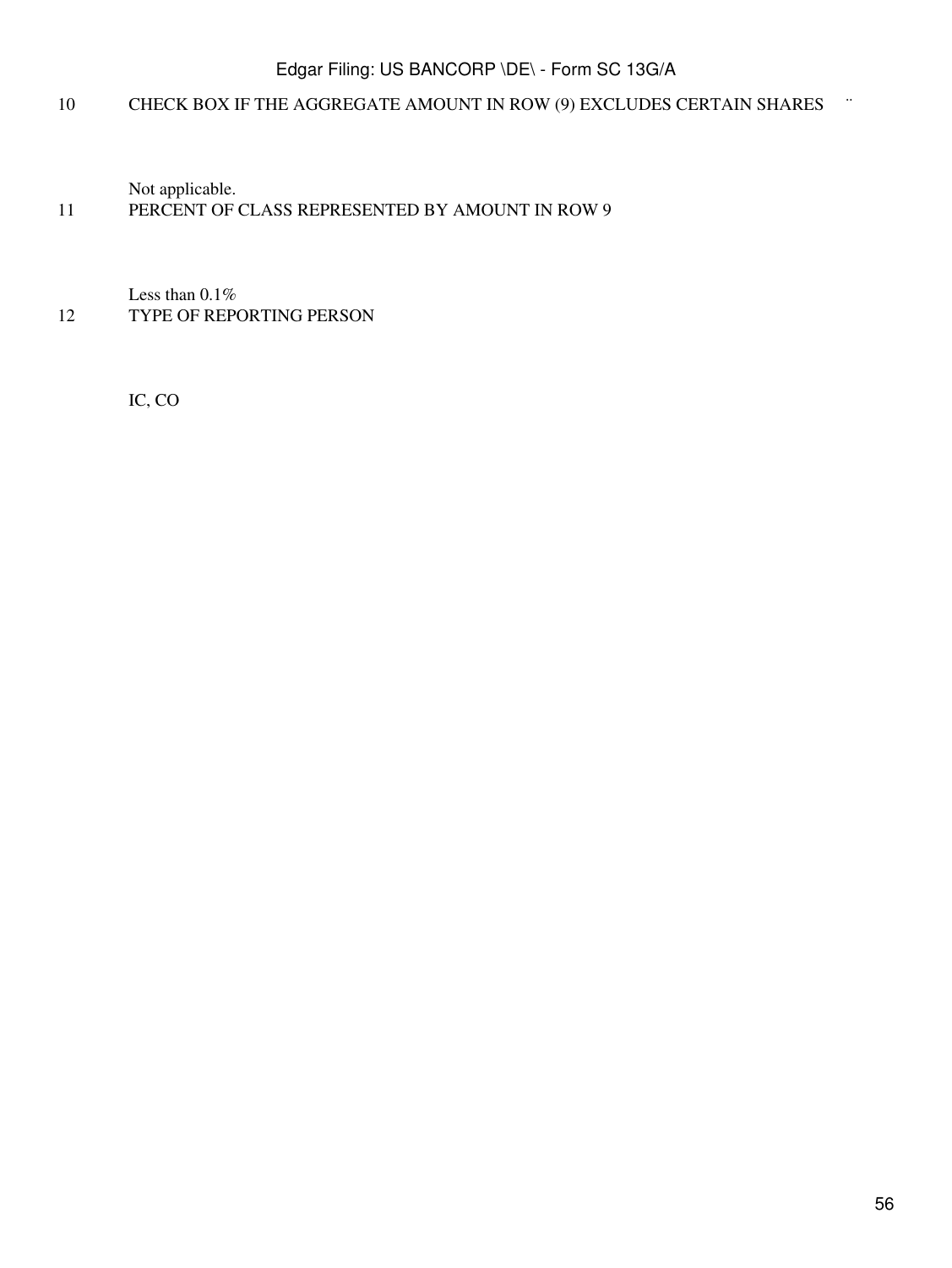10 CHECK BOX IF THE AGGREGATE AMOUNT IN ROW (9) EXCLUDES CERTAIN SHARES ¨

Not applicable.

11 PERCENT OF CLASS REPRESENTED BY AMOUNT IN ROW 9

Less than 0.1%

12 TYPE OF REPORTING PERSON

IC, CO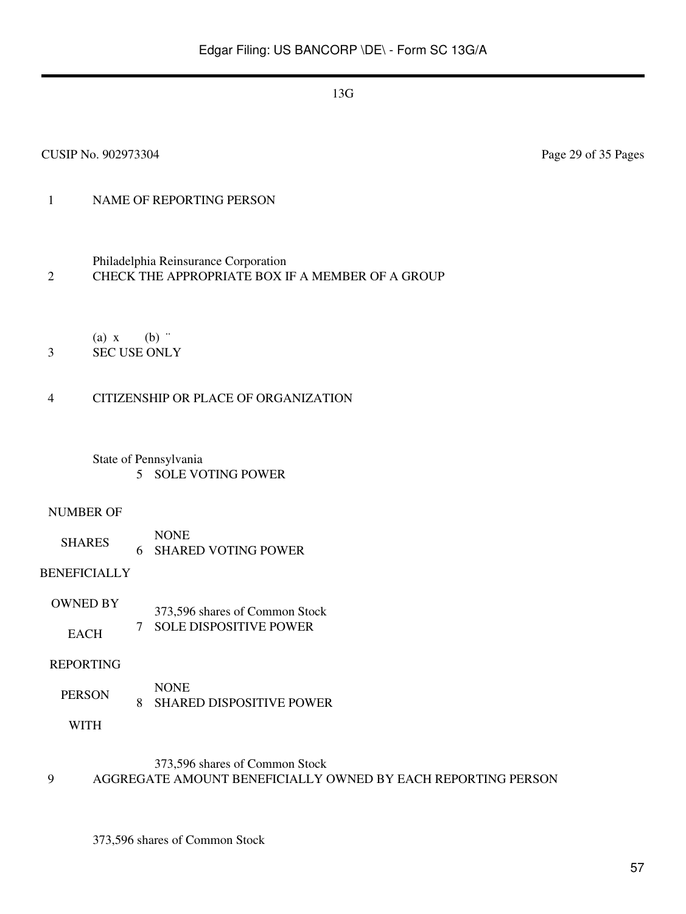13G

CUSIP No. 902973304

| | |
|---|---|
| 1 | NAME OF REPORTING PERSON<br><br>Philadelphia Reinsurance Corporation |
| 2 | CHECK THE APPROPRIATE BOX IF A MEMBER OF A GROUP<br><br>(a) x (b) ¨ |
| 3 | SEC USE ONLY |
| 4 | CITIZENSHIP OR PLACE OF ORGANIZATION<br><br>State of Pennsylvania |

| NUMBER OF SHARES BENEFICIALLY OWNED BY EACH REPORTING PERSON WITH | | |
|---|---|---|
| | 5 | SOLE VOTING POWER<br><br>NONE |
| | 6 | SHARED VOTING POWER<br><br>373,596 shares of Common Stock |
| | 7 | SOLE DISPOSITIVE POWER<br><br>NONE |
| | 8 | SHARED DISPOSITIVE POWER<br><br>373,596 shares of Common Stock |

| | |
|---|---|
| 9 | AGGREGATE AMOUNT BENEFICIALLY OWNED BY EACH REPORTING PERSON<br><br>373,596 shares of Common Stock |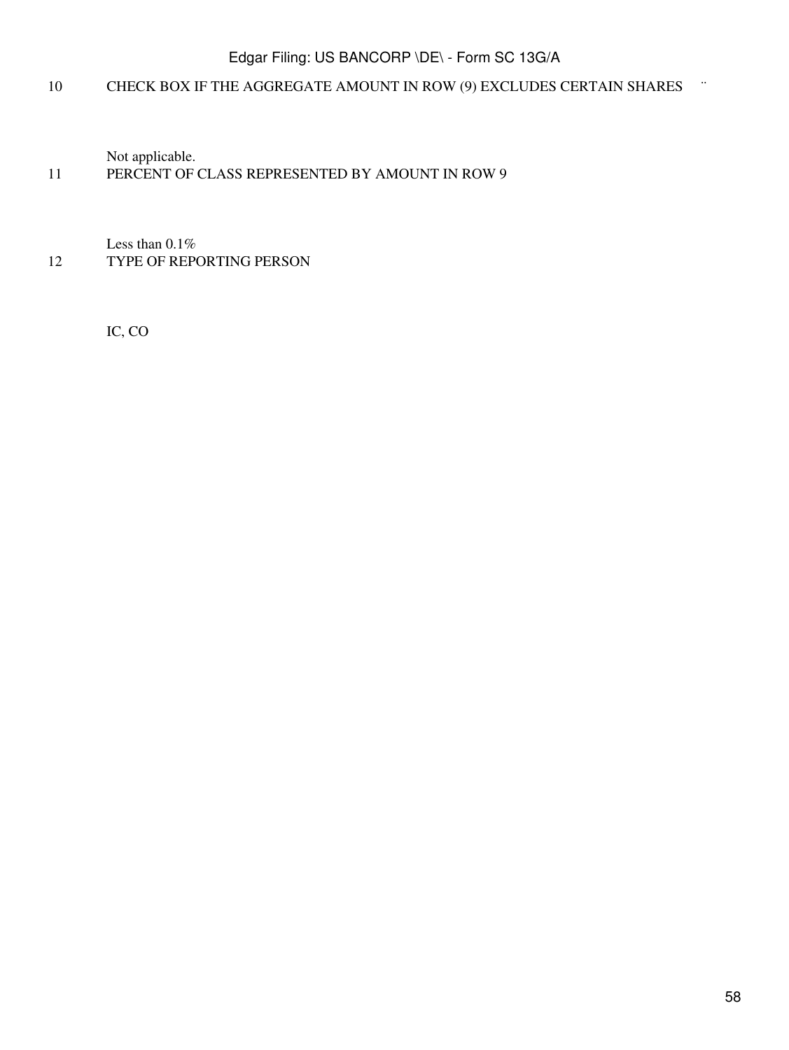10 CHECK BOX IF THE AGGREGATE AMOUNT IN ROW (9) EXCLUDES CERTAIN SHARES ¨

Not applicable.

11 PERCENT OF CLASS REPRESENTED BY AMOUNT IN ROW 9

Less than 0.1%

12 TYPE OF REPORTING PERSON

IC, CO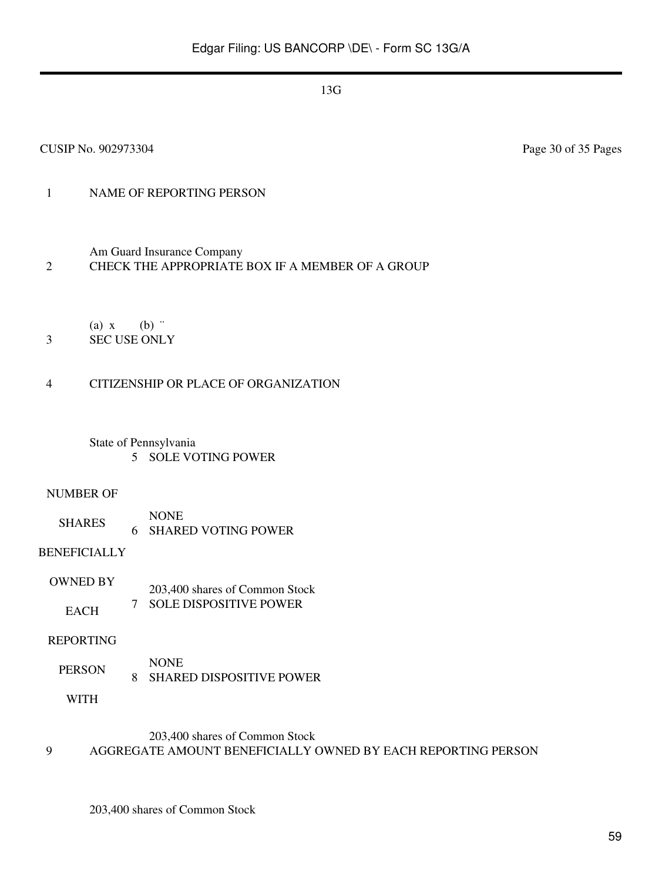13G

CUSIP No. 902973304 Page 30 of 35 Pages

| | | | |
|---|---|---|---|
| 1 | NAME OF REPORTING PERSON<br><br>Am Guard Insurance Company | | |
| 2 | CHECK THE APPROPRIATE BOX IF A MEMBER OF A GROUP<br><br>(a) x (b) ¨ | | |
| 3 | SEC USE ONLY | | |
| 4 | CITIZENSHIP OR PLACE OF ORGANIZATION<br><br>State of Pennsylvania | | |
| NUMBER OF SHARES BENEFICIALLY OWNED BY EACH REPORTING PERSON WITH | 5 | SOLE VOTING POWER<br><br>NONE | |
| | 6 | SHARED VOTING POWER<br><br>203,400 shares of Common Stock | |
| | 7 | SOLE DISPOSITIVE POWER<br><br>NONE | |
| | 8 | SHARED DISPOSITIVE POWER<br><br>203,400 shares of Common Stock | |
| 9 | AGGREGATE AMOUNT BENEFICIALLY OWNED BY EACH REPORTING PERSON<br><br>203,400 shares of Common Stock | | |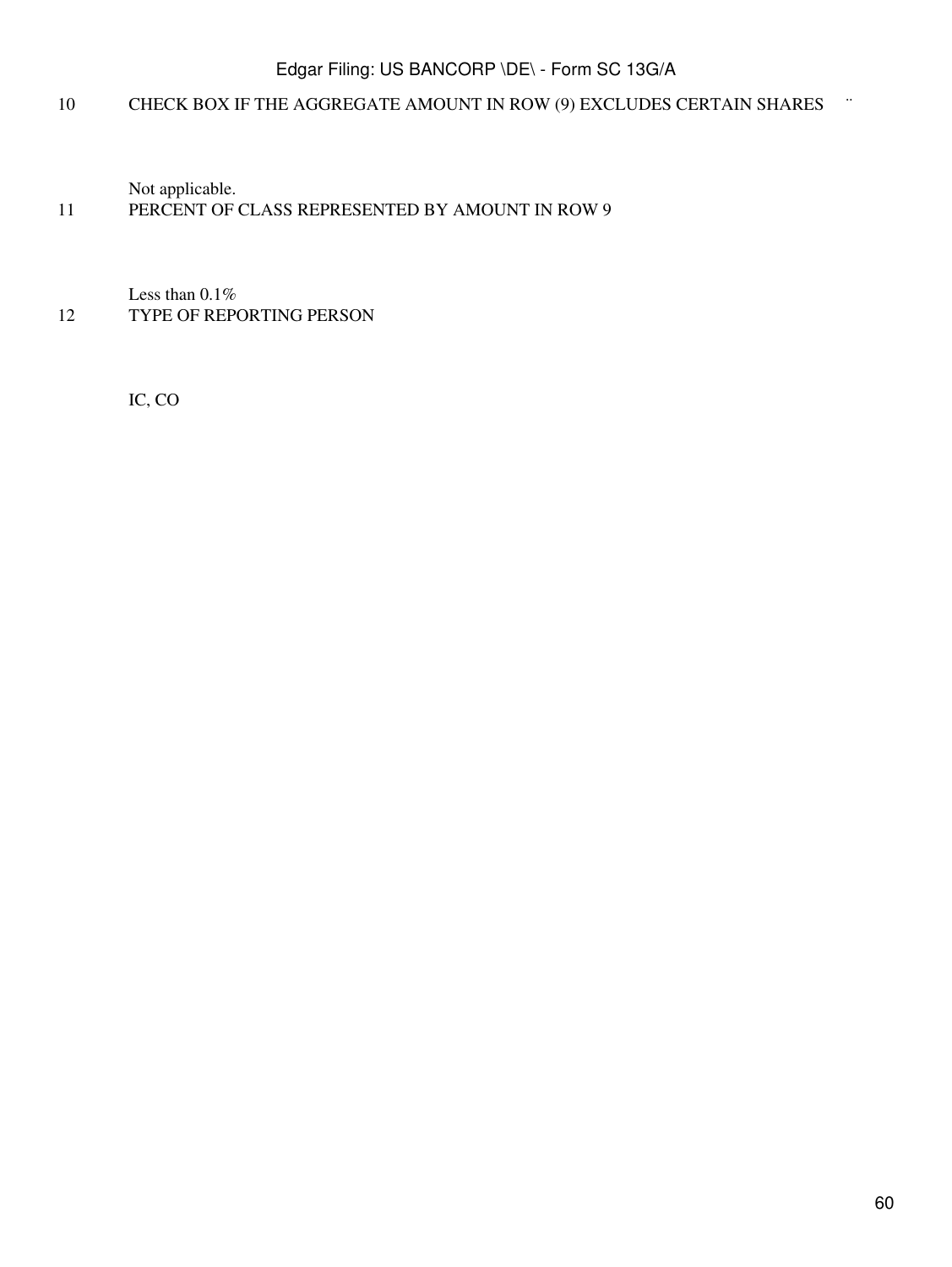| | | |
|---|---|---|
| 10 | CHECK BOX IF THE AGGREGATE AMOUNT IN ROW (9) EXCLUDES CERTAIN SHARES | ¨ |
| | Not applicable. | |
| 11 | PERCENT OF CLASS REPRESENTED BY AMOUNT IN ROW 9 | |
| | Less than 0.1% | |
| 12 | TYPE OF REPORTING PERSON | |
| | IC, CO | |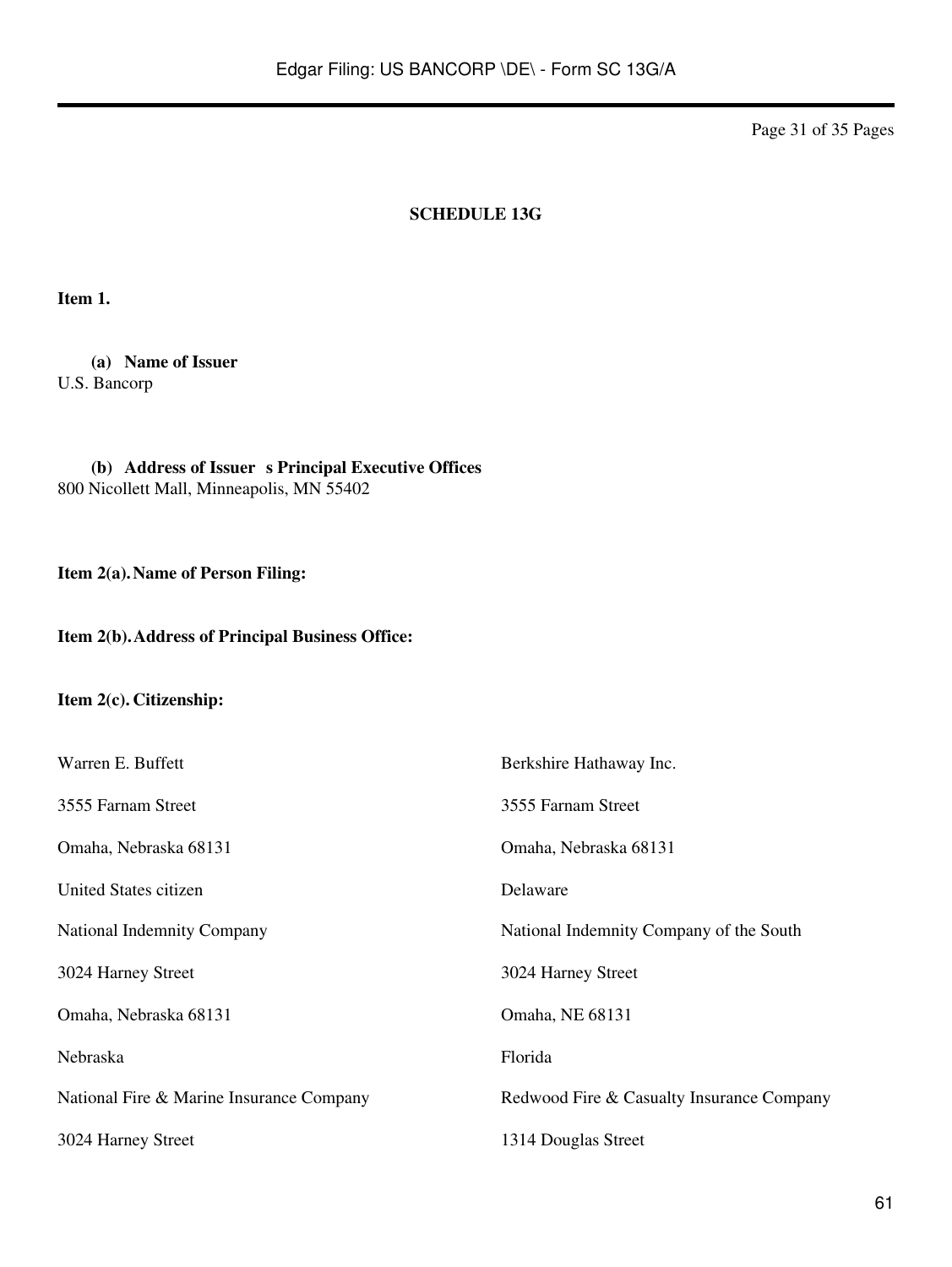**SCHEDULE 13G**

**Item 1.**

**(a) Name of Issuer**
U.S. Bancorp

**(b) Address of Issuer s Principal Executive Offices**
800 Nicollett Mall, Minneapolis, MN 55402

**Item 2(a). Name of Person Filing:**

**Item 2(b). Address of Principal Business Office:**

**Item 2(c). Citizenship:**

| | |
|---|---|
| Warren E. Buffett | Berkshire Hathaway Inc. |
| 3555 Farnam Street | 3555 Farnam Street |
| Omaha, Nebraska 68131 | Omaha, Nebraska 68131 |
| United States citizen | Delaware |
| National Indemnity Company | National Indemnity Company of the South |
| 3024 Harney Street | 3024 Harney Street |
| Omaha, Nebraska 68131 | Omaha, NE 68131 |
| Nebraska | Florida |
| National Fire & Marine Insurance Company | Redwood Fire & Casualty Insurance Company |
| 3024 Harney Street | 1314 Douglas Street |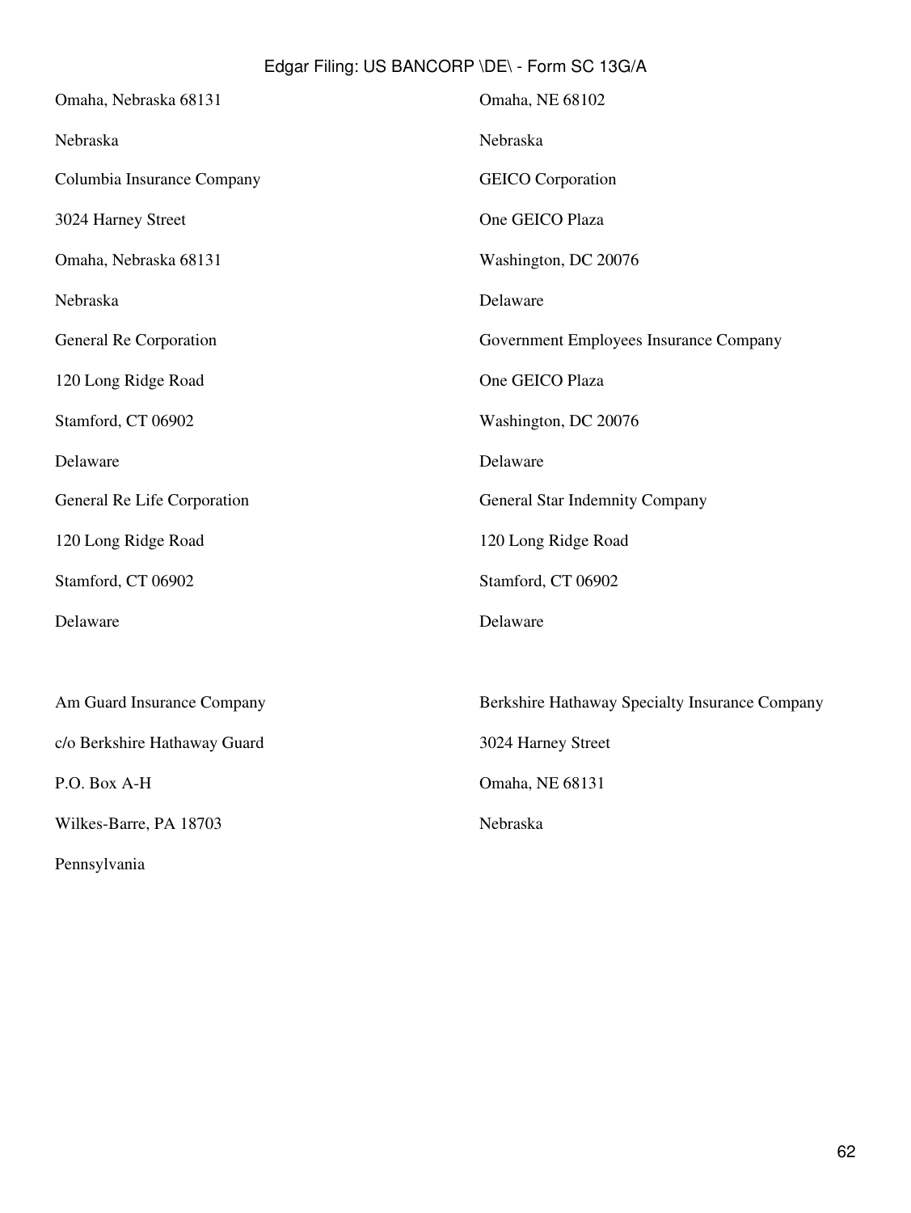Omaha, Nebraska 68131

Nebraska

Columbia Insurance Company

3024 Harney Street

Omaha, Nebraska 68131

Nebraska

General Re Corporation

120 Long Ridge Road

Stamford, CT 06902

Delaware

General Re Life Corporation

120 Long Ridge Road

Stamford, CT 06902

Delaware

Omaha, NE 68102

Nebraska

GEICO Corporation

One GEICO Plaza

Washington, DC 20076

Delaware

Government Employees Insurance Company

One GEICO Plaza

Washington, DC 20076

Delaware

General Star Indemnity Company

120 Long Ridge Road

Stamford, CT 06902

Delaware

Am Guard Insurance Company

c/o Berkshire Hathaway Guard

P.O. Box A-H

Wilkes-Barre, PA 18703

Pennsylvania

Berkshire Hathaway Specialty Insurance Company

3024 Harney Street

Omaha, NE 68131

Nebraska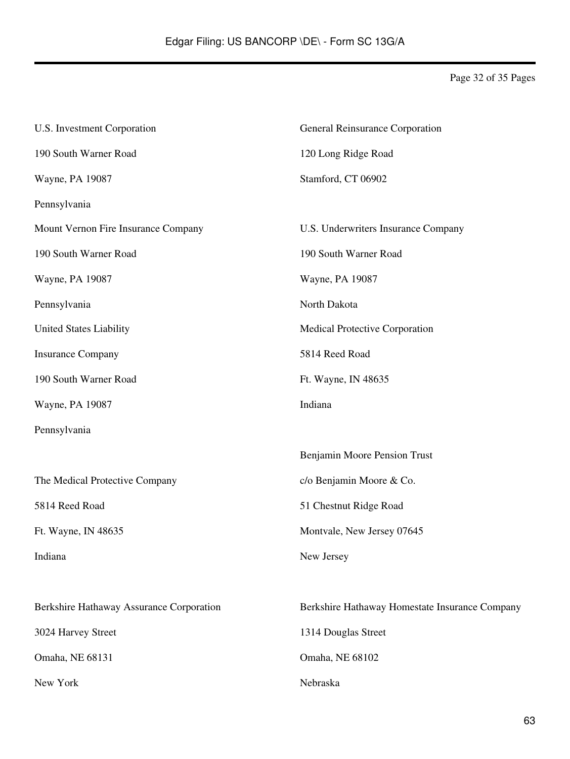U.S. Investment Corporation

190 South Warner Road

Wayne, PA 19087

Pennsylvania

Mount Vernon Fire Insurance Company

190 South Warner Road

Wayne, PA 19087

Pennsylvania

United States Liability

Insurance Company

190 South Warner Road

Wayne, PA 19087

Pennsylvania

The Medical Protective Company

5814 Reed Road

Ft. Wayne, IN 48635

Indiana

Berkshire Hathaway Assurance Corporation

3024 Harvey Street

Omaha, NE 68131

New York

General Reinsurance Corporation

120 Long Ridge Road

Stamford, CT 06902

U.S. Underwriters Insurance Company

190 South Warner Road

Wayne, PA 19087

North Dakota

Medical Protective Corporation

5814 Reed Road

Ft. Wayne, IN 48635

Indiana

Benjamin Moore Pension Trust

c/o Benjamin Moore & Co.

51 Chestnut Ridge Road

Montvale, New Jersey 07645

New Jersey

Berkshire Hathaway Homestate Insurance Company

1314 Douglas Street

Omaha, NE 68102

Nebraska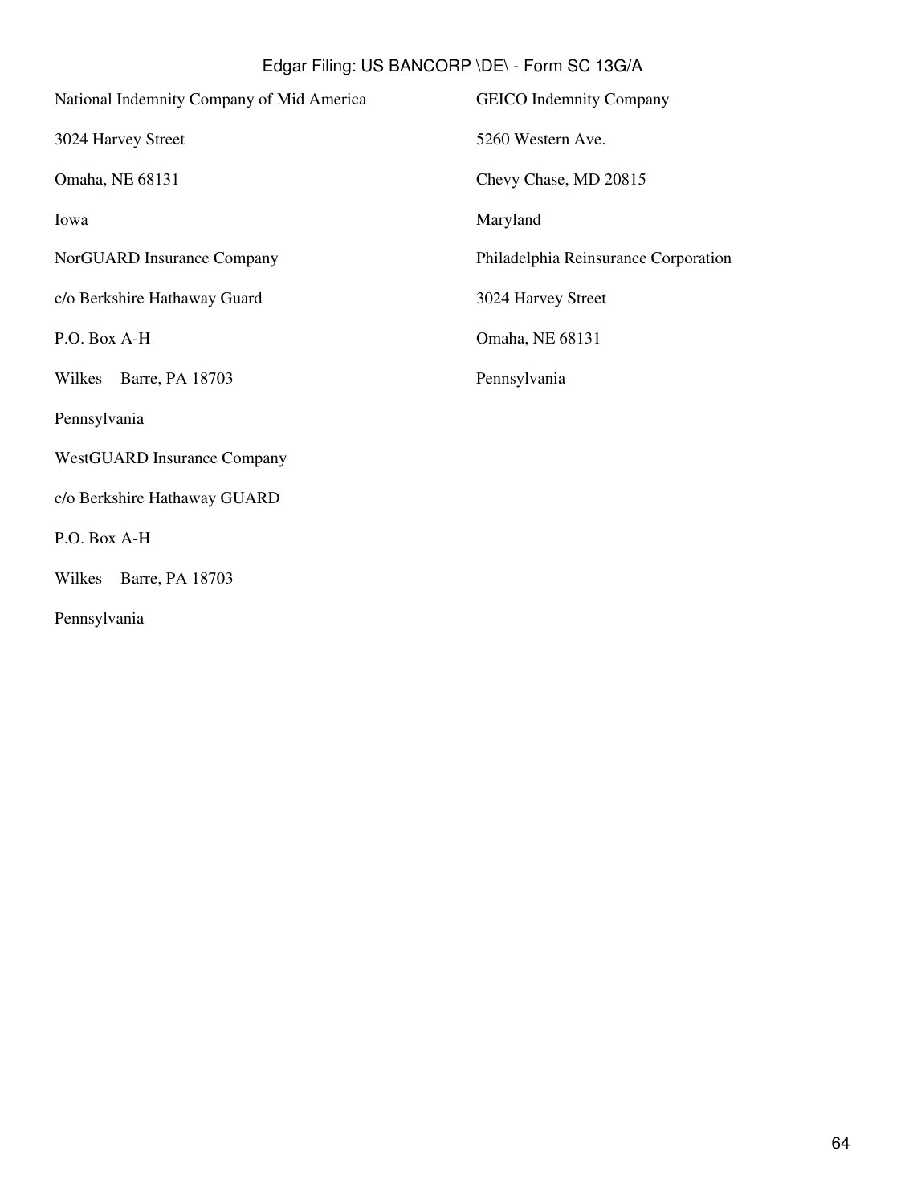National Indemnity Company of Mid America

3024 Harvey Street

Omaha, NE 68131

Iowa

NorGUARD Insurance Company

c/o Berkshire Hathaway Guard

P.O. Box A-H

Wilkes Barre, PA 18703

Pennsylvania

WestGUARD Insurance Company

c/o Berkshire Hathaway GUARD

P.O. Box A-H

Wilkes Barre, PA 18703

Pennsylvania

GEICO Indemnity Company

5260 Western Ave.

Chevy Chase, MD 20815

Maryland

Philadelphia Reinsurance Corporation

3024 Harvey Street

Omaha, NE 68131

Pennsylvania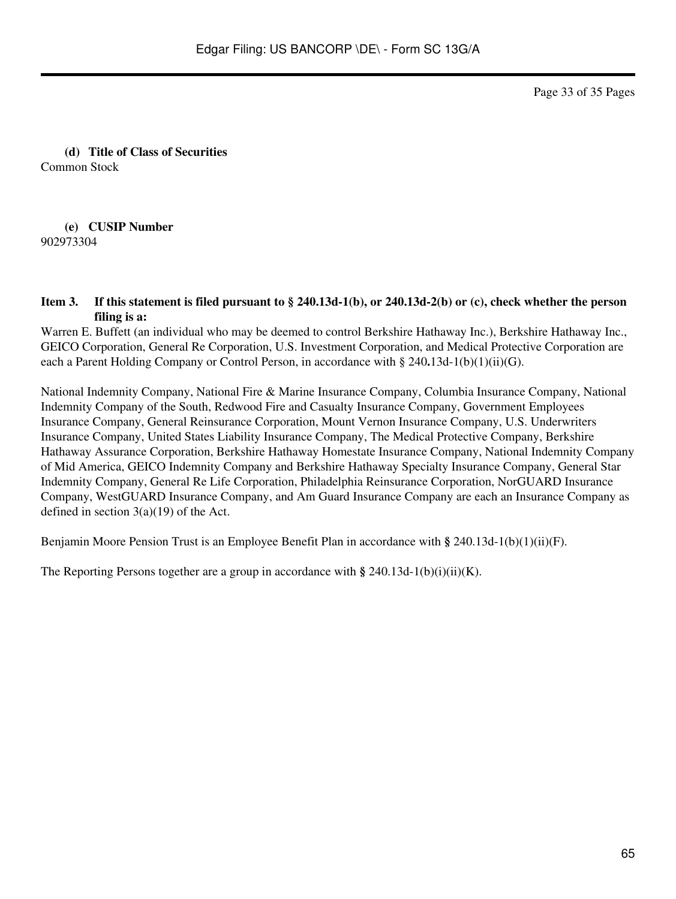**(d) Title of Class of Securities**

Common Stock

**(e) CUSIP Number**

902973304

**Item 3. If this statement is filed pursuant to § 240.13d-1(b), or 240.13d-2(b) or (c), check whether the person filing is a:**

Warren E. Buffett (an individual who may be deemed to control Berkshire Hathaway Inc.), Berkshire Hathaway Inc., GEICO Corporation, General Re Corporation, U.S. Investment Corporation, and Medical Protective Corporation are each a Parent Holding Company or Control Person, in accordance with § 240.13d-1(b)(1)(ii)(G).

National Indemnity Company, National Fire & Marine Insurance Company, Columbia Insurance Company, National Indemnity Company of the South, Redwood Fire and Casualty Insurance Company, Government Employees Insurance Company, General Reinsurance Corporation, Mount Vernon Insurance Company, U.S. Underwriters Insurance Company, United States Liability Insurance Company, The Medical Protective Company, Berkshire Hathaway Assurance Corporation, Berkshire Hathaway Homestate Insurance Company, National Indemnity Company of Mid America, GEICO Indemnity Company and Berkshire Hathaway Specialty Insurance Company, General Star Indemnity Company, General Re Life Corporation, Philadelphia Reinsurance Corporation, NorGUARD Insurance Company, WestGUARD Insurance Company, and Am Guard Insurance Company are each an Insurance Company as defined in section 3(a)(19) of the Act.

Benjamin Moore Pension Trust is an Employee Benefit Plan in accordance with § 240.13d-1(b)(1)(ii)(F).

The Reporting Persons together are a group in accordance with § 240.13d-1(b)(i)(ii)(K).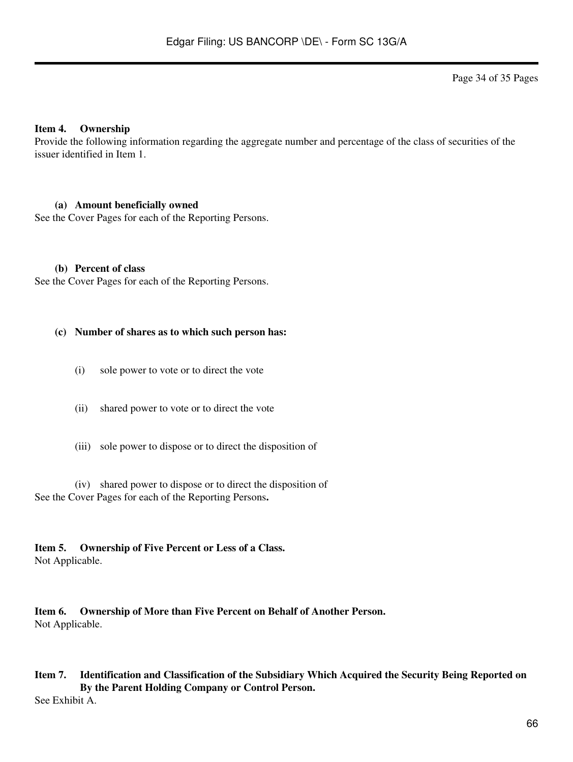**Item 4. Ownership**

Provide the following information regarding the aggregate number and percentage of the class of securities of the issuer identified in Item 1.

**(a) Amount beneficially owned**

See the Cover Pages for each of the Reporting Persons.

**(b) Percent of class**

See the Cover Pages for each of the Reporting Persons.

**(c) Number of shares as to which such person has:**

(i) sole power to vote or to direct the vote

(ii) shared power to vote or to direct the vote

(iii) sole power to dispose or to direct the disposition of

(iv) shared power to dispose or to direct the disposition of

See the Cover Pages for each of the Reporting Persons**.**

**Item 5. Ownership of Five Percent or Less of a Class.**

Not Applicable.

**Item 6. Ownership of More than Five Percent on Behalf of Another Person.**

Not Applicable.

**Item 7. Identification and Classification of the Subsidiary Which Acquired the Security Being Reported on By the Parent Holding Company or Control Person.**

See Exhibit A.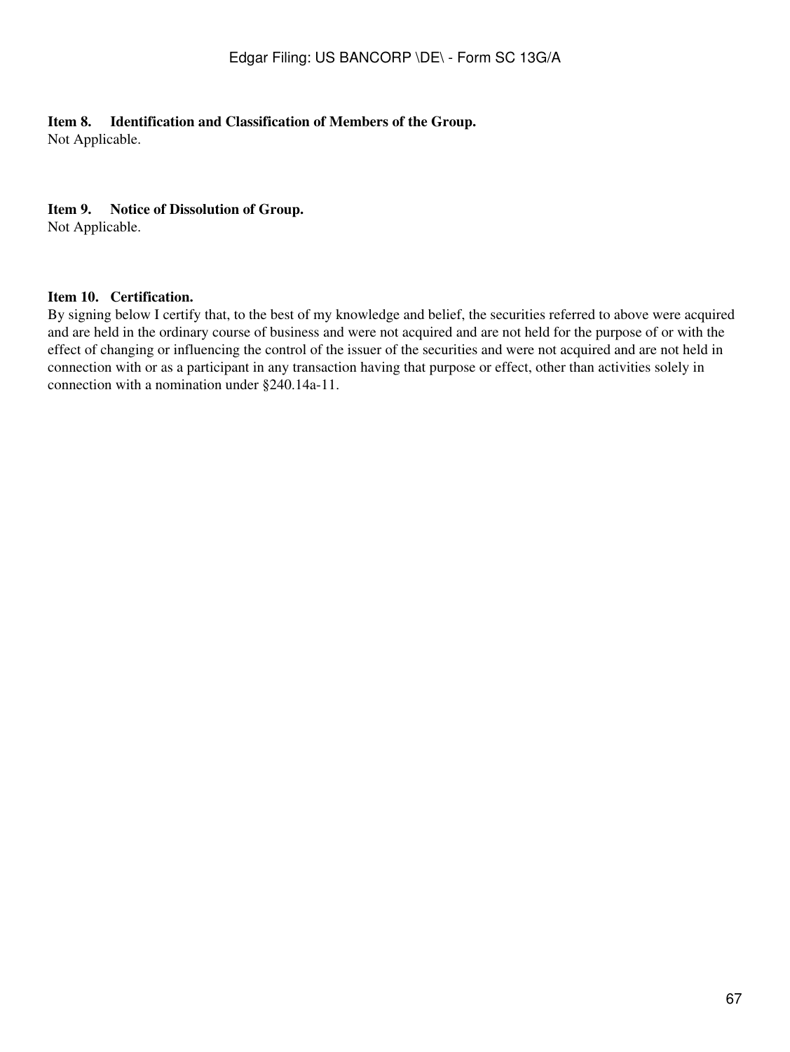**Item 8. Identification and Classification of Members of the Group.**
Not Applicable.

**Item 9. Notice of Dissolution of Group.**
Not Applicable.

**Item 10. Certification.**
By signing below I certify that, to the best of my knowledge and belief, the securities referred to above were acquired and are held in the ordinary course of business and were not acquired and are not held for the purpose of or with the effect of changing or influencing the control of the issuer of the securities and were not acquired and are not held in connection with or as a participant in any transaction having that purpose or effect, other than activities solely in connection with a nomination under §240.14a-11.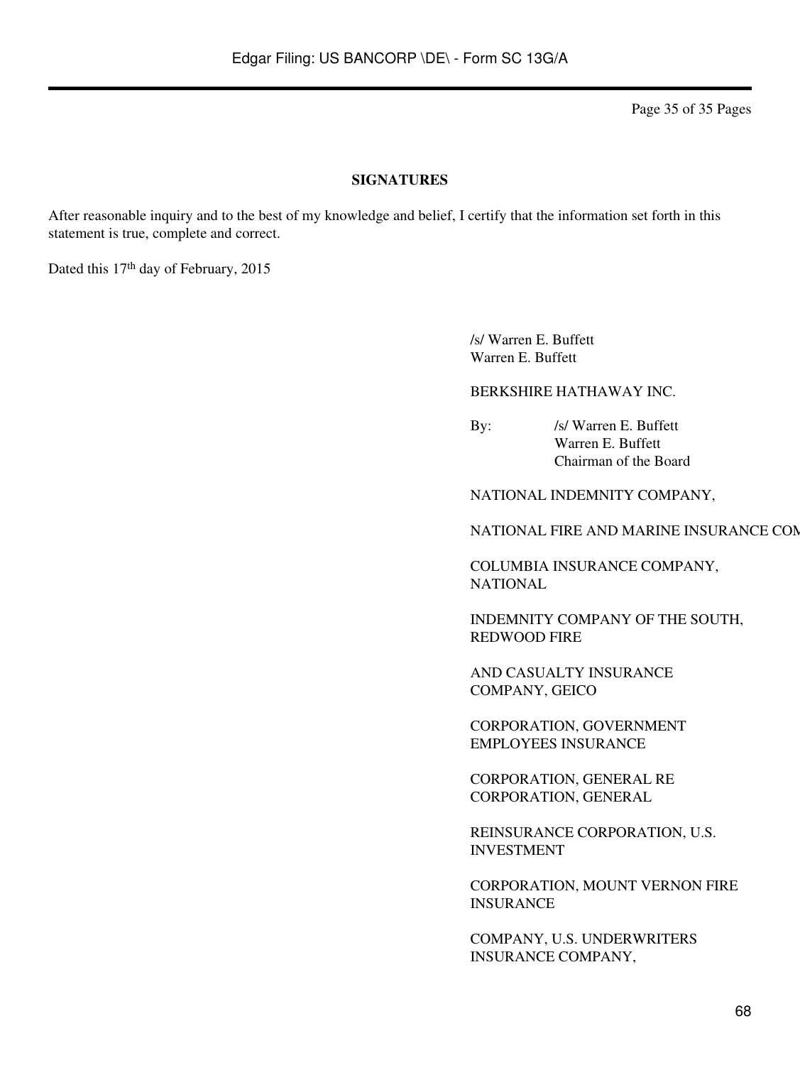**SIGNATURES**

After reasonable inquiry and to the best of my knowledge and belief, I certify that the information set forth in this statement is true, complete and correct.

Dated this 17th day of February, 2015

/s/ Warren E. Buffett
Warren E. Buffett

BERKSHIRE HATHAWAY INC.

By: /s/ Warren E. Buffett
Warren E. Buffett
Chairman of the Board

NATIONAL INDEMNITY COMPANY,

NATIONAL FIRE AND MARINE INSURANCE COM

COLUMBIA INSURANCE COMPANY,
NATIONAL

INDEMNITY COMPANY OF THE SOUTH,
REDWOOD FIRE

AND CASUALTY INSURANCE
COMPANY, GEICO

CORPORATION, GOVERNMENT
EMPLOYEES INSURANCE

CORPORATION, GENERAL RE
CORPORATION, GENERAL

REINSURANCE CORPORATION, U.S.
INVESTMENT

CORPORATION, MOUNT VERNON FIRE
INSURANCE

COMPANY, U.S. UNDERWRITERS
INSURANCE COMPANY,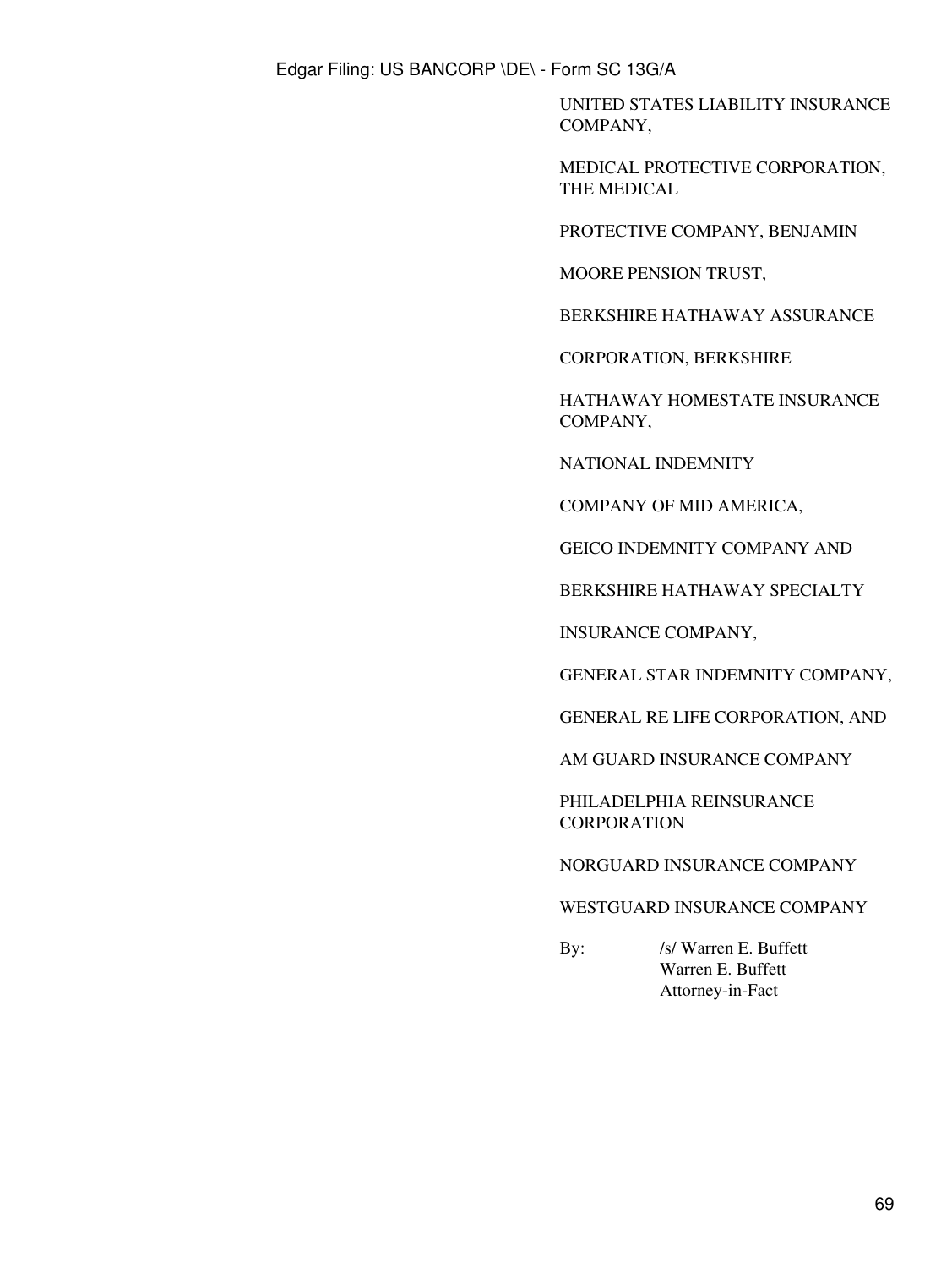UNITED STATES LIABILITY INSURANCE COMPANY,

MEDICAL PROTECTIVE CORPORATION, THE MEDICAL

PROTECTIVE COMPANY, BENJAMIN

MOORE PENSION TRUST,

BERKSHIRE HATHAWAY ASSURANCE

CORPORATION, BERKSHIRE

HATHAWAY HOMESTATE INSURANCE COMPANY,

NATIONAL INDEMNITY

COMPANY OF MID AMERICA,

GEICO INDEMNITY COMPANY AND

BERKSHIRE HATHAWAY SPECIALTY

INSURANCE COMPANY,

GENERAL STAR INDEMNITY COMPANY,

GENERAL RE LIFE CORPORATION, AND

AM GUARD INSURANCE COMPANY

PHILADELPHIA REINSURANCE CORPORATION

NORGUARD INSURANCE COMPANY

WESTGUARD INSURANCE COMPANY

By: /s/ Warren E. Buffett
Warren E. Buffett
Attorney-in-Fact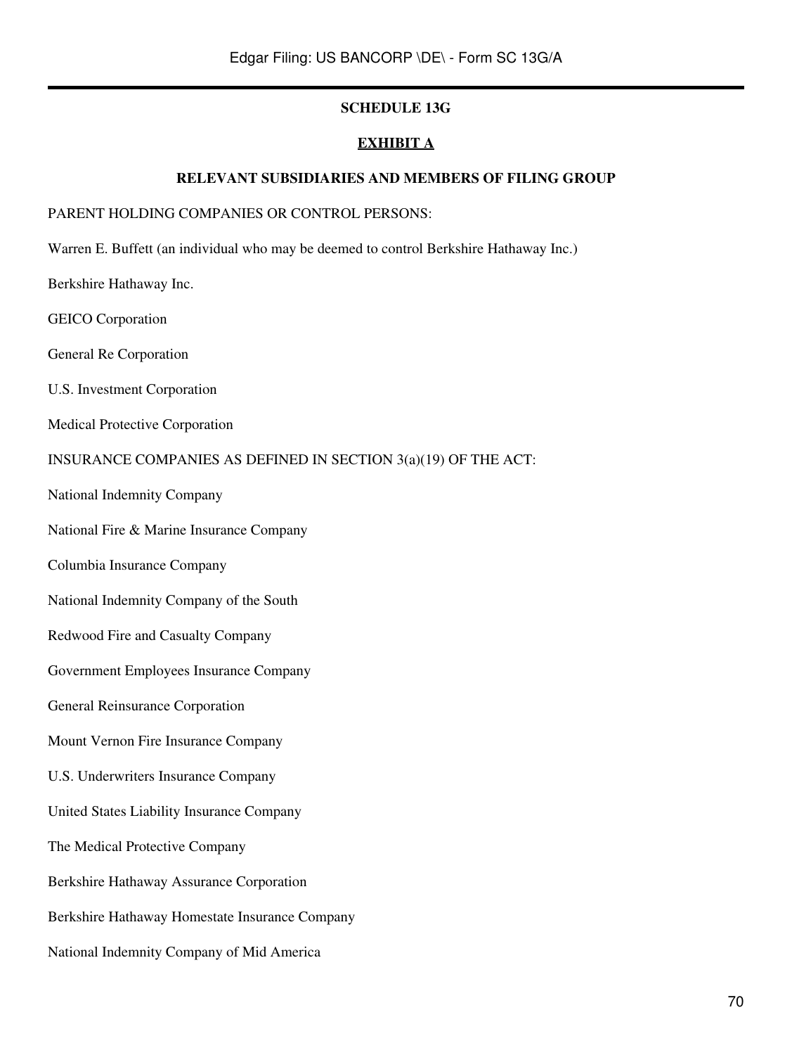**SCHEDULE 13G**

**EXHIBIT A**

**RELEVANT SUBSIDIARIES AND MEMBERS OF FILING GROUP**

PARENT HOLDING COMPANIES OR CONTROL PERSONS:

Warren E. Buffett (an individual who may be deemed to control Berkshire Hathaway Inc.)

Berkshire Hathaway Inc.

GEICO Corporation

General Re Corporation

U.S. Investment Corporation

Medical Protective Corporation

INSURANCE COMPANIES AS DEFINED IN SECTION 3(a)(19) OF THE ACT:

National Indemnity Company

National Fire & Marine Insurance Company

Columbia Insurance Company

National Indemnity Company of the South

Redwood Fire and Casualty Company

Government Employees Insurance Company

General Reinsurance Corporation

Mount Vernon Fire Insurance Company

U.S. Underwriters Insurance Company

United States Liability Insurance Company

The Medical Protective Company

Berkshire Hathaway Assurance Corporation

Berkshire Hathaway Homestate Insurance Company

National Indemnity Company of Mid America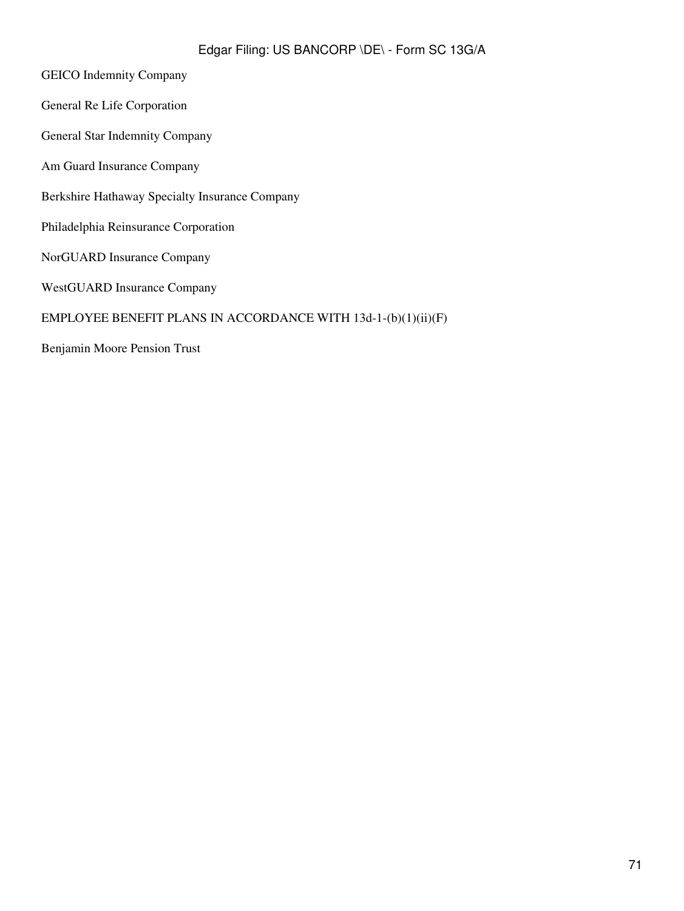GEICO Indemnity Company

General Re Life Corporation

General Star Indemnity Company

Am Guard Insurance Company

Berkshire Hathaway Specialty Insurance Company

Philadelphia Reinsurance Corporation

NorGUARD Insurance Company

WestGUARD Insurance Company

EMPLOYEE BENEFIT PLANS IN ACCORDANCE WITH 13d-1-(b)(1)(ii)(F)

Benjamin Moore Pension Trust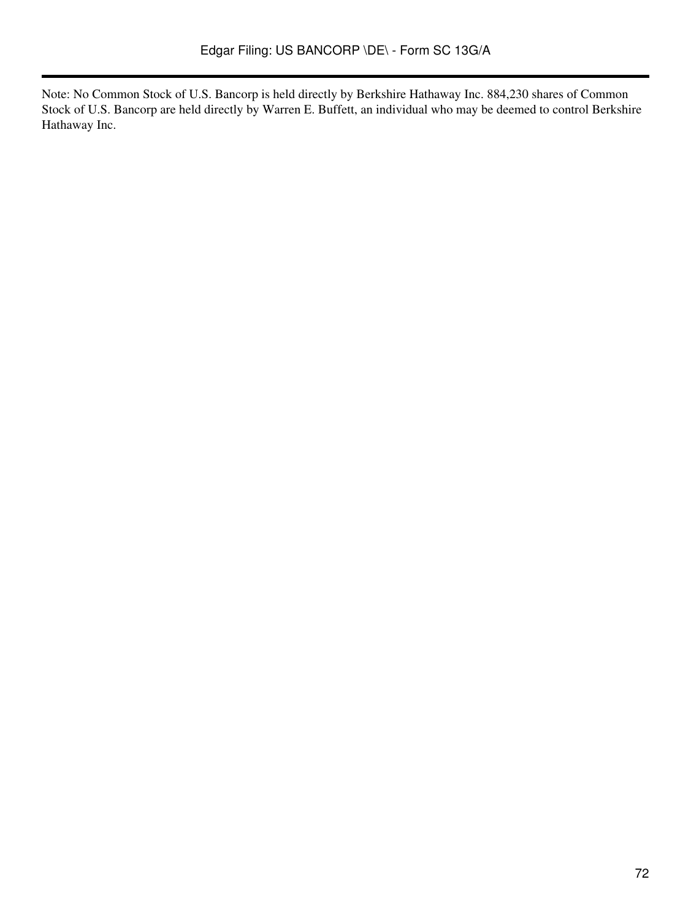Note: No Common Stock of U.S. Bancorp is held directly by Berkshire Hathaway Inc. 884,230 shares of Common Stock of U.S. Bancorp are held directly by Warren E. Buffett, an individual who may be deemed to control Berkshire Hathaway Inc.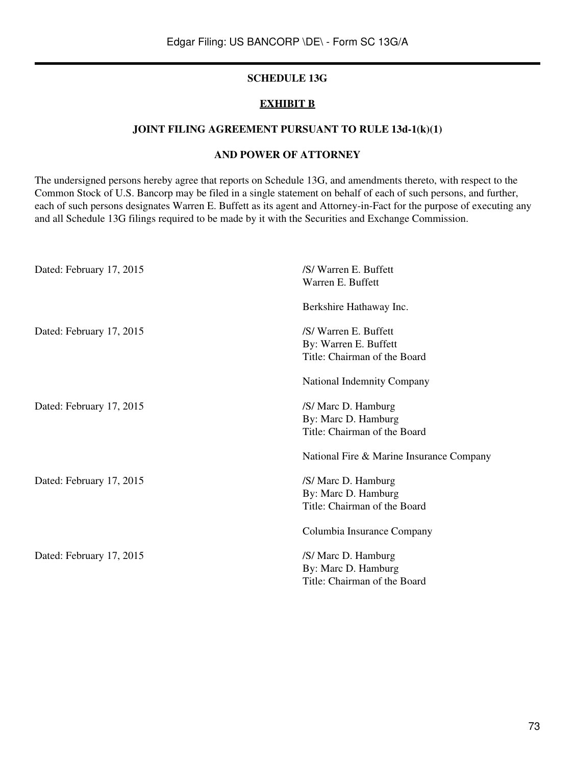**SCHEDULE 13G**

**EXHIBIT B**

**JOINT FILING AGREEMENT PURSUANT TO RULE 13d-1(k)(1)**

**AND POWER OF ATTORNEY**

The undersigned persons hereby agree that reports on Schedule 13G, and amendments thereto, with respect to the Common Stock of U.S. Bancorp may be filed in a single statement on behalf of each of such persons, and further, each of such persons designates Warren E. Buffett as its agent and Attorney-in-Fact for the purpose of executing any and all Schedule 13G filings required to be made by it with the Securities and Exchange Commission.

| | |
|---|---|
| Dated: February 17, 2015 | /S/ Warren E. Buffett<br>Warren E. Buffett |
| | Berkshire Hathaway Inc. |
| Dated: February 17, 2015 | /S/ Warren E. Buffett<br>By: Warren E. Buffett<br>Title: Chairman of the Board |
| | National Indemnity Company |
| Dated: February 17, 2015 | /S/ Marc D. Hamburg<br>By: Marc D. Hamburg<br>Title: Chairman of the Board |
| | National Fire & Marine Insurance Company |
| Dated: February 17, 2015 | /S/ Marc D. Hamburg<br>By: Marc D. Hamburg<br>Title: Chairman of the Board |
| | Columbia Insurance Company |
| Dated: February 17, 2015 | /S/ Marc D. Hamburg<br>By: Marc D. Hamburg<br>Title: Chairman of the Board |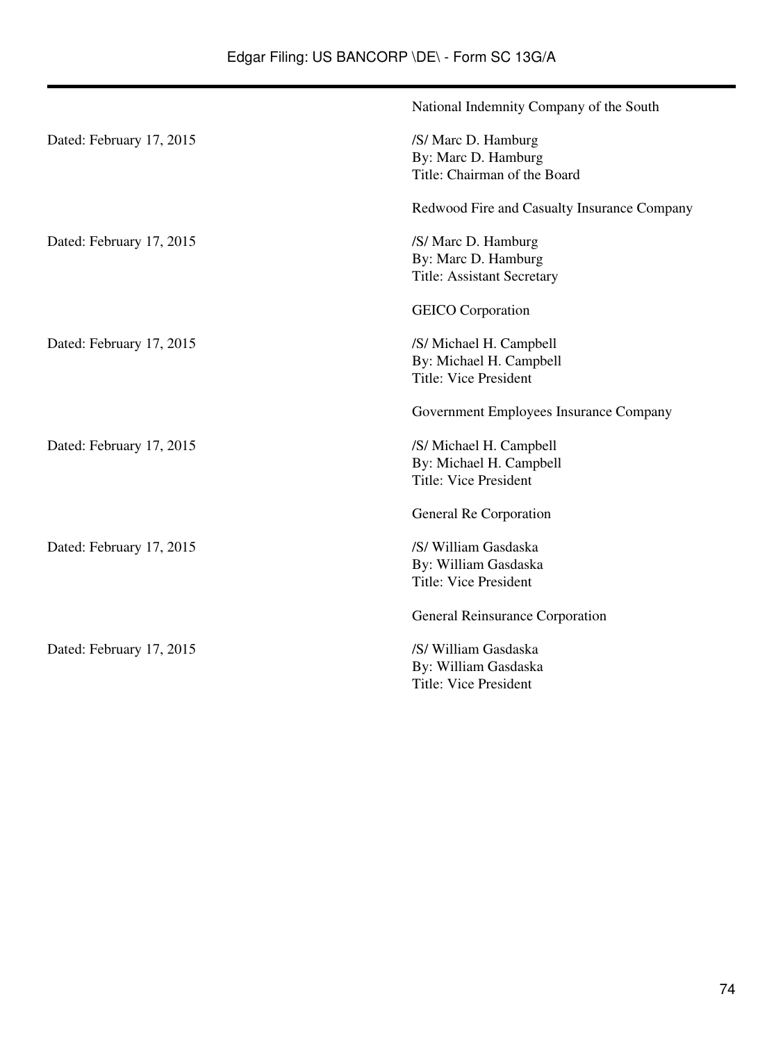National Indemnity Company of the South

Dated: February 17, 2015

/S/ Marc D. Hamburg
By: Marc D. Hamburg
Title: Chairman of the Board

Redwood Fire and Casualty Insurance Company

Dated: February 17, 2015

/S/ Marc D. Hamburg
By: Marc D. Hamburg
Title: Assistant Secretary

GEICO Corporation

Dated: February 17, 2015

/S/ Michael H. Campbell
By: Michael H. Campbell
Title: Vice President

Government Employees Insurance Company

Dated: February 17, 2015

/S/ Michael H. Campbell
By: Michael H. Campbell
Title: Vice President

General Re Corporation

Dated: February 17, 2015

/S/ William Gasdaska
By: William Gasdaska
Title: Vice President

General Reinsurance Corporation

Dated: February 17, 2015

/S/ William Gasdaska
By: William Gasdaska
Title: Vice President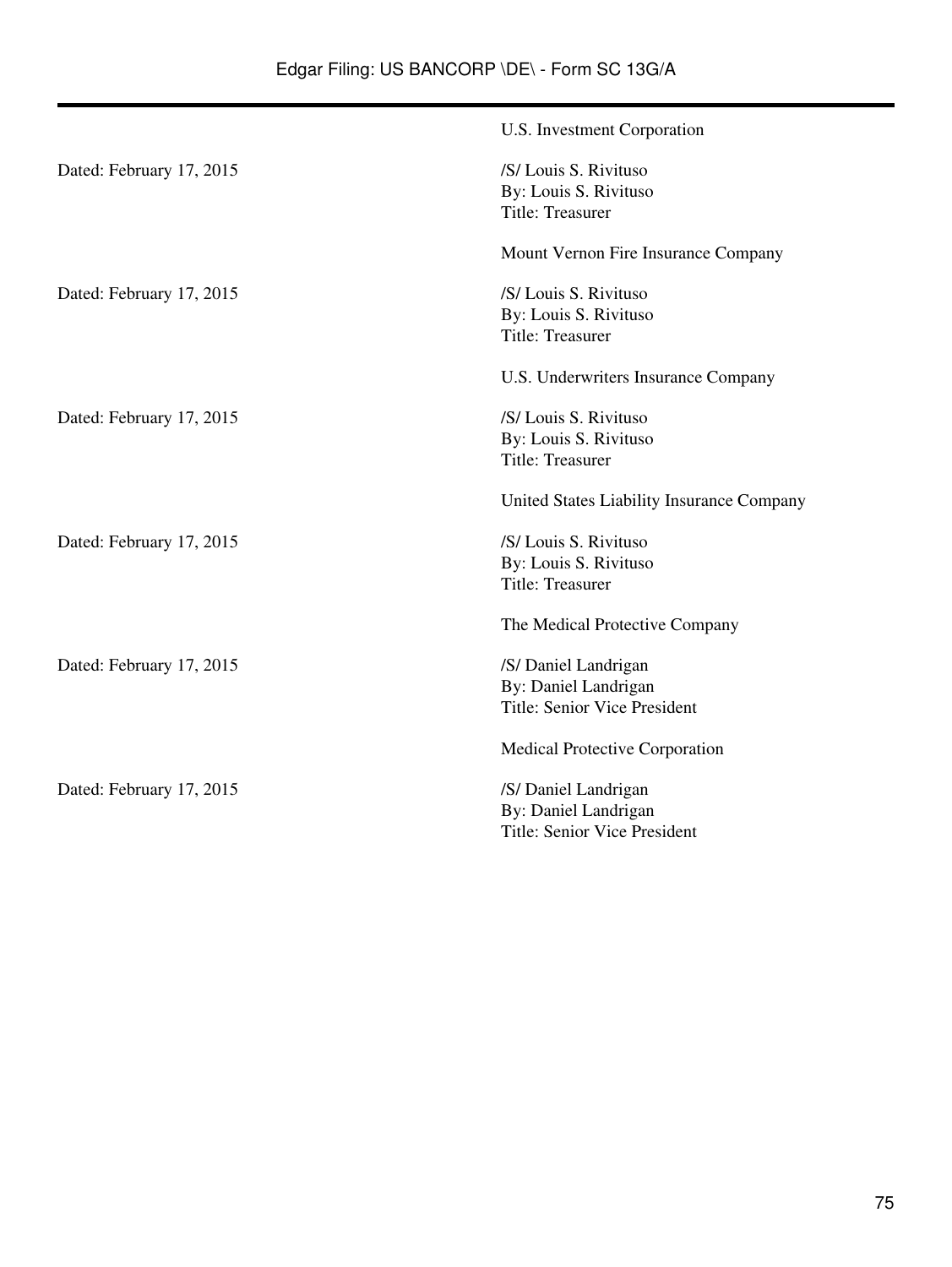| | U.S. Investment Corporation |
|---|---|
| Dated: February 17, 2015 | /S/ Louis S. Rivituso<br>By: Louis S. Rivituso<br>Title: Treasurer |
| | Mount Vernon Fire Insurance Company |
| Dated: February 17, 2015 | /S/ Louis S. Rivituso<br>By: Louis S. Rivituso<br>Title: Treasurer |
| | U.S. Underwriters Insurance Company |
| Dated: February 17, 2015 | /S/ Louis S. Rivituso<br>By: Louis S. Rivituso<br>Title: Treasurer |
| | United States Liability Insurance Company |
| Dated: February 17, 2015 | /S/ Louis S. Rivituso<br>By: Louis S. Rivituso<br>Title: Treasurer |
| | The Medical Protective Company |
| Dated: February 17, 2015 | /S/ Daniel Landrigan<br>By: Daniel Landrigan<br>Title: Senior Vice President |
| | Medical Protective Corporation |
| Dated: February 17, 2015 | /S/ Daniel Landrigan<br>By: Daniel Landrigan<br>Title: Senior Vice President |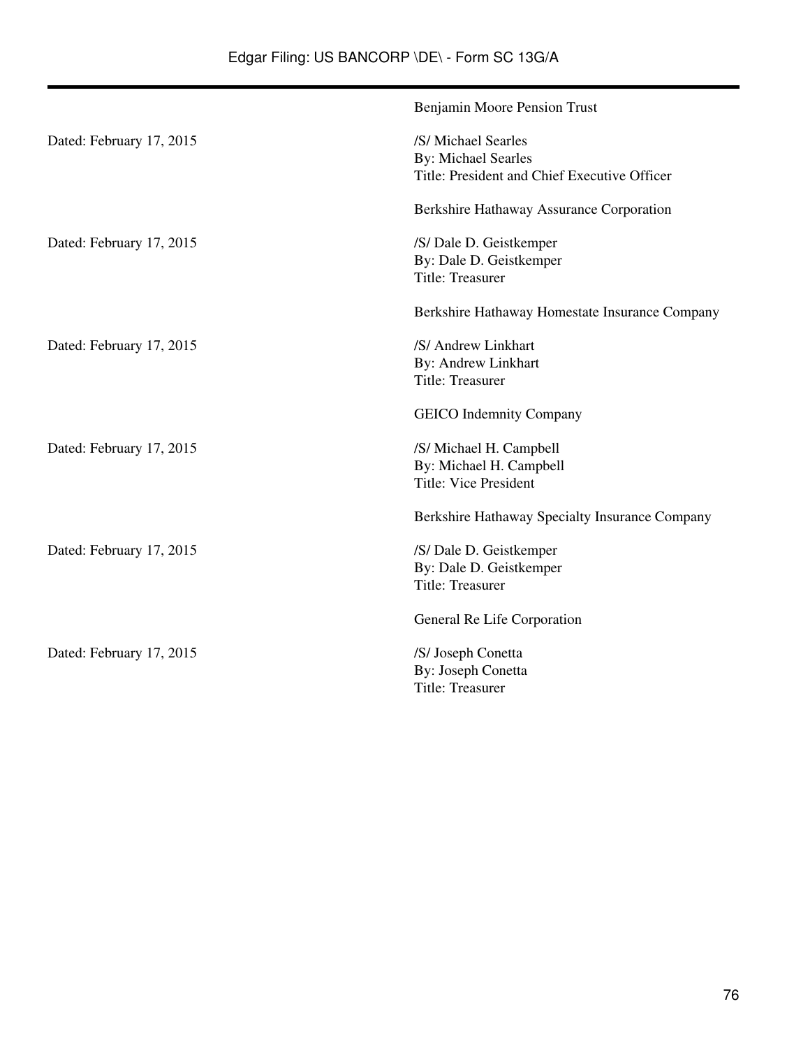Benjamin Moore Pension Trust

Dated: February 17, 2015

/S/ Michael Searles
By: Michael Searles
Title: President and Chief Executive Officer

Berkshire Hathaway Assurance Corporation

Dated: February 17, 2015

/S/ Dale D. Geistkemper
By: Dale D. Geistkemper
Title: Treasurer

Berkshire Hathaway Homestate Insurance Company

Dated: February 17, 2015

/S/ Andrew Linkhart
By: Andrew Linkhart
Title: Treasurer

GEICO Indemnity Company

Dated: February 17, 2015

/S/ Michael H. Campbell
By: Michael H. Campbell
Title: Vice President

Berkshire Hathaway Specialty Insurance Company

Dated: February 17, 2015

/S/ Dale D. Geistkemper
By: Dale D. Geistkemper
Title: Treasurer

General Re Life Corporation

Dated: February 17, 2015

/S/ Joseph Conetta
By: Joseph Conetta
Title: Treasurer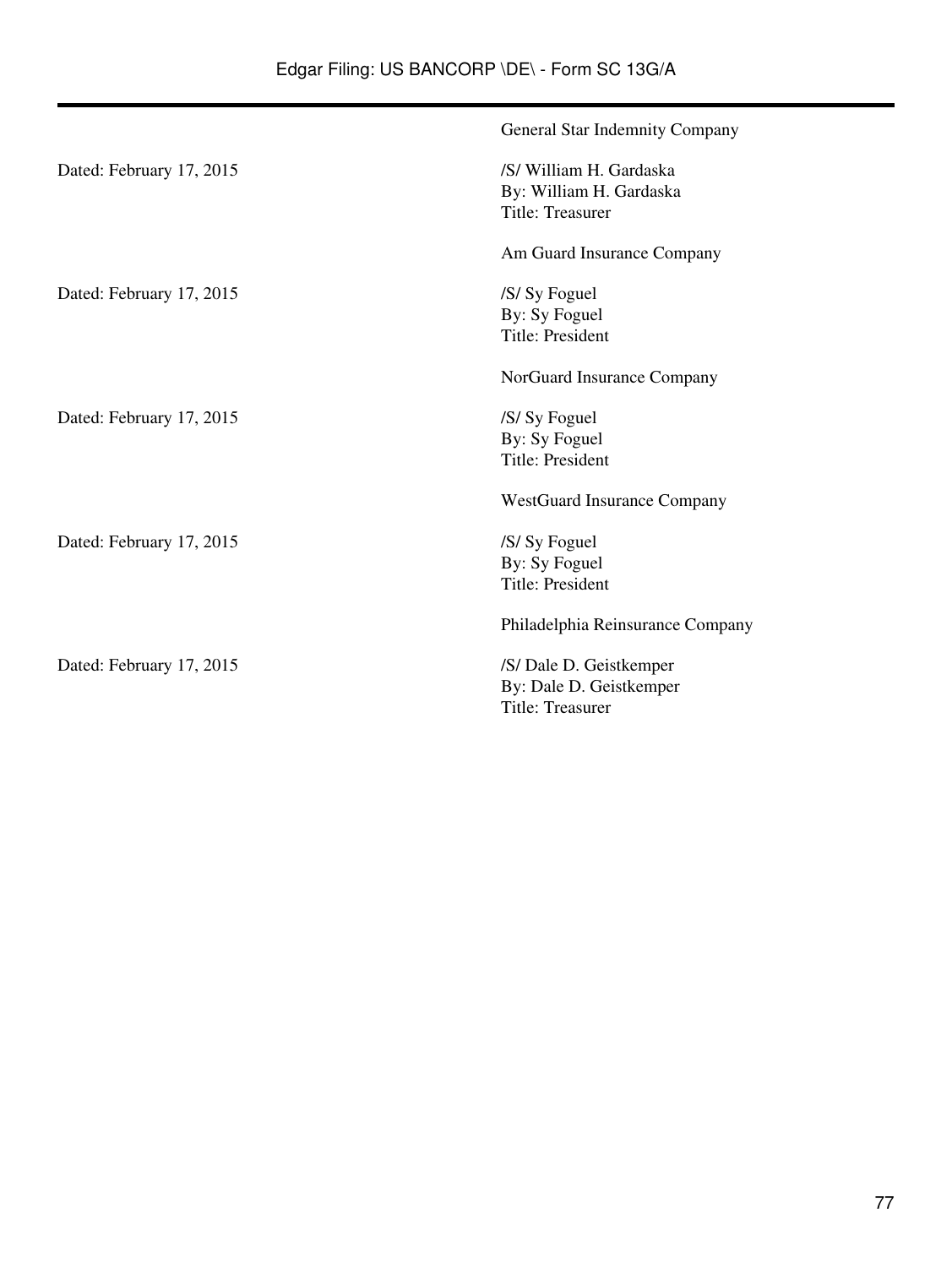General Star Indemnity Company

Dated: February 17, 2015

/S/ William H. Gardaska
By: William H. Gardaska
Title: Treasurer

Am Guard Insurance Company

Dated: February 17, 2015

/S/ Sy Foguel
By: Sy Foguel
Title: President

NorGuard Insurance Company

Dated: February 17, 2015

/S/ Sy Foguel
By: Sy Foguel
Title: President

WestGuard Insurance Company

Dated: February 17, 2015

/S/ Sy Foguel
By: Sy Foguel
Title: President

Philadelphia Reinsurance Company

Dated: February 17, 2015

/S/ Dale D. Geistkemper
By: Dale D. Geistkemper
Title: Treasurer